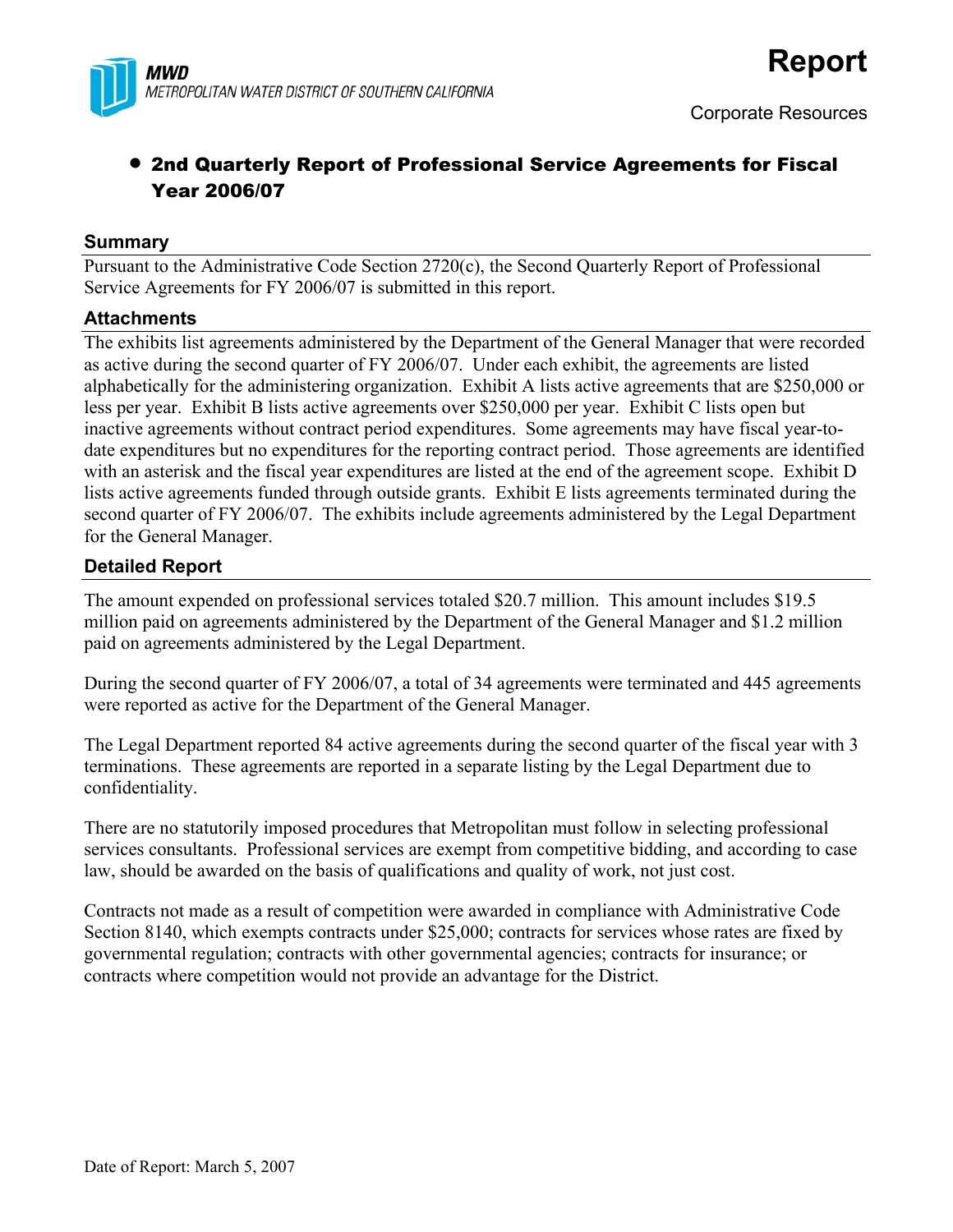**MWD**
*METROPOLITAN WATER DISTRICT OF SOUTHERN CALIFORNIA*

# Report

Corporate Resources

## • 2nd Quarterly Report of Professional Service Agreements for Fiscal Year 2006/07

### Summary

Pursuant to the Administrative Code Section 2720(c), the Second Quarterly Report of Professional Service Agreements for FY 2006/07 is submitted in this report.

### Attachments

The exhibits list agreements administered by the Department of the General Manager that were recorded as active during the second quarter of FY 2006/07. Under each exhibit, the agreements are listed alphabetically for the administering organization. Exhibit A lists active agreements that are $250,000 or less per year. Exhibit B lists active agreements over $250,000 per year. Exhibit C lists open but inactive agreements without contract period expenditures. Some agreements may have fiscal year-to-date expenditures but no expenditures for the reporting contract period. Those agreements are identified with an asterisk and the fiscal year expenditures are listed at the end of the agreement scope. Exhibit D lists active agreements funded through outside grants. Exhibit E lists agreements terminated during the second quarter of FY 2006/07. The exhibits include agreements administered by the Legal Department for the General Manager.

### Detailed Report

The amount expended on professional services totaled $20.7 million. This amount includes $19.5 million paid on agreements administered by the Department of the General Manager and $1.2 million paid on agreements administered by the Legal Department.

During the second quarter of FY 2006/07, a total of 34 agreements were terminated and 445 agreements were reported as active for the Department of the General Manager.

The Legal Department reported 84 active agreements during the second quarter of the fiscal year with 3 terminations. These agreements are reported in a separate listing by the Legal Department due to confidentiality.

There are no statutorily imposed procedures that Metropolitan must follow in selecting professional services consultants. Professional services are exempt from competitive bidding, and according to case law, should be awarded on the basis of qualifications and quality of work, not just cost.

Contracts not made as a result of competition were awarded in compliance with Administrative Code Section 8140, which exempts contracts under $25,000; contracts for services whose rates are fixed by governmental regulation; contracts with other governmental agencies; contracts for insurance; or contracts where competition would not provide an advantage for the District.

Date of Report: March 5, 2007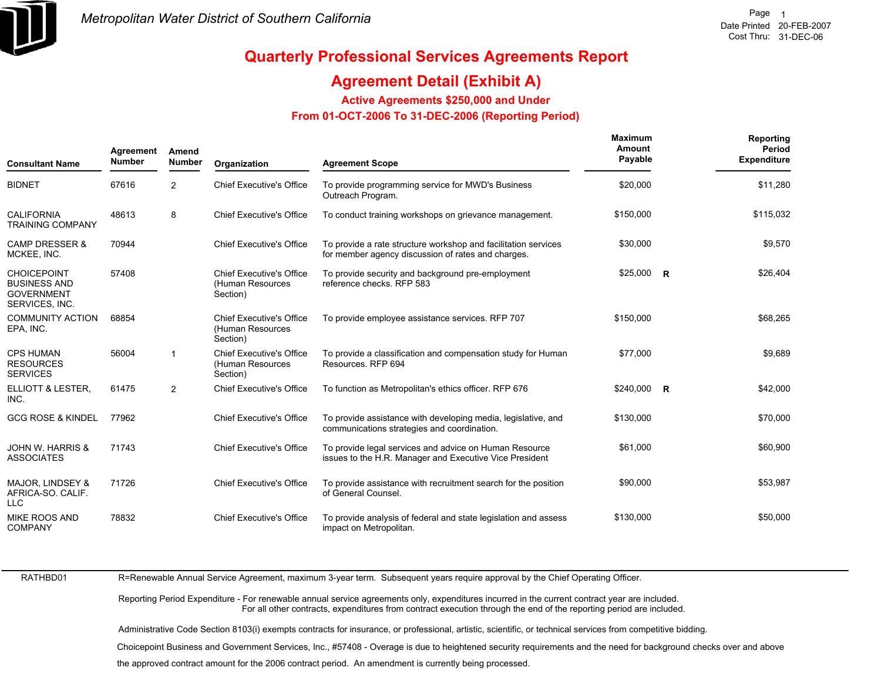Metropolitan Water District of Southern California

Date Printed 20-FEB-2007
Cost Thru: 31-DEC-06

# Quarterly Professional Services Agreements Report

## Agreement Detail (Exhibit A)

### Active Agreements $250,000 and Under

### From 01-OCT-2006 To 31-DEC-2006 (Reporting Period)

| Consultant Name | Agreement Number | Amend Number | Organization | Agreement Scope | Maximum Amount Payable | | Reporting Period Expenditure |
|---|---|---|---|---|---|---|---|
| BIDNET | 67616 | 2 | Chief Executive's Office | To provide programming service for MWD's Business Outreach Program. | $20,000 | | $11,280 |
| CALIFORNIA TRAINING COMPANY | 48613 | 8 | Chief Executive's Office | To conduct training workshops on grievance management. | $150,000 | | $115,032 |
| CAMP DRESSER & MCKEE, INC. | 70944 | | Chief Executive's Office | To provide a rate structure workshop and facilitation services for member agency discussion of rates and charges. | $30,000 | | $9,570 |
| CHOICEPOINT BUSINESS AND GOVERNMENT SERVICES, INC. | 57408 | | Chief Executive's Office (Human Resources Section) | To provide security and background pre-employment reference checks. RFP 583 | $25,000 | R | $26,404 |
| COMMUNITY ACTION EPA, INC. | 68854 | | Chief Executive's Office (Human Resources Section) | To provide employee assistance services. RFP 707 | $150,000 | | $68,265 |
| CPS HUMAN RESOURCES SERVICES | 56004 | 1 | Chief Executive's Office (Human Resources Section) | To provide a classification and compensation study for Human Resources. RFP 694 | $77,000 | | $9,689 |
| ELLIOTT & LESTER, INC. | 61475 | 2 | Chief Executive's Office | To function as Metropolitan's ethics officer. RFP 676 | $240,000 | R | $42,000 |
| GCG ROSE & KINDEL | 77962 | | Chief Executive's Office | To provide assistance with developing media, legislative, and communications strategies and coordination. | $130,000 | | $70,000 |
| JOHN W. HARRIS & ASSOCIATES | 71743 | | Chief Executive's Office | To provide legal services and advice on Human Resource issues to the H.R. Manager and Executive Vice President | $61,000 | | $60,900 |
| MAJOR, LINDSEY & AFRICA-SO. CALIF. LLC | 71726 | | Chief Executive's Office | To provide assistance with recruitment search for the position of General Counsel. | $90,000 | | $53,987 |
| MIKE ROOS AND COMPANY | 78832 | | Chief Executive's Office | To provide analysis of federal and state legislation and assess impact on Metropolitan. | $130,000 | | $50,000 |

RATHBD01

R=Renewable Annual Service Agreement, maximum 3-year term. Subsequent years require approval by the Chief Operating Officer.

Reporting Period Expenditure - For renewable annual service agreements only, expenditures incurred in the current contract year are included.
For all other contracts, expenditures from contract execution through the end of the reporting period are included.

Administrative Code Section 8103(i) exempts contracts for insurance, or professional, artistic, scientific, or technical services from competitive bidding.

Choicepoint Business and Government Services, Inc., #57408 - Overage is due to heightened security requirements and the need for background checks over and above the approved contract amount for the 2006 contract period. An amendment is currently being processed.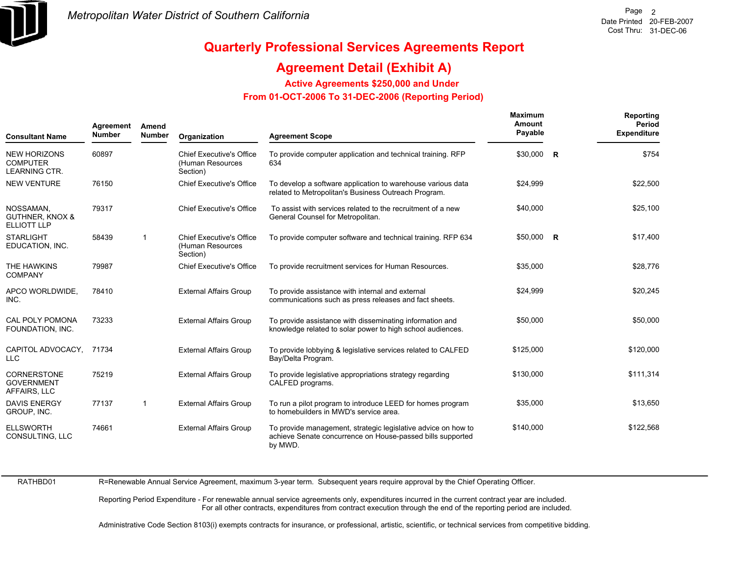*Metropolitan Water District of Southern California*

Date Printed 20-FEB-2007
Cost Thru: 31-DEC-06

# Quarterly Professional Services Agreements Report

## Agreement Detail (Exhibit A)

### Active Agreements $250,000 and Under

### From 01-OCT-2006 To 31-DEC-2006 (Reporting Period)

| Consultant Name | Agreement Number | Amend Number | Organization | Agreement Scope | Maximum Amount Payable | | Reporting Period Expenditure |
|---|---|---|---|---|---|---|---|
| NEW HORIZONS COMPUTER LEARNING CTR. | 60897 | | Chief Executive's Office (Human Resources Section) | To provide computer application and technical training. RFP 634 | $30,000 | R | $754 |
| NEW VENTURE | 76150 | | Chief Executive's Office | To develop a software application to warehouse various data related to Metropolitan's Business Outreach Program. | $24,999 | | $22,500 |
| NOSSAMAN, GUTHNER, KNOX & ELLIOTT LLP | 79317 | | Chief Executive's Office | To assist with services related to the recruitment of a new General Counsel for Metropolitan. | $40,000 | | $25,100 |
| STARLIGHT EDUCATION, INC. | 58439 | 1 | Chief Executive's Office (Human Resources Section) | To provide computer software and technical training. RFP 634 | $50,000 | R | $17,400 |
| THE HAWKINS COMPANY | 79987 | | Chief Executive's Office | To provide recruitment services for Human Resources. | $35,000 | | $28,776 |
| APCO WORLDWIDE, INC. | 78410 | | External Affairs Group | To provide assistance with internal and external communications such as press releases and fact sheets. | $24,999 | | $20,245 |
| CAL POLY POMONA FOUNDATION, INC. | 73233 | | External Affairs Group | To provide assistance with disseminating information and knowledge related to solar power to high school audiences. | $50,000 | | $50,000 |
| CAPITOL ADVOCACY, LLC | 71734 | | External Affairs Group | To provide lobbying & legislative services related to CALFED Bay/Delta Program. | $125,000 | | $120,000 |
| CORNERSTONE GOVERNMENT AFFAIRS, LLC | 75219 | | External Affairs Group | To provide legislative appropriations strategy regarding CALFED programs. | $130,000 | | $111,314 |
| DAVIS ENERGY GROUP, INC. | 77137 | 1 | External Affairs Group | To run a pilot program to introduce LEED for homes program to homebuilders in MWD's service area. | $35,000 | | $13,650 |
| ELLSWORTH CONSULTING, LLC | 74661 | | External Affairs Group | To provide management, strategic legislative advice on how to achieve Senate concurrence on House-passed bills supported by MWD. | $140,000 | | $122,568 |

RATHBD01

R=Renewable Annual Service Agreement, maximum 3-year term. Subsequent years require approval by the Chief Operating Officer.

Reporting Period Expenditure - For renewable annual service agreements only, expenditures incurred in the current contract year are included.
For all other contracts, expenditures from contract execution through the end of the reporting period are included.

Administrative Code Section 8103(i) exempts contracts for insurance, or professional, artistic, scientific, or technical services from competitive bidding.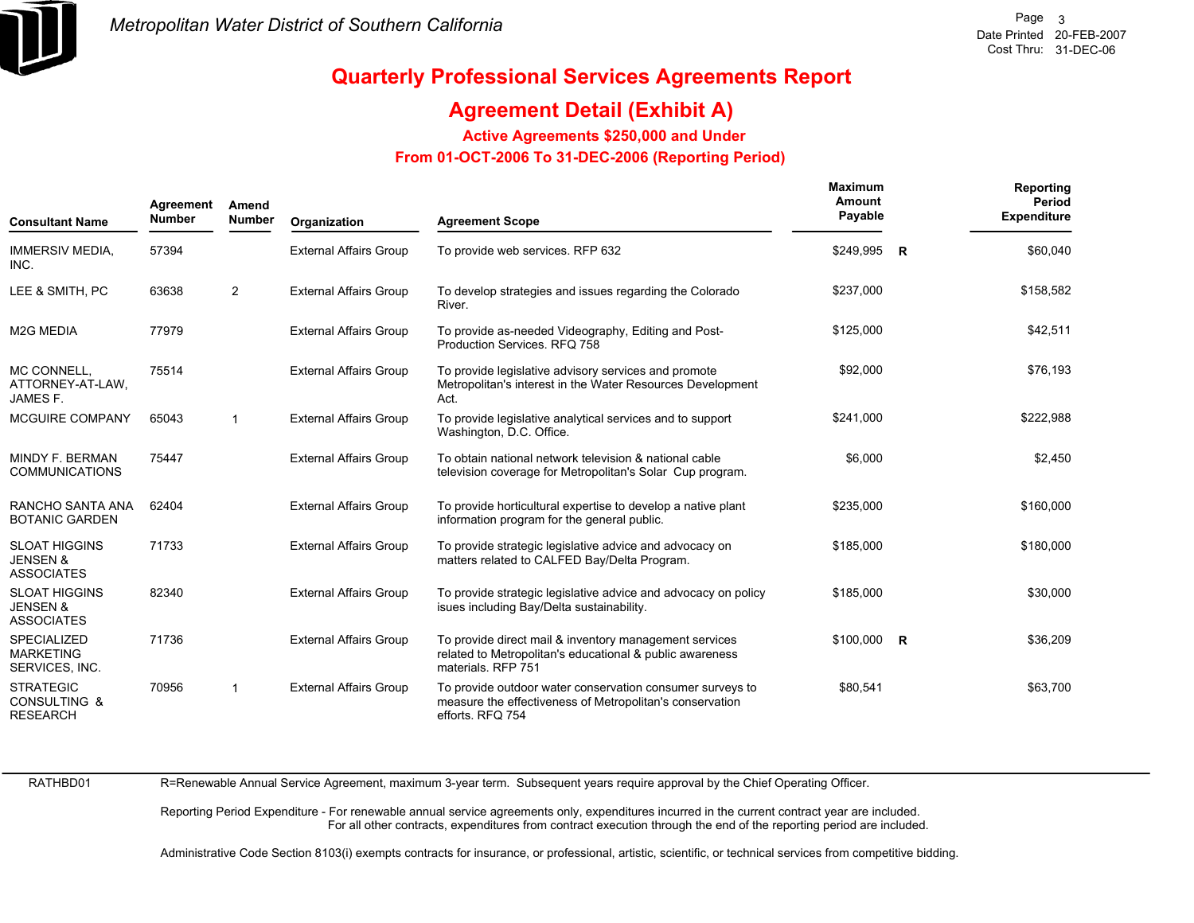# Quarterly Professional Services Agreements Report

## Agreement Detail (Exhibit A)

### Active Agreements $250,000 and Under

### From 01-OCT-2006 To 31-DEC-2006 (Reporting Period)

| Consultant Name | Agreement Number | Amend Number | Organization | Agreement Scope | Maximum Amount Payable | | Reporting Period Expenditure |
|---|---|---|---|---|---|---|---|
| IMMERSIV MEDIA, INC. | 57394 | | External Affairs Group | To provide web services. RFP 632 | $249,995 | R | $60,040 |
| LEE & SMITH, PC | 63638 | 2 | External Affairs Group | To develop strategies and issues regarding the Colorado River. | $237,000 | | $158,582 |
| M2G MEDIA | 77979 | | External Affairs Group | To provide as-needed Videography, Editing and Post-Production Services. RFQ 758 | $125,000 | | $42,511 |
| MC CONNELL, ATTORNEY-AT-LAW, JAMES F. | 75514 | | External Affairs Group | To provide legislative advisory services and promote Metropolitan's interest in the Water Resources Development Act. | $92,000 | | $76,193 |
| MCGUIRE COMPANY | 65043 | 1 | External Affairs Group | To provide legislative analytical services and to support Washington, D.C. Office. | $241,000 | | $222,988 |
| MINDY F. BERMAN COMMUNICATIONS | 75447 | | External Affairs Group | To obtain national network television & national cable television coverage for Metropolitan's Solar Cup program. | $6,000 | | $2,450 |
| RANCHO SANTA ANA BOTANIC GARDEN | 62404 | | External Affairs Group | To provide horticultural expertise to develop a native plant information program for the general public. | $235,000 | | $160,000 |
| SLOAT HIGGINS JENSEN & ASSOCIATES | 71733 | | External Affairs Group | To provide strategic legislative advice and advocacy on matters related to CALFED Bay/Delta Program. | $185,000 | | $180,000 |
| SLOAT HIGGINS JENSEN & ASSOCIATES | 82340 | | External Affairs Group | To provide strategic legislative advice and advocacy on policy isues including Bay/Delta sustainability. | $185,000 | | $30,000 |
| SPECIALIZED MARKETING SERVICES, INC. | 71736 | | External Affairs Group | To provide direct mail & inventory management services related to Metropolitan's educational & public awareness materials. RFP 751 | $100,000 | R | $36,209 |
| STRATEGIC CONSULTING & RESEARCH | 70956 | 1 | External Affairs Group | To provide outdoor water conservation consumer surveys to measure the effectiveness of Metropolitan's conservation efforts. RFQ 754 | $80,541 | | $63,700 |

RATHBD01

R=Renewable Annual Service Agreement, maximum 3-year term. Subsequent years require approval by the Chief Operating Officer.

Reporting Period Expenditure - For renewable annual service agreements only, expenditures incurred in the current contract year are included. For all other contracts, expenditures from contract execution through the end of the reporting period are included.

Administrative Code Section 8103(i) exempts contracts for insurance, or professional, artistic, scientific, or technical services from competitive bidding.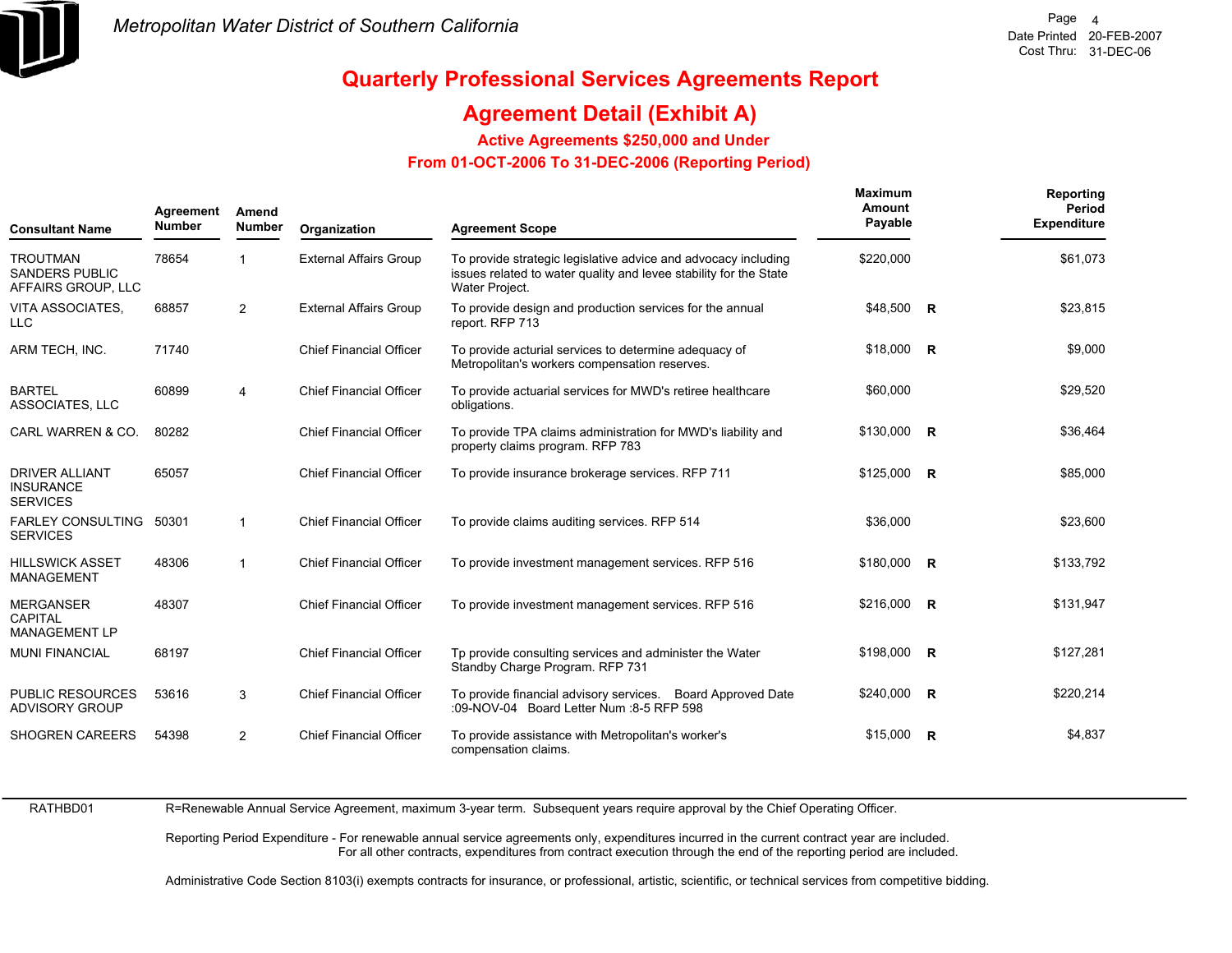Metropolitan Water District of Southern California

# Quarterly Professional Services Agreements Report

## Agreement Detail (Exhibit A)

### Active Agreements $250,000 and Under

### From 01-OCT-2006 To 31-DEC-2006 (Reporting Period)

| Consultant Name | Agreement Number | Amend Number | Organization | Agreement Scope | Maximum Amount Payable | | Reporting Period Expenditure |
|---|---|---|---|---|---|---|---|
| TROUTMAN SANDERS PUBLIC AFFAIRS GROUP, LLC | 78654 | 1 | External Affairs Group | To provide strategic legislative advice and advocacy including issues related to water quality and levee stability for the State Water Project. | $220,000 | | $61,073 |
| VITA ASSOCIATES, LLC | 68857 | 2 | External Affairs Group | To provide design and production services for the annual report. RFP 713 | $48,500 | R | $23,815 |
| ARM TECH, INC. | 71740 | | Chief Financial Officer | To provide actural services to determine adequacy of Metropolitan's workers compensation reserves. | $18,000 | R | $9,000 |
| BARTEL ASSOCIATES, LLC | 60899 | 4 | Chief Financial Officer | To provide actuarial services for MWD's retiree healthcare obligations. | $60,000 | | $29,520 |
| CARL WARREN & CO. | 80282 | | Chief Financial Officer | To provide TPA claims administration for MWD's liability and property claims program. RFP 783 | $130,000 | R | $36,464 |
| DRIVER ALLIANT INSURANCE SERVICES | 65057 | | Chief Financial Officer | To provide insurance brokerage services. RFP 711 | $125,000 | R | $85,000 |
| FARLEY CONSULTING SERVICES | 50301 | 1 | Chief Financial Officer | To provide claims auditing services. RFP 514 | $36,000 | | $23,600 |
| HILLSWICK ASSET MANAGEMENT | 48306 | 1 | Chief Financial Officer | To provide investment management services. RFP 516 | $180,000 | R | $133,792 |
| MERGANSER CAPITAL MANAGEMENT LP | 48307 | | Chief Financial Officer | To provide investment management services. RFP 516 | $216,000 | R | $131,947 |
| MUNI FINANCIAL | 68197 | | Chief Financial Officer | Tp provide consulting services and administer the Water Standby Charge Program. RFP 731 | $198,000 | R | $127,281 |
| PUBLIC RESOURCES ADVISORY GROUP | 53616 | 3 | Chief Financial Officer | To provide financial advisory services. Board Approved Date :09-NOV-04 Board Letter Num :8-5 RFP 598 | $240,000 | R | $220,214 |
| SHOGREN CAREERS | 54398 | 2 | Chief Financial Officer | To provide assistance with Metropolitan's worker's compensation claims. | $15,000 | R | $4,837 |

RATHBD01

R=Renewable Annual Service Agreement, maximum 3-year term. Subsequent years require approval by the Chief Operating Officer.

Reporting Period Expenditure - For renewable annual service agreements only, expenditures incurred in the current contract year are included. For all other contracts, expenditures from contract execution through the end of the reporting period are included.

Administrative Code Section 8103(i) exempts contracts for insurance, or professional, artistic, scientific, or technical services from competitive bidding.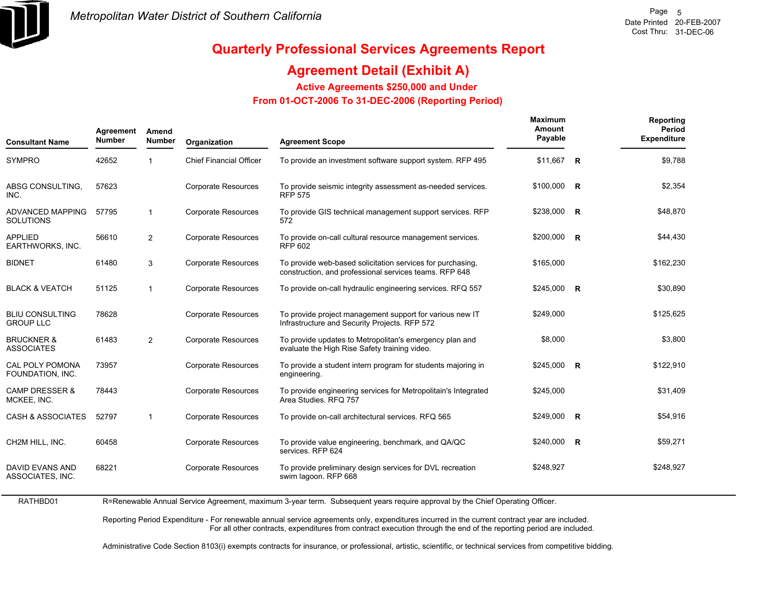Metropolitan Water District of Southern California

# Quarterly Professional Services Agreements Report

## Agreement Detail (Exhibit A)

### Active Agreements $250,000 and Under
### From 01-OCT-2006 To 31-DEC-2006 (Reporting Period)

| Consultant Name | Agreement Number | Amend Number | Organization | Agreement Scope | Maximum Amount Payable | | Reporting Period Expenditure |
|---|---|---|---|---|---|---|---|
| SYMPRO | 42652 | 1 | Chief Financial Officer | To provide an investment software support system. RFP 495 | $11,667 | R | $9,788 |
| ABSG CONSULTING, INC. | 57623 | | Corporate Resources | To provide seismic integrity assessment as-needed services. RFP 575 | $100,000 | R | $2,354 |
| ADVANCED MAPPING SOLUTIONS | 57795 | 1 | Corporate Resources | To provide GIS technical management support services. RFP 572 | $238,000 | R | $48,870 |
| APPLIED EARTHWORKS, INC. | 56610 | 2 | Corporate Resources | To provide on-call cultural resource management services. RFP 602 | $200,000 | R | $44,430 |
| BIDNET | 61480 | 3 | Corporate Resources | To provide web-based solicitation services for purchasing, construction, and professional services teams. RFP 648 | $165,000 | | $162,230 |
| BLACK & VEATCH | 51125 | 1 | Corporate Resources | To provide on-call hydraulic engineering services. RFQ 557 | $245,000 | R | $30,890 |
| BLIU CONSULTING GROUP LLC | 78628 | | Corporate Resources | To provide project management support for various new IT Infrastructure and Security Projects. RFP 572 | $249,000 | | $125,625 |
| BRUCKNER & ASSOCIATES | 61483 | 2 | Corporate Resources | To provide updates to Metropolitan's emergency plan and evaluate the High Rise Safety training video. | $8,000 | | $3,800 |
| CAL POLY POMONA FOUNDATION, INC. | 73957 | | Corporate Resources | To provide a student intern program for students majoring in engineering. | $245,000 | R | $122,910 |
| CAMP DRESSER & MCKEE, INC. | 78443 | | Corporate Resources | To provide engineering services for Metropolitain's Integrated Area Studies. RFQ 757 | $245,000 | | $31,409 |
| CASH & ASSOCIATES | 52797 | 1 | Corporate Resources | To provide on-call architectural services. RFQ 565 | $249,000 | R | $54,916 |
| CH2M HILL, INC. | 60458 | | Corporate Resources | To provide value engineering, benchmark, and QA/QC services. RFP 624 | $240,000 | R | $59,271 |
| DAVID EVANS AND ASSOCIATES, INC. | 68221 | | Corporate Resources | To provide preliminary design services for DVL recreation swim lagoon. RFP 668 | $248,927 | | $248,927 |

RATHBD01

R=Renewable Annual Service Agreement, maximum 3-year term. Subsequent years require approval by the Chief Operating Officer.

Reporting Period Expenditure - For renewable annual service agreements only, expenditures incurred in the current contract year are included.
For all other contracts, expenditures from contract execution through the end of the reporting period are included.

Administrative Code Section 8103(i) exempts contracts for insurance, or professional, artistic, scientific, or technical services from competitive bidding.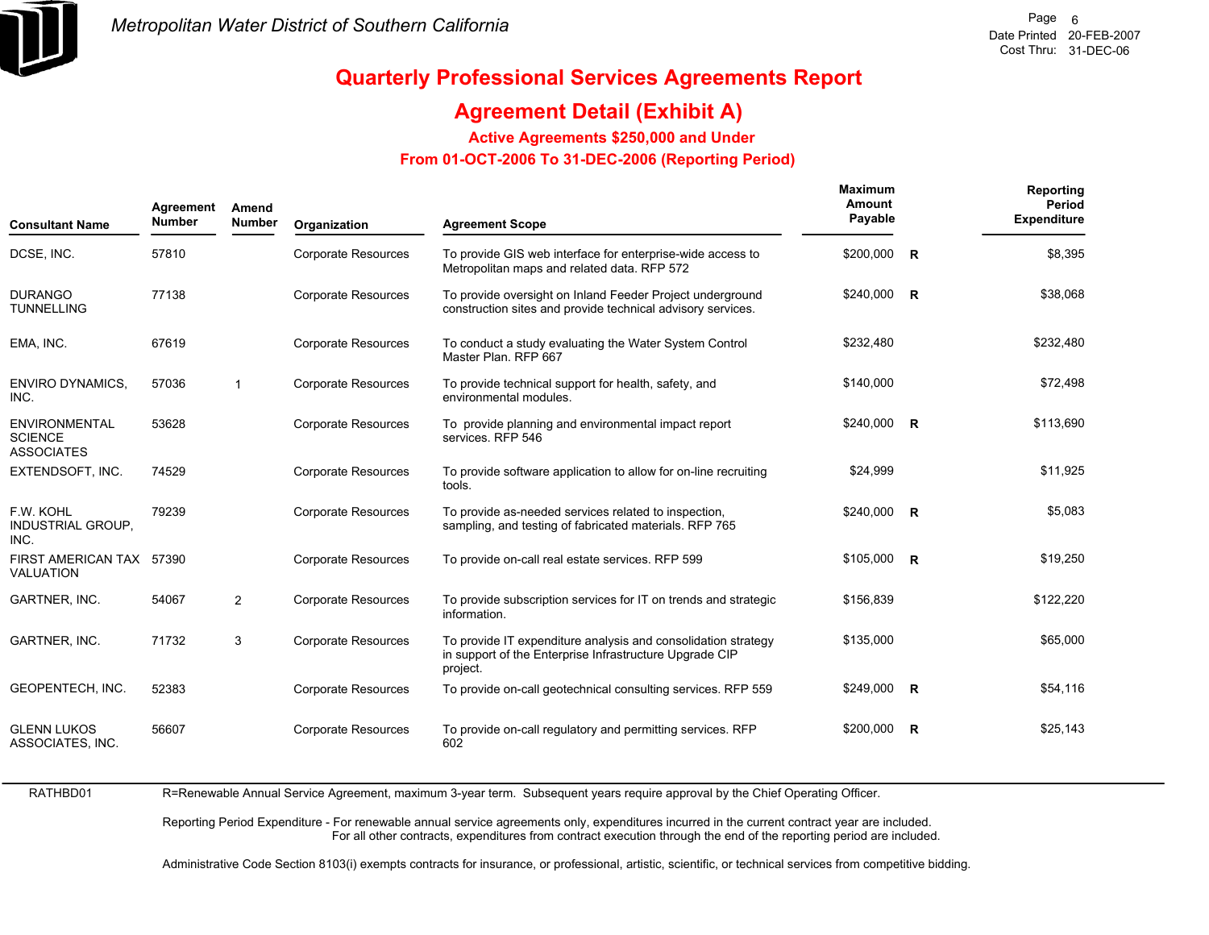# Quarterly Professional Services Agreements Report

## Agreement Detail (Exhibit A)

### Active Agreements $250,000 and Under

### From 01-OCT-2006 To 31-DEC-2006 (Reporting Period)

| Consultant Name | Agreement Number | Amend Number | Organization | Agreement Scope | Maximum Amount Payable | | Reporting Period Expenditure |
|---|---|---|---|---|---|---|---|
| DCSE, INC. | 57810 | | Corporate Resources | To provide GIS web interface for enterprise-wide access to Metropolitan maps and related data. RFP 572 | $200,000 | R | $8,395 |
| DURANGO TUNNELLING | 77138 | | Corporate Resources | To provide oversight on Inland Feeder Project underground construction sites and provide technical advisory services. | $240,000 | R | $38,068 |
| EMA, INC. | 67619 | | Corporate Resources | To conduct a study evaluating the Water System Control Master Plan. RFP 667 | $232,480 | | $232,480 |
| ENVIRO DYNAMICS, INC. | 57036 | 1 | Corporate Resources | To provide technical support for health, safety, and environmental modules. | $140,000 | | $72,498 |
| ENVIRONMENTAL SCIENCE ASSOCIATES | 53628 | | Corporate Resources | To provide planning and environmental impact report services. RFP 546 | $240,000 | R | $113,690 |
| EXTENDSOFT, INC. | 74529 | | Corporate Resources | To provide software application to allow for on-line recruiting tools. | $24,999 | | $11,925 |
| F.W. KOHL INDUSTRIAL GROUP, INC. | 79239 | | Corporate Resources | To provide as-needed services related to inspection, sampling, and testing of fabricated materials. RFP 765 | $240,000 | R | $5,083 |
| FIRST AMERICAN TAX VALUATION | 57390 | | Corporate Resources | To provide on-call real estate services. RFP 599 | $105,000 | R | $19,250 |
| GARTNER, INC. | 54067 | 2 | Corporate Resources | To provide subscription services for IT on trends and strategic information. | $156,839 | | $122,220 |
| GARTNER, INC. | 71732 | 3 | Corporate Resources | To provide IT expenditure analysis and consolidation strategy in support of the Enterprise Infrastructure Upgrade CIP project. | $135,000 | | $65,000 |
| GEOPENTECH, INC. | 52383 | | Corporate Resources | To provide on-call geotechnical consulting services. RFP 559 | $249,000 | R | $54,116 |
| GLENN LUKOS ASSOCIATES, INC. | 56607 | | Corporate Resources | To provide on-call regulatory and permitting services. RFP 602 | $200,000 | R | $25,143 |

RATHBD01

R=Renewable Annual Service Agreement, maximum 3-year term. Subsequent years require approval by the Chief Operating Officer.

Reporting Period Expenditure - For renewable annual service agreements only, expenditures incurred in the current contract year are included. For all other contracts, expenditures from contract execution through the end of the reporting period are included.

Administrative Code Section 8103(i) exempts contracts for insurance, or professional, artistic, scientific, or technical services from competitive bidding.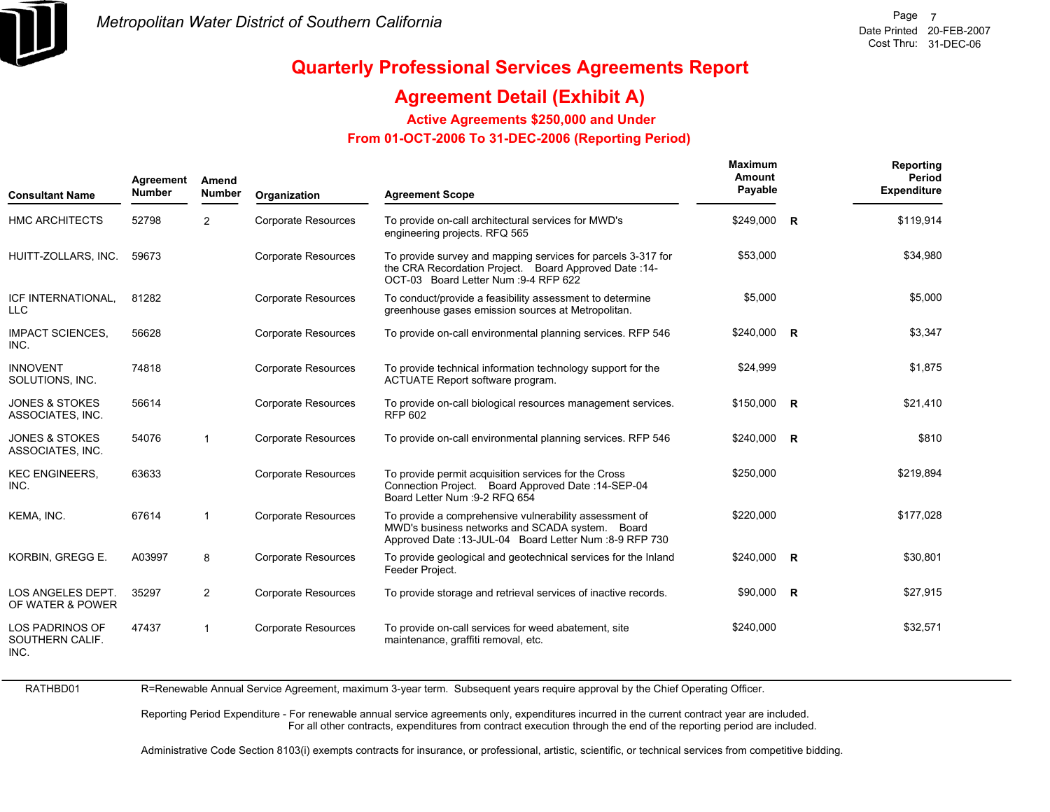# Quarterly Professional Services Agreements Report

## Agreement Detail (Exhibit A)

### Active Agreements $250,000 and Under

### From 01-OCT-2006 To 31-DEC-2006 (Reporting Period)

| Consultant Name | Agreement Number | Amend Number | Organization | Agreement Scope | Maximum Amount Payable | | Reporting Period Expenditure |
|---|---|---|---|---|---|---|---|
| HMC ARCHITECTS | 52798 | 2 | Corporate Resources | To provide on-call architectural services for MWD's engineering projects. RFQ 565 | $249,000 | R | $119,914 |
| HUITT-ZOLLARS, INC. | 59673 | | Corporate Resources | To provide survey and mapping services for parcels 3-317 for the CRA Recordation Project. Board Approved Date :14-OCT-03 Board Letter Num :9-4 RFP 622 | $53,000 | | $34,980 |
| ICF INTERNATIONAL, LLC | 81282 | | Corporate Resources | To conduct/provide a feasibility assessment to determine greenhouse gases emission sources at Metropolitan. | $5,000 | | $5,000 |
| IMPACT SCIENCES, INC. | 56628 | | Corporate Resources | To provide on-call environmental planning services. RFP 546 | $240,000 | R | $3,347 |
| INNOVENT SOLUTIONS, INC. | 74818 | | Corporate Resources | To provide technical information technology support for the ACTUATE Report software program. | $24,999 | | $1,875 |
| JONES & STOKES ASSOCIATES, INC. | 56614 | | Corporate Resources | To provide on-call biological resources management services. RFP 602 | $150,000 | R | $21,410 |
| JONES & STOKES ASSOCIATES, INC. | 54076 | 1 | Corporate Resources | To provide on-call environmental planning services. RFP 546 | $240,000 | R | $810 |
| KEC ENGINEERS, INC. | 63633 | | Corporate Resources | To provide permit acquisition services for the Cross Connection Project. Board Approved Date :14-SEP-04 Board Letter Num :9-2 RFQ 654 | $250,000 | | $219,894 |
| KEMA, INC. | 67614 | 1 | Corporate Resources | To provide a comprehensive vulnerability assessment of MWD's business networks and SCADA system. Board Approved Date :13-JUL-04 Board Letter Num :8-9 RFP 730 | $220,000 | | $177,028 |
| KORBIN, GREGG E. | A03997 | 8 | Corporate Resources | To provide geological and geotechnical services for the Inland Feeder Project. | $240,000 | R | $30,801 |
| LOS ANGELES DEPT. OF WATER & POWER | 35297 | 2 | Corporate Resources | To provide storage and retrieval services of inactive records. | $90,000 | R | $27,915 |
| LOS PADRINOS OF SOUTHERN CALIF. INC. | 47437 | 1 | Corporate Resources | To provide on-call services for weed abatement, site maintenance, graffiti removal, etc. | $240,000 | | $32,571 |

RATHBD01

R=Renewable Annual Service Agreement, maximum 3-year term. Subsequent years require approval by the Chief Operating Officer.

Reporting Period Expenditure - For renewable annual service agreements only, expenditures incurred in the current contract year are included. For all other contracts, expenditures from contract execution through the end of the reporting period are included.

Administrative Code Section 8103(i) exempts contracts for insurance, or professional, artistic, scientific, or technical services from competitive bidding.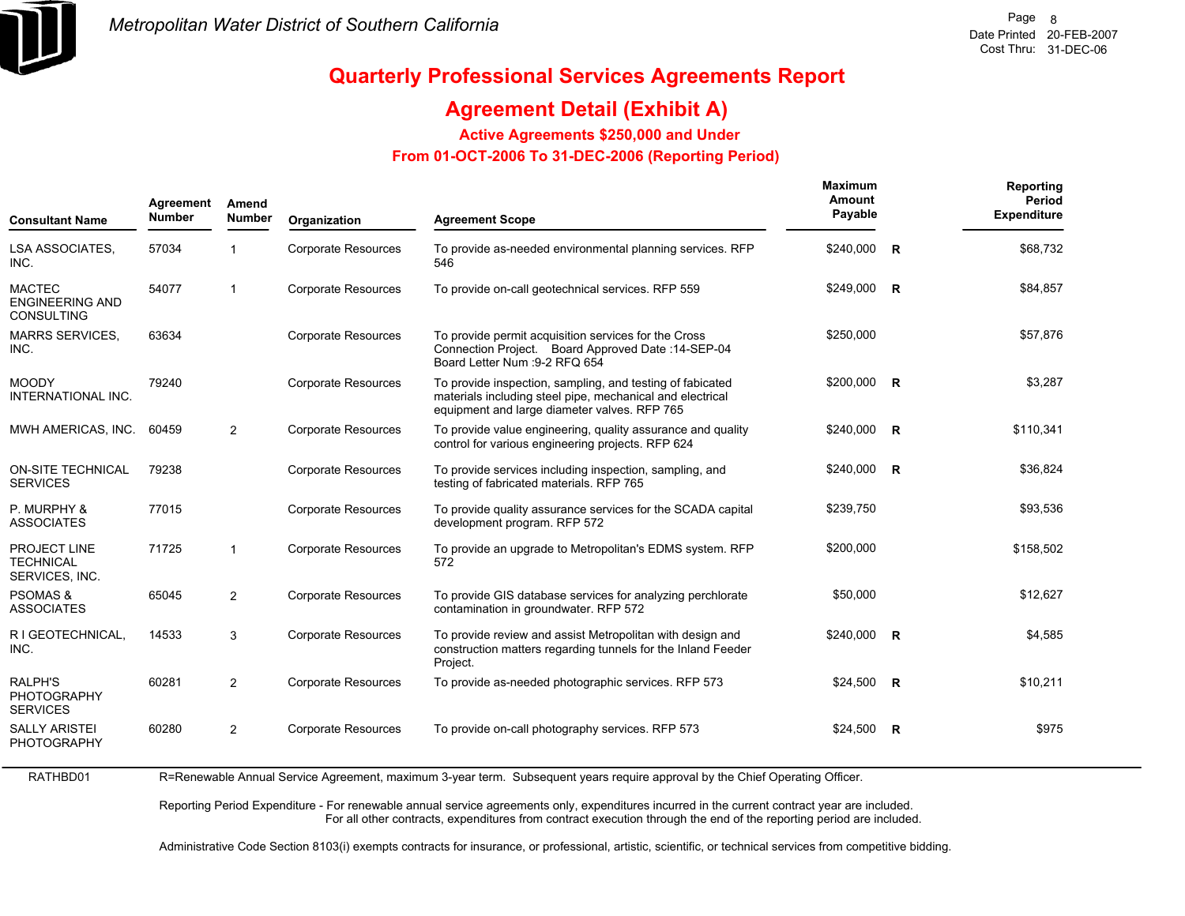# Quarterly Professional Services Agreements Report

## Agreement Detail (Exhibit A)

### Active Agreements $250,000 and Under

### From 01-OCT-2006 To 31-DEC-2006 (Reporting Period)

| Consultant Name | Agreement Number | Amend Number | Organization | Agreement Scope | Maximum Amount Payable | | Reporting Period Expenditure |
|---|---|---|---|---|---|---|---|
| LSA ASSOCIATES, INC. | 57034 | 1 | Corporate Resources | To provide as-needed environmental planning services. RFP 546 | $240,000 | R | $68,732 |
| MACTEC ENGINEERING AND CONSULTING | 54077 | 1 | Corporate Resources | To provide on-call geotechnical services. RFP 559 | $249,000 | R | $84,857 |
| MARRS SERVICES, INC. | 63634 | | Corporate Resources | To provide permit acquisition services for the Cross Connection Project. Board Approved Date :14-SEP-04 Board Letter Num :9-2 RFQ 654 | $250,000 | | $57,876 |
| MOODY INTERNATIONAL INC. | 79240 | | Corporate Resources | To provide inspection, sampling, and testing of fabicated materials including steel pipe, mechanical and electrical equipment and large diameter valves. RFP 765 | $200,000 | R | $3,287 |
| MWH AMERICAS, INC. | 60459 | 2 | Corporate Resources | To provide value engineering, quality assurance and quality control for various engineering projects. RFP 624 | $240,000 | R | $110,341 |
| ON-SITE TECHNICAL SERVICES | 79238 | | Corporate Resources | To provide services including inspection, sampling, and testing of fabricated materials. RFP 765 | $240,000 | R | $36,824 |
| P. MURPHY & ASSOCIATES | 77015 | | Corporate Resources | To provide quality assurance services for the SCADA capital development program. RFP 572 | $239,750 | | $93,536 |
| PROJECT LINE TECHNICAL SERVICES, INC. | 71725 | 1 | Corporate Resources | To provide an upgrade to Metropolitan's EDMS system. RFP 572 | $200,000 | | $158,502 |
| PSOMAS & ASSOCIATES | 65045 | 2 | Corporate Resources | To provide GIS database services for analyzing perchlorate contamination in groundwater. RFP 572 | $50,000 | | $12,627 |
| R I GEOTECHNICAL, INC. | 14533 | 3 | Corporate Resources | To provide review and assist Metropolitan with design and construction matters regarding tunnels for the Inland Feeder Project. | $240,000 | R | $4,585 |
| RALPH'S PHOTOGRAPHY SERVICES | 60281 | 2 | Corporate Resources | To provide as-needed photographic services. RFP 573 | $24,500 | R | $10,211 |
| SALLY ARISTEI PHOTOGRAPHY | 60280 | 2 | Corporate Resources | To provide on-call photography services. RFP 573 | $24,500 | R | $975 |

RATHBD01

R=Renewable Annual Service Agreement, maximum 3-year term. Subsequent years require approval by the Chief Operating Officer.

Reporting Period Expenditure - For renewable annual service agreements only, expenditures incurred in the current contract year are included. For all other contracts, expenditures from contract execution through the end of the reporting period are included.

Administrative Code Section 8103(i) exempts contracts for insurance, or professional, artistic, scientific, or technical services from competitive bidding.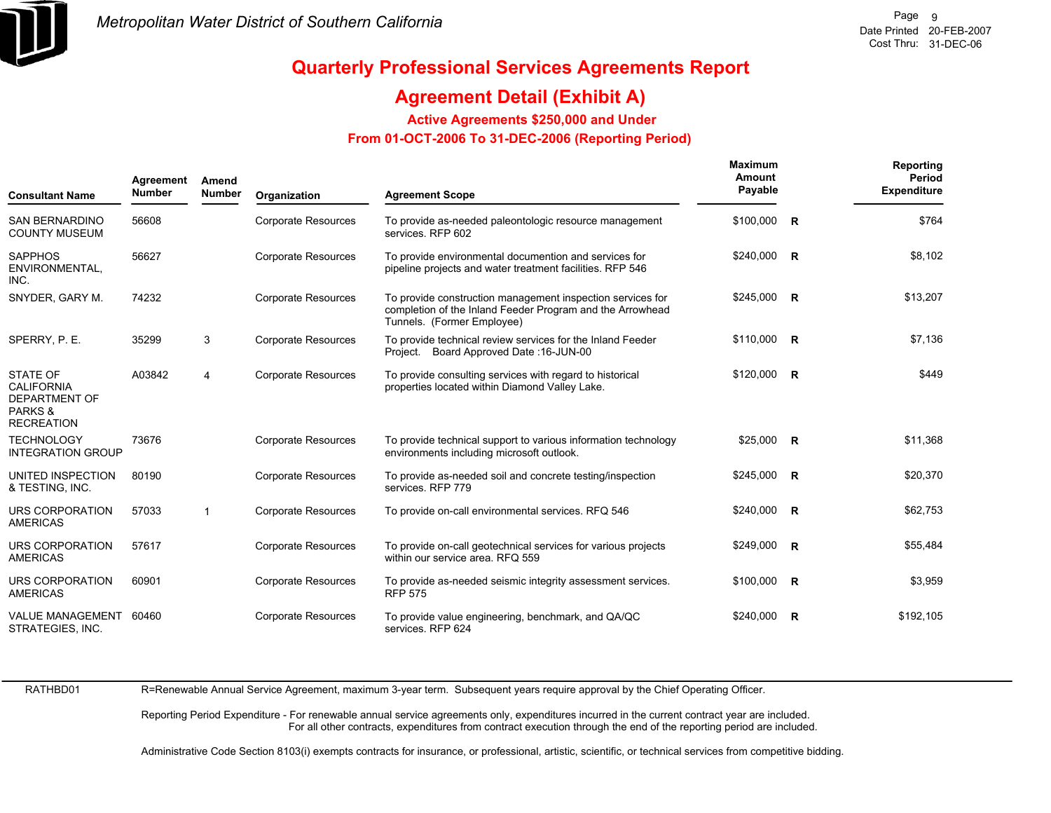*Metropolitan Water District of Southern California*

# Quarterly Professional Services Agreements Report

## Agreement Detail (Exhibit A)

### Active Agreements $250,000 and Under

### From 01-OCT-2006 To 31-DEC-2006 (Reporting Period)

| Consultant Name | Agreement Number | Amend Number | Organization | Agreement Scope | Maximum Amount Payable | | Reporting Period Expenditure |
|---|---|---|---|---|---|---|---|
| SAN BERNARDINO COUNTY MUSEUM | 56608 | | Corporate Resources | To provide as-needed paleontologic resource management services. RFP 602 | $100,000 | R | $764 |
| SAPPHOS ENVIRONMENTAL, INC. | 56627 | | Corporate Resources | To provide environmental documention and services for pipeline projects and water treatment facilities. RFP 546 | $240,000 | R | $8,102 |
| SNYDER, GARY M. | 74232 | | Corporate Resources | To provide construction management inspection services for completion of the Inland Feeder Program and the Arrowhead Tunnels. (Former Employee) | $245,000 | R | $13,207 |
| SPERRY, P. E. | 35299 | 3 | Corporate Resources | To provide technical review services for the Inland Feeder Project. Board Approved Date :16-JUN-00 | $110,000 | R | $7,136 |
| STATE OF CALIFORNIA DEPARTMENT OF PARKS & RECREATION | A03842 | 4 | Corporate Resources | To provide consulting services with regard to historical properties located within Diamond Valley Lake. | $120,000 | R | $449 |
| TECHNOLOGY INTEGRATION GROUP | 73676 | | Corporate Resources | To provide technical support to various information technology environments including microsoft outlook. | $25,000 | R | $11,368 |
| UNITED INSPECTION & TESTING, INC. | 80190 | | Corporate Resources | To provide as-needed soil and concrete testing/inspection services. RFP 779 | $245,000 | R | $20,370 |
| URS CORPORATION AMERICAS | 57033 | 1 | Corporate Resources | To provide on-call environmental services. RFQ 546 | $240,000 | R | $62,753 |
| URS CORPORATION AMERICAS | 57617 | | Corporate Resources | To provide on-call geotechnical services for various projects within our service area. RFQ 559 | $249,000 | R | $55,484 |
| URS CORPORATION AMERICAS | 60901 | | Corporate Resources | To provide as-needed seismic integrity assessment services. RFP 575 | $100,000 | R | $3,959 |
| VALUE MANAGEMENT STRATEGIES, INC. | 60460 | | Corporate Resources | To provide value engineering, benchmark, and QA/QC services. RFP 624 | $240,000 | R | $192,105 |

RATHBD01

R=Renewable Annual Service Agreement, maximum 3-year term. Subsequent years require approval by the Chief Operating Officer.

Reporting Period Expenditure - For renewable annual service agreements only, expenditures incurred in the current contract year are included. For all other contracts, expenditures from contract execution through the end of the reporting period are included.

Administrative Code Section 8103(i) exempts contracts for insurance, or professional, artistic, scientific, or technical services from competitive bidding.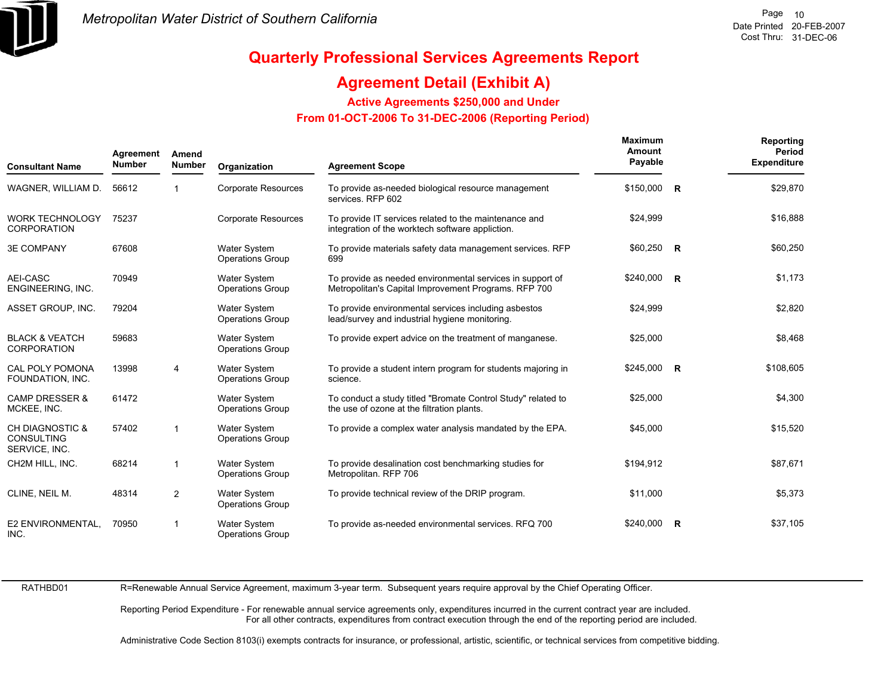Metropolitan Water District of Southern California

# Quarterly Professional Services Agreements Report

## Agreement Detail (Exhibit A)

### Active Agreements $250,000 and Under

### From 01-OCT-2006 To 31-DEC-2006 (Reporting Period)

| Consultant Name | Agreement Number | Amend Number | Organization | Agreement Scope | Maximum Amount Payable | | Reporting Period Expenditure |
|---|---|---|---|---|---|---|---|
| WAGNER, WILLIAM D. | 56612 | 1 | Corporate Resources | To provide as-needed biological resource management services. RFP 602 | $150,000 | R | $29,870 |
| WORK TECHNOLOGY CORPORATION | 75237 | | Corporate Resources | To provide IT services related to the maintenance and integration of the worktech software appliction. | $24,999 | | $16,888 |
| 3E COMPANY | 67608 | | Water System Operations Group | To provide materials safety data management services. RFP 699 | $60,250 | R | $60,250 |
| AEI-CASC ENGINEERING, INC. | 70949 | | Water System Operations Group | To provide as needed environmental services in support of Metropolitan's Capital Improvement Programs. RFP 700 | $240,000 | R | $1,173 |
| ASSET GROUP, INC. | 79204 | | Water System Operations Group | To provide environmental services including asbestos lead/survey and industrial hygiene monitoring. | $24,999 | | $2,820 |
| BLACK & VEATCH CORPORATION | 59683 | | Water System Operations Group | To provide expert advice on the treatment of manganese. | $25,000 | | $8,468 |
| CAL POLY POMONA FOUNDATION, INC. | 13998 | 4 | Water System Operations Group | To provide a student intern program for students majoring in science. | $245,000 | R | $108,605 |
| CAMP DRESSER & MCKEE, INC. | 61472 | | Water System Operations Group | To conduct a study titled "Bromate Control Study" related to the use of ozone at the filtration plants. | $25,000 | | $4,300 |
| CH DIAGNOSTIC & CONSULTING SERVICE, INC. | 57402 | 1 | Water System Operations Group | To provide a complex water analysis mandated by the EPA. | $45,000 | | $15,520 |
| CH2M HILL, INC. | 68214 | 1 | Water System Operations Group | To provide desalination cost benchmarking studies for Metropolitan. RFP 706 | $194,912 | | $87,671 |
| CLINE, NEIL M. | 48314 | 2 | Water System Operations Group | To provide technical review of the DRIP program. | $11,000 | | $5,373 |
| E2 ENVIRONMENTAL, INC. | 70950 | 1 | Water System Operations Group | To provide as-needed environmental services. RFQ 700 | $240,000 | R | $37,105 |

RATHBD01

R=Renewable Annual Service Agreement, maximum 3-year term. Subsequent years require approval by the Chief Operating Officer.

Reporting Period Expenditure - For renewable annual service agreements only, expenditures incurred in the current contract year are included.
For all other contracts, expenditures from contract execution through the end of the reporting period are included.

Administrative Code Section 8103(i) exempts contracts for insurance, or professional, artistic, scientific, or technical services from competitive bidding.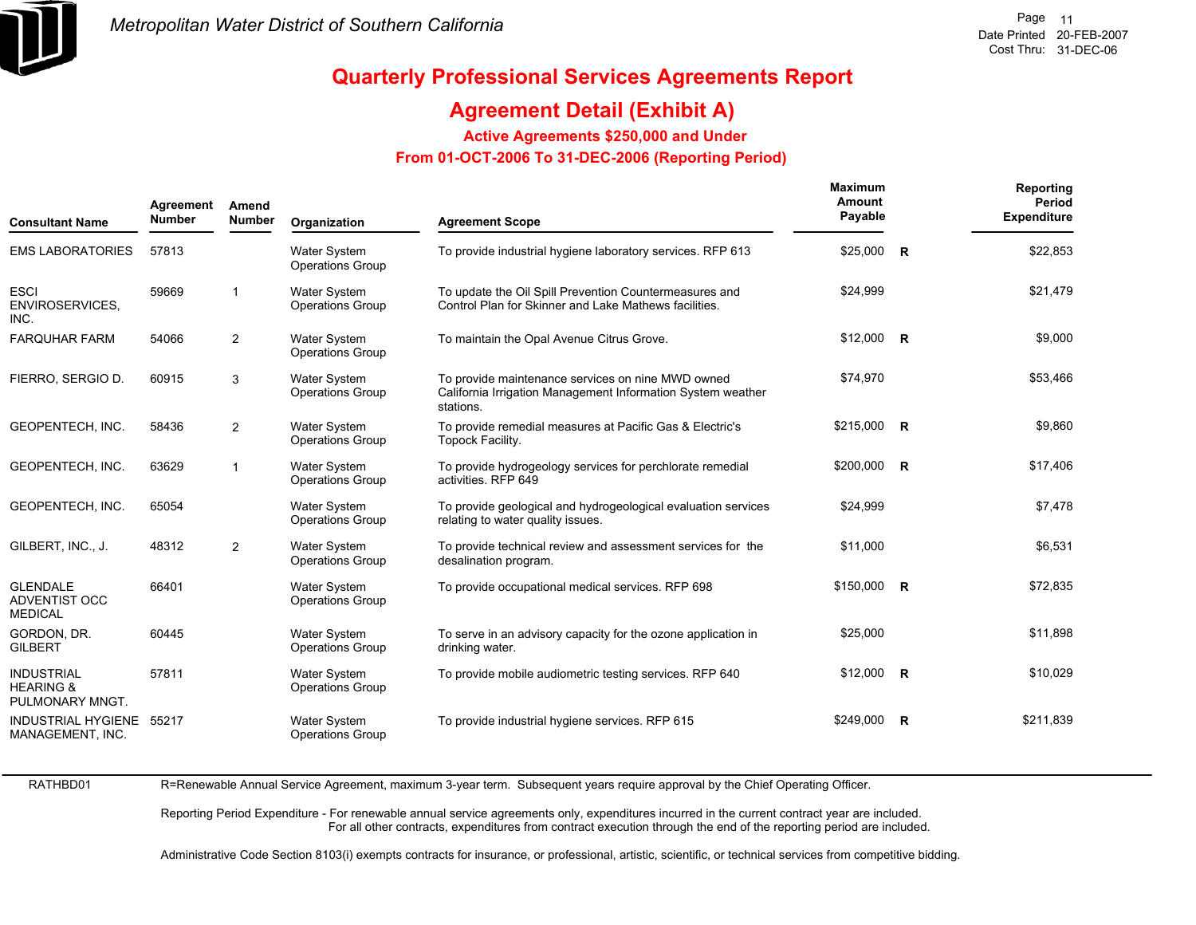# Quarterly Professional Services Agreements Report

## Agreement Detail (Exhibit A)

### Active Agreements $250,000 and Under

### From 01-OCT-2006 To 31-DEC-2006 (Reporting Period)

| Consultant Name | Agreement Number | Amend Number | Organization | Agreement Scope | Maximum Amount Payable | | Reporting Period Expenditure |
|---|---|---|---|---|---|---|---|
| EMS LABORATORIES | 57813 | | Water System Operations Group | To provide industrial hygiene laboratory services. RFP 613 | $25,000 | R | $22,853 |
| ESCI ENVIROSERVICES, INC. | 59669 | 1 | Water System Operations Group | To update the Oil Spill Prevention Countermeasures and Control Plan for Skinner and Lake Mathews facilities. | $24,999 | | $21,479 |
| FARQUHAR FARM | 54066 | 2 | Water System Operations Group | To maintain the Opal Avenue Citrus Grove. | $12,000 | R | $9,000 |
| FIERRO, SERGIO D. | 60915 | 3 | Water System Operations Group | To provide maintenance services on nine MWD owned California Irrigation Management Information System weather stations. | $74,970 | | $53,466 |
| GEOPENTECH, INC. | 58436 | 2 | Water System Operations Group | To provide remedial measures at Pacific Gas & Electric's Topock Facility. | $215,000 | R | $9,860 |
| GEOPENTECH, INC. | 63629 | 1 | Water System Operations Group | To provide hydrogeology services for perchlorate remedial activities. RFP 649 | $200,000 | R | $17,406 |
| GEOPENTECH, INC. | 65054 | | Water System Operations Group | To provide geological and hydrogeological evaluation services relating to water quality issues. | $24,999 | | $7,478 |
| GILBERT, INC., J. | 48312 | 2 | Water System Operations Group | To provide technical review and assessment services for the desalination program. | $11,000 | | $6,531 |
| GLENDALE ADVENTIST OCC MEDICAL | 66401 | | Water System Operations Group | To provide occupational medical services. RFP 698 | $150,000 | R | $72,835 |
| GORDON, DR. GILBERT | 60445 | | Water System Operations Group | To serve in an advisory capacity for the ozone application in drinking water. | $25,000 | | $11,898 |
| INDUSTRIAL HEARING & PULMONARY MNGT. | 57811 | | Water System Operations Group | To provide mobile audiometric testing services. RFP 640 | $12,000 | R | $10,029 |
| INDUSTRIAL HYGIENE MANAGEMENT, INC. | 55217 | | Water System Operations Group | To provide industrial hygiene services. RFP 615 | $249,000 | R | $211,839 |

RATHBD01

R=Renewable Annual Service Agreement, maximum 3-year term. Subsequent years require approval by the Chief Operating Officer.

Reporting Period Expenditure - For renewable annual service agreements only, expenditures incurred in the current contract year are included. For all other contracts, expenditures from contract execution through the end of the reporting period are included.

Administrative Code Section 8103(i) exempts contracts for insurance, or professional, artistic, scientific, or technical services from competitive bidding.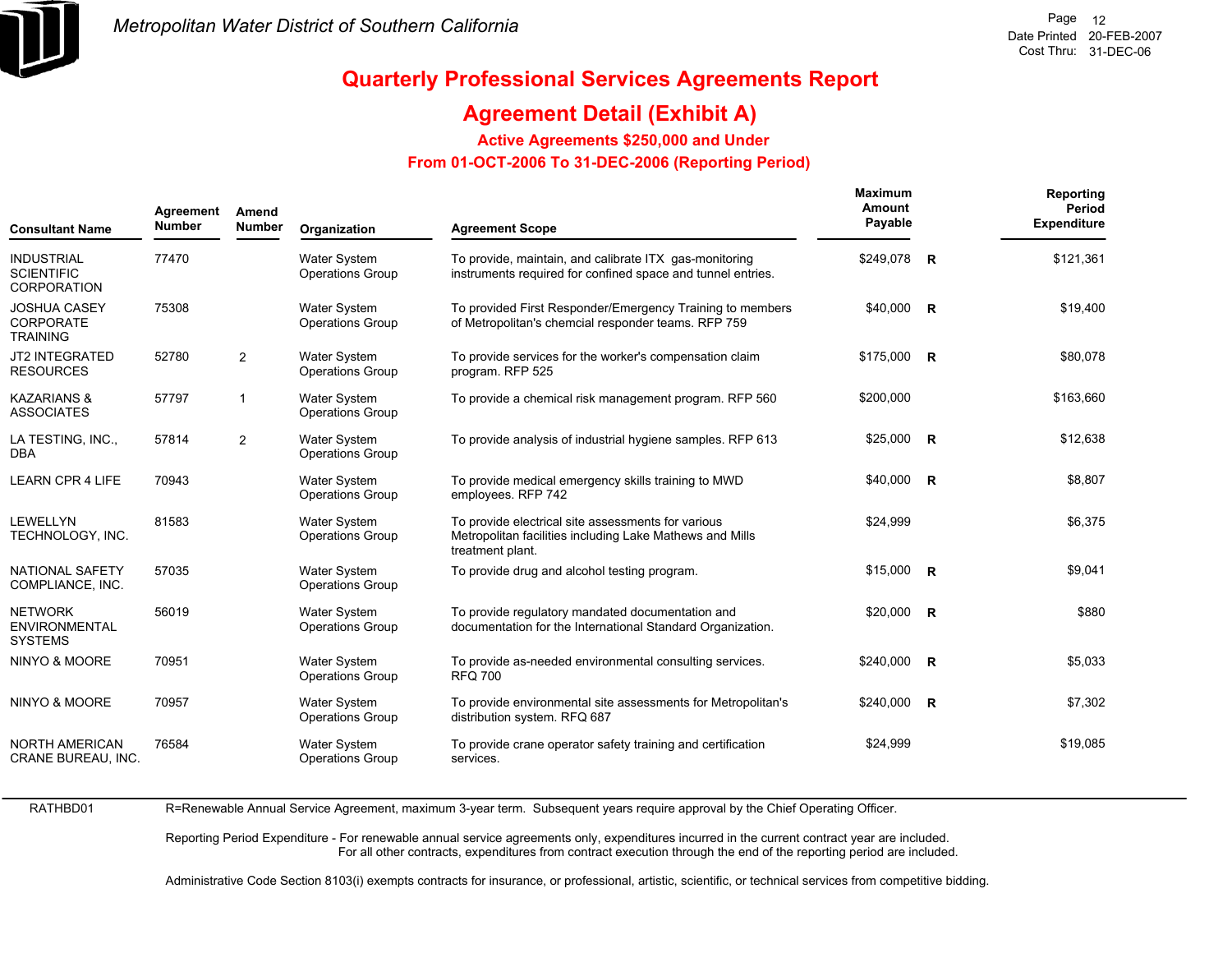## Quarterly Professional Services Agreements Report

## Agreement Detail (Exhibit A)

### Active Agreements $250,000 and Under

### From 01-OCT-2006 To 31-DEC-2006 (Reporting Period)

| Consultant Name | Agreement Number | Amend Number | Organization | Agreement Scope | Maximum Amount Payable | | Reporting Period Expenditure |
|---|---|---|---|---|---|---|---|
| INDUSTRIAL SCIENTIFIC CORPORATION | 77470 | | Water System Operations Group | To provide, maintain, and calibrate ITX gas-monitoring instruments required for confined space and tunnel entries. | $249,078 | R | $121,361 |
| JOSHUA CASEY CORPORATE TRAINING | 75308 | | Water System Operations Group | To provided First Responder/Emergency Training to members of Metropolitan's chemcial responder teams. RFP 759 | $40,000 | R | $19,400 |
| JT2 INTEGRATED RESOURCES | 52780 | 2 | Water System Operations Group | To provide services for the worker's compensation claim program. RFP 525 | $175,000 | R | $80,078 |
| KAZARIANS & ASSOCIATES | 57797 | 1 | Water System Operations Group | To provide a chemical risk management program. RFP 560 | $200,000 | | $163,660 |
| LA TESTING, INC., DBA | 57814 | 2 | Water System Operations Group | To provide analysis of industrial hygiene samples. RFP 613 | $25,000 | R | $12,638 |
| LEARN CPR 4 LIFE | 70943 | | Water System Operations Group | To provide medical emergency skills training to MWD employees. RFP 742 | $40,000 | R | $8,807 |
| LEWELLYN TECHNOLOGY, INC. | 81583 | | Water System Operations Group | To provide electrical site assessments for various Metropolitan facilities including Lake Mathews and Mills treatment plant. | $24,999 | | $6,375 |
| NATIONAL SAFETY COMPLIANCE, INC. | 57035 | | Water System Operations Group | To provide drug and alcohol testing program. | $15,000 | R | $9,041 |
| NETWORK ENVIRONMENTAL SYSTEMS | 56019 | | Water System Operations Group | To provide regulatory mandated documentation and documentation for the International Standard Organization. | $20,000 | R | $880 |
| NINYO & MOORE | 70951 | | Water System Operations Group | To provide as-needed environmental consulting services. RFQ 700 | $240,000 | R | $5,033 |
| NINYO & MOORE | 70957 | | Water System Operations Group | To provide environmental site assessments for Metropolitan's distribution system. RFQ 687 | $240,000 | R | $7,302 |
| NORTH AMERICAN CRANE BUREAU, INC. | 76584 | | Water System Operations Group | To provide crane operator safety training and certification services. | $24,999 | | $19,085 |

RATHBD01

R=Renewable Annual Service Agreement, maximum 3-year term. Subsequent years require approval by the Chief Operating Officer.

Reporting Period Expenditure - For renewable annual service agreements only, expenditures incurred in the current contract year are included.
For all other contracts, expenditures from contract execution through the end of the reporting period are included.

Administrative Code Section 8103(i) exempts contracts for insurance, or professional, artistic, scientific, or technical services from competitive bidding.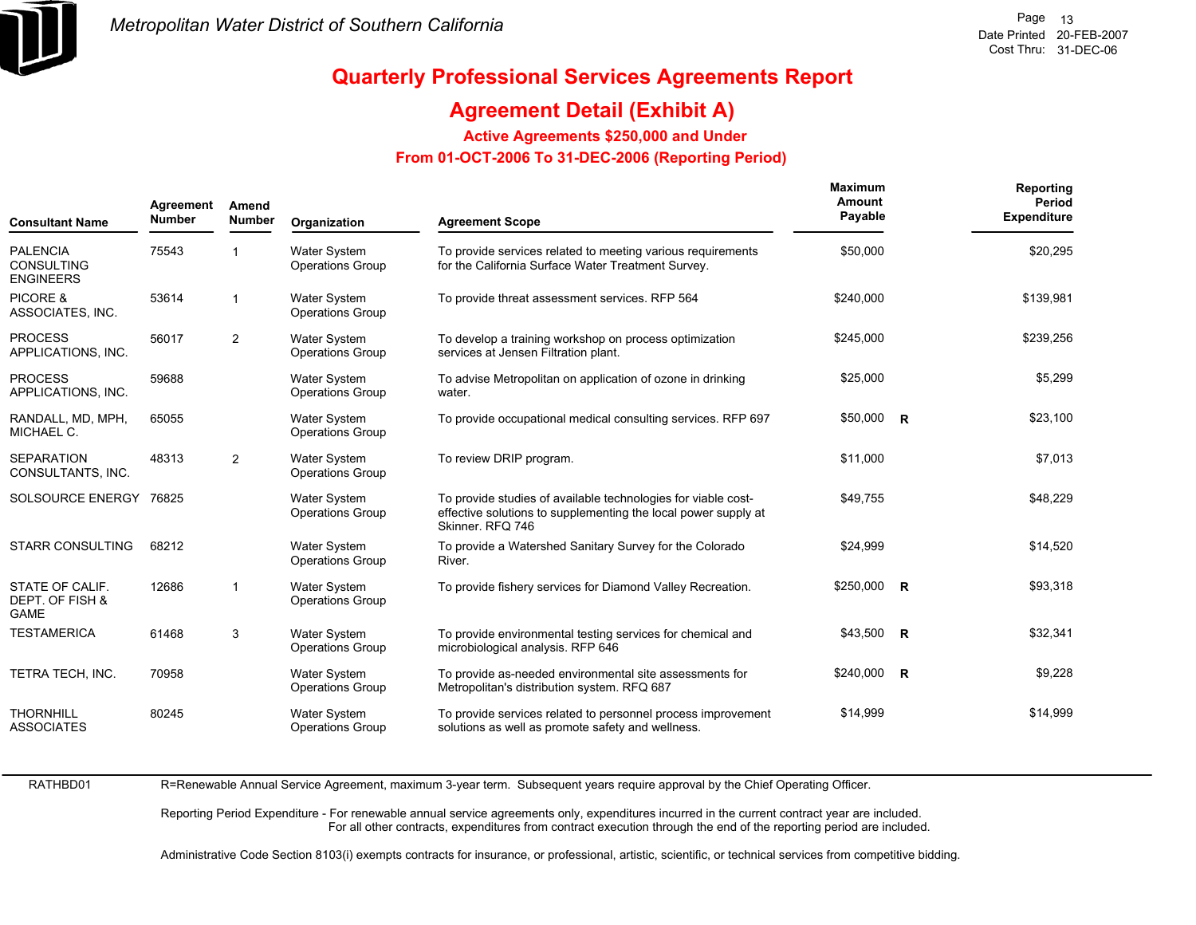*Metropolitan Water District of Southern California*

Page 13
Date Printed 20-FEB-2007
Cost Thru: 31-DEC-06

# Quarterly Professional Services Agreements Report

## Agreement Detail (Exhibit A)

### Active Agreements $250,000 and Under

### From 01-OCT-2006 To 31-DEC-2006 (Reporting Period)

| Consultant Name | Agreement Number | Amend Number | Organization | Agreement Scope | Maximum Amount Payable | | Reporting Period Expenditure |
|---|---|---|---|---|---|---|---|
| PALENCIA CONSULTING ENGINEERS | 75543 | 1 | Water System Operations Group | To provide services related to meeting various requirements for the California Surface Water Treatment Survey. | $50,000 | | $20,295 |
| PICORE & ASSOCIATES, INC. | 53614 | 1 | Water System Operations Group | To provide threat assessment services. RFP 564 | $240,000 | | $139,981 |
| PROCESS APPLICATIONS, INC. | 56017 | 2 | Water System Operations Group | To develop a training workshop on process optimization services at Jensen Filtration plant. | $245,000 | | $239,256 |
| PROCESS APPLICATIONS, INC. | 59688 | | Water System Operations Group | To advise Metropolitan on application of ozone in drinking water. | $25,000 | | $5,299 |
| RANDALL, MD, MPH, MICHAEL C. | 65055 | | Water System Operations Group | To provide occupational medical consulting services. RFP 697 | $50,000 | R | $23,100 |
| SEPARATION CONSULTANTS, INC. | 48313 | 2 | Water System Operations Group | To review DRIP program. | $11,000 | | $7,013 |
| SOLSOURCE ENERGY | 76825 | | Water System Operations Group | To provide studies of available technologies for viable cost-effective solutions to supplementing the local power supply at Skinner. RFQ 746 | $49,755 | | $48,229 |
| STARR CONSULTING | 68212 | | Water System Operations Group | To provide a Watershed Sanitary Survey for the Colorado River. | $24,999 | | $14,520 |
| STATE OF CALIF. DEPT. OF FISH & GAME | 12686 | 1 | Water System Operations Group | To provide fishery services for Diamond Valley Recreation. | $250,000 | R | $93,318 |
| TESTAMERICA | 61468 | 3 | Water System Operations Group | To provide environmental testing services for chemical and microbiological analysis. RFP 646 | $43,500 | R | $32,341 |
| TETRA TECH, INC. | 70958 | | Water System Operations Group | To provide as-needed environmental site assessments for Metropolitan's distribution system. RFQ 687 | $240,000 | R | $9,228 |
| THORNHILL ASSOCIATES | 80245 | | Water System Operations Group | To provide services related to personnel process improvement solutions as well as promote safety and wellness. | $14,999 | | $14,999 |

RATHBD01

R=Renewable Annual Service Agreement, maximum 3-year term. Subsequent years require approval by the Chief Operating Officer.

Reporting Period Expenditure - For renewable annual service agreements only, expenditures incurred in the current contract year are included.
For all other contracts, expenditures from contract execution through the end of the reporting period are included.

Administrative Code Section 8103(i) exempts contracts for insurance, or professional, artistic, scientific, or technical services from competitive bidding.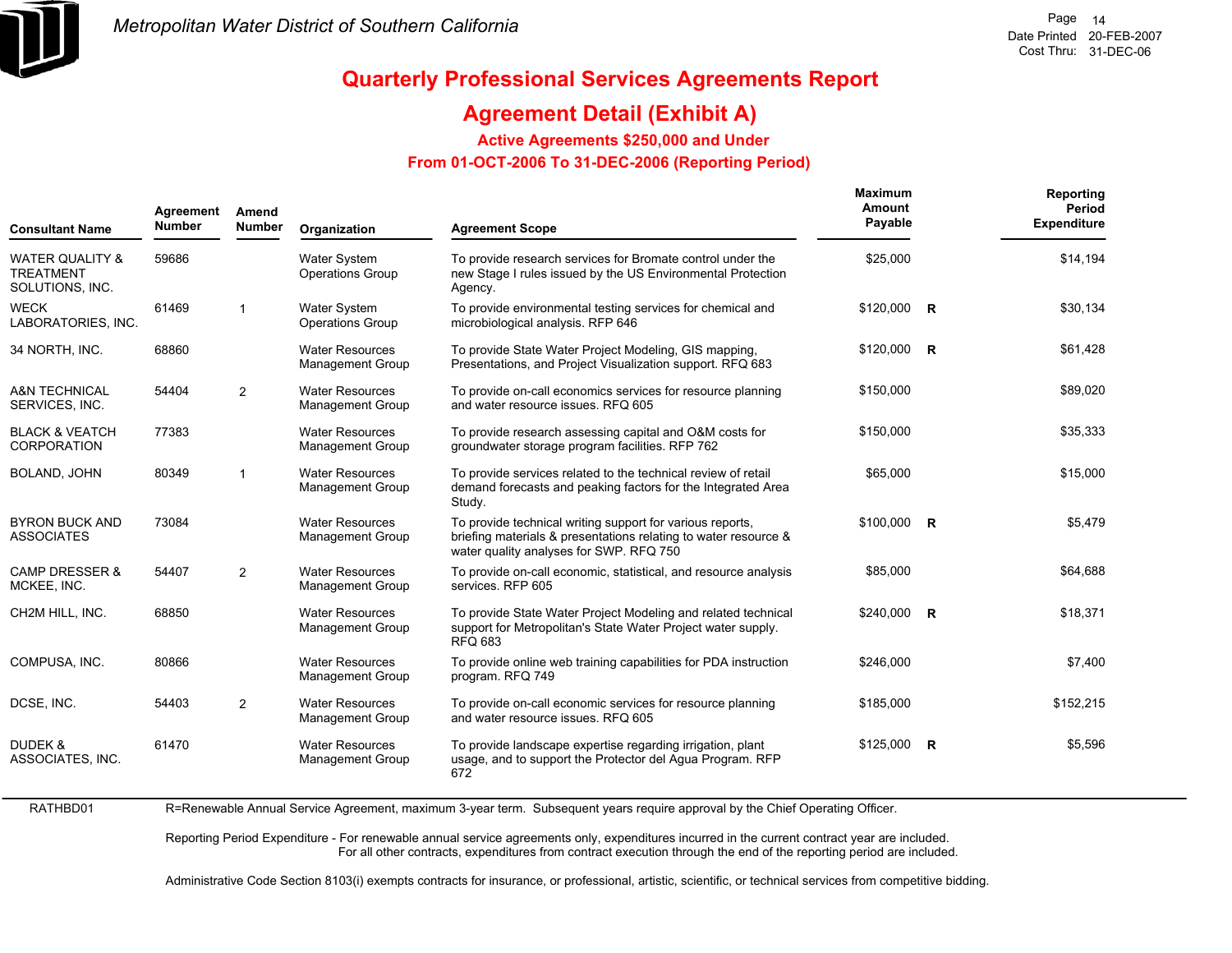# Quarterly Professional Services Agreements Report

## Agreement Detail (Exhibit A)

### Active Agreements $250,000 and Under

### From 01-OCT-2006 To 31-DEC-2006 (Reporting Period)

| Consultant Name | Agreement Number | Amend Number | Organization | Agreement Scope | Maximum Amount Payable | | Reporting Period Expenditure |
|---|---|---|---|---|---|---|---|
| WATER QUALITY & TREATMENT SOLUTIONS, INC. | 59686 | | Water System Operations Group | To provide research services for Bromate control under the new Stage I rules issued by the US Environmental Protection Agency. | $25,000 | | $14,194 |
| WECK LABORATORIES, INC. | 61469 | 1 | Water System Operations Group | To provide environmental testing services for chemical and microbiological analysis. RFP 646 | $120,000 | R | $30,134 |
| 34 NORTH, INC. | 68860 | | Water Resources Management Group | To provide State Water Project Modeling, GIS mapping, Presentations, and Project Visualization support. RFQ 683 | $120,000 | R | $61,428 |
| A&N TECHNICAL SERVICES, INC. | 54404 | 2 | Water Resources Management Group | To provide on-call economics services for resource planning and water resource issues. RFQ 605 | $150,000 | | $89,020 |
| BLACK & VEATCH CORPORATION | 77383 | | Water Resources Management Group | To provide research assessing capital and O&M costs for groundwater storage program facilities. RFP 762 | $150,000 | | $35,333 |
| BOLAND, JOHN | 80349 | 1 | Water Resources Management Group | To provide services related to the technical review of retail demand forecasts and peaking factors for the Integrated Area Study. | $65,000 | | $15,000 |
| BYRON BUCK AND ASSOCIATES | 73084 | | Water Resources Management Group | To provide technical writing support for various reports, briefing materials & presentations relating to water resource & water quality analyses for SWP. RFQ 750 | $100,000 | R | $5,479 |
| CAMP DRESSER & MCKEE, INC. | 54407 | 2 | Water Resources Management Group | To provide on-call economic, statistical, and resource analysis services. RFP 605 | $85,000 | | $64,688 |
| CH2M HILL, INC. | 68850 | | Water Resources Management Group | To provide State Water Project Modeling and related technical support for Metropolitan's State Water Project water supply. RFQ 683 | $240,000 | R | $18,371 |
| COMPUSA, INC. | 80866 | | Water Resources Management Group | To provide online web training capabilities for PDA instruction program. RFQ 749 | $246,000 | | $7,400 |
| DCSE, INC. | 54403 | 2 | Water Resources Management Group | To provide on-call economic services for resource planning and water resource issues. RFQ 605 | $185,000 | | $152,215 |
| DUDEK & ASSOCIATES, INC. | 61470 | | Water Resources Management Group | To provide landscape expertise regarding irrigation, plant usage, and to support the Protector del Agua Program. RFP 672 | $125,000 | R | $5,596 |

RATHBD01

R=Renewable Annual Service Agreement, maximum 3-year term. Subsequent years require approval by the Chief Operating Officer.

Reporting Period Expenditure - For renewable annual service agreements only, expenditures incurred in the current contract year are included. For all other contracts, expenditures from contract execution through the end of the reporting period are included.

Administrative Code Section 8103(i) exempts contracts for insurance, or professional, artistic, scientific, or technical services from competitive bidding.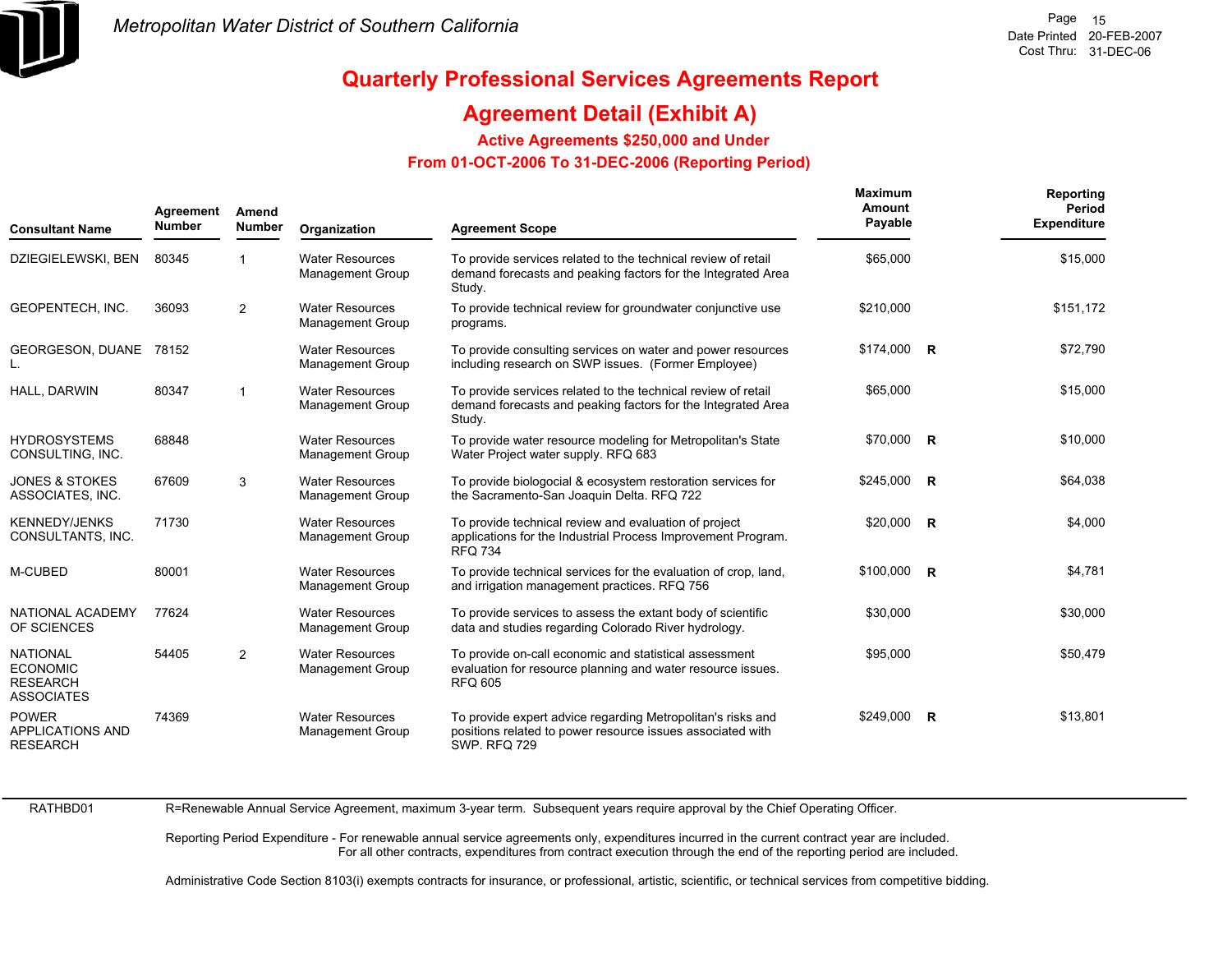# Quarterly Professional Services Agreements Report

## Agreement Detail (Exhibit A)

### Active Agreements $250,000 and Under
### From 01-OCT-2006 To 31-DEC-2006 (Reporting Period)

| Consultant Name | Agreement Number | Amend Number | Organization | Agreement Scope | Maximum Amount Payable | | Reporting Period Expenditure |
|---|---|---|---|---|---|---|---|
| DZIEGIELEWSKI, BEN | 80345 | 1 | Water Resources Management Group | To provide services related to the technical review of retail demand forecasts and peaking factors for the Integrated Area Study. | $65,000 | | $15,000 |
| GEOPENTECH, INC. | 36093 | 2 | Water Resources Management Group | To provide technical review for groundwater conjunctive use programs. | $210,000 | | $151,172 |
| GEORGESON, DUANE L. | 78152 | | Water Resources Management Group | To provide consulting services on water and power resources including research on SWP issues. (Former Employee) | $174,000 | R | $72,790 |
| HALL, DARWIN | 80347 | 1 | Water Resources Management Group | To provide services related to the technical review of retail demand forecasts and peaking factors for the Integrated Area Study. | $65,000 | | $15,000 |
| HYDROSYSTEMS CONSULTING, INC. | 68848 | | Water Resources Management Group | To provide water resource modeling for Metropolitan's State Water Project water supply. RFQ 683 | $70,000 | R | $10,000 |
| JONES & STOKES ASSOCIATES, INC. | 67609 | 3 | Water Resources Management Group | To provide biologocial & ecosystem restoration services for the Sacramento-San Joaquin Delta. RFQ 722 | $245,000 | R | $64,038 |
| KENNEDY/JENKS CONSULTANTS, INC. | 71730 | | Water Resources Management Group | To provide technical review and evaluation of project applications for the Industrial Process Improvement Program. RFQ 734 | $20,000 | R | $4,000 |
| M-CUBED | 80001 | | Water Resources Management Group | To provide technical services for the evaluation of crop, land, and irrigation management practices. RFQ 756 | $100,000 | R | $4,781 |
| NATIONAL ACADEMY OF SCIENCES | 77624 | | Water Resources Management Group | To provide services to assess the extant body of scientific data and studies regarding Colorado River hydrology. | $30,000 | | $30,000 |
| NATIONAL ECONOMIC RESEARCH ASSOCIATES | 54405 | 2 | Water Resources Management Group | To provide on-call economic and statistical assessment evaluation for resource planning and water resource issues. RFQ 605 | $95,000 | | $50,479 |
| POWER APPLICATIONS AND RESEARCH | 74369 | | Water Resources Management Group | To provide expert advice regarding Metropolitan's risks and positions related to power resource issues associated with SWP. RFQ 729 | $249,000 | R | $13,801 |

RATHBD01

R=Renewable Annual Service Agreement, maximum 3-year term. Subsequent years require approval by the Chief Operating Officer.

Reporting Period Expenditure - For renewable annual service agreements only, expenditures incurred in the current contract year are included. For all other contracts, expenditures from contract execution through the end of the reporting period are included.

Administrative Code Section 8103(i) exempts contracts for insurance, or professional, artistic, scientific, or technical services from competitive bidding.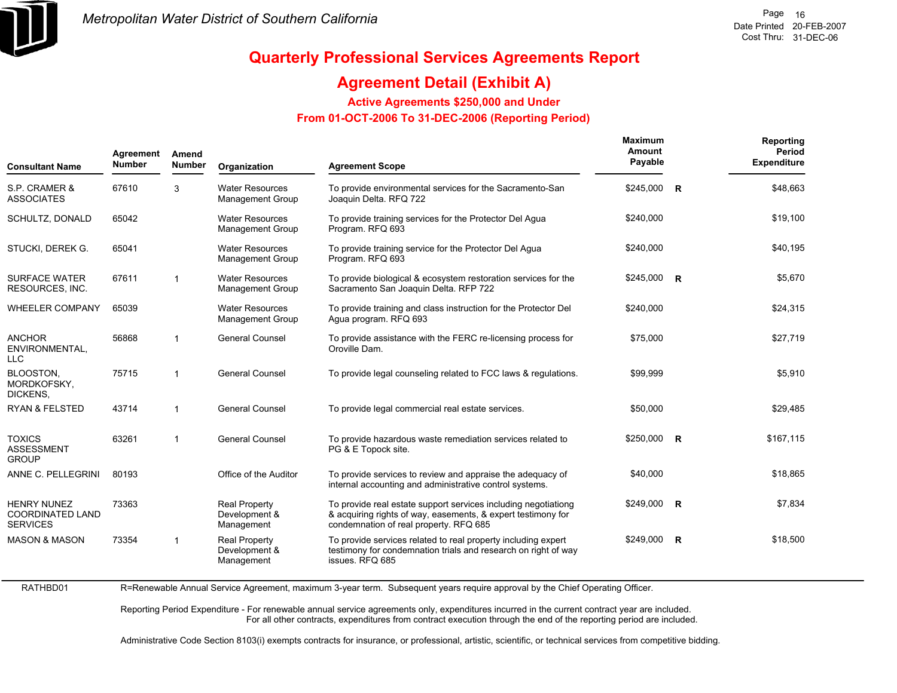Metropolitan Water District of Southern California

# Quarterly Professional Services Agreements Report

## Agreement Detail (Exhibit A)

### Active Agreements $250,000 and Under

### From 01-OCT-2006 To 31-DEC-2006 (Reporting Period)

| Consultant Name | Agreement Number | Amend Number | Organization | Agreement Scope | Maximum Amount Payable | | Reporting Period Expenditure |
|---|---|---|---|---|---|---|---|
| S.P. CRAMER & ASSOCIATES | 67610 | 3 | Water Resources Management Group | To provide environmental services for the Sacramento-San Joaquin Delta. RFQ 722 | $245,000 | R | $48,663 |
| SCHULTZ, DONALD | 65042 | | Water Resources Management Group | To provide training services for the Protector Del Agua Program. RFQ 693 | $240,000 | | $19,100 |
| STUCKI, DEREK G. | 65041 | | Water Resources Management Group | To provide training service for the Protector Del Agua Program. RFQ 693 | $240,000 | | $40,195 |
| SURFACE WATER RESOURCES, INC. | 67611 | 1 | Water Resources Management Group | To provide biological & ecosystem restoration services for the Sacramento San Joaquin Delta. RFP 722 | $245,000 | R | $5,670 |
| WHEELER COMPANY | 65039 | | Water Resources Management Group | To provide training and class instruction for the Protector Del Agua program. RFQ 693 | $240,000 | | $24,315 |
| ANCHOR ENVIRONMENTAL, LLC | 56868 | 1 | General Counsel | To provide assistance with the FERC re-licensing process for Oroville Dam. | $75,000 | | $27,719 |
| BLOOSTON, MORDKOFSKY, DICKENS, | 75715 | 1 | General Counsel | To provide legal counseling related to FCC laws & regulations. | $99,999 | | $5,910 |
| RYAN & FELSTED | 43714 | 1 | General Counsel | To provide legal commercial real estate services. | $50,000 | | $29,485 |
| TOXICS ASSESSMENT GROUP | 63261 | 1 | General Counsel | To provide hazardous waste remediation services related to PG & E Topock site. | $250,000 | R | $167,115 |
| ANNE C. PELLEGRINI | 80193 | | Office of the Auditor | To provide services to review and appraise the adequacy of internal accounting and administrative control systems. | $40,000 | | $18,865 |
| HENRY NUNEZ COORDINATED LAND SERVICES | 73363 | | Real Property Development & Management | To provide real estate support services including negotiationg & acquiring rights of way, easements, & expert testimony for condemnation of real property. RFQ 685 | $249,000 | R | $7,834 |
| MASON & MASON | 73354 | 1 | Real Property Development & Management | To provide services related to real property including expert testimony for condemnation trials and research on right of way issues. RFQ 685 | $249,000 | R | $18,500 |

RATHBD01

R=Renewable Annual Service Agreement, maximum 3-year term. Subsequent years require approval by the Chief Operating Officer.

Reporting Period Expenditure - For renewable annual service agreements only, expenditures incurred in the current contract year are included.
For all other contracts, expenditures from contract execution through the end of the reporting period are included.

Administrative Code Section 8103(i) exempts contracts for insurance, or professional, artistic, scientific, or technical services from competitive bidding.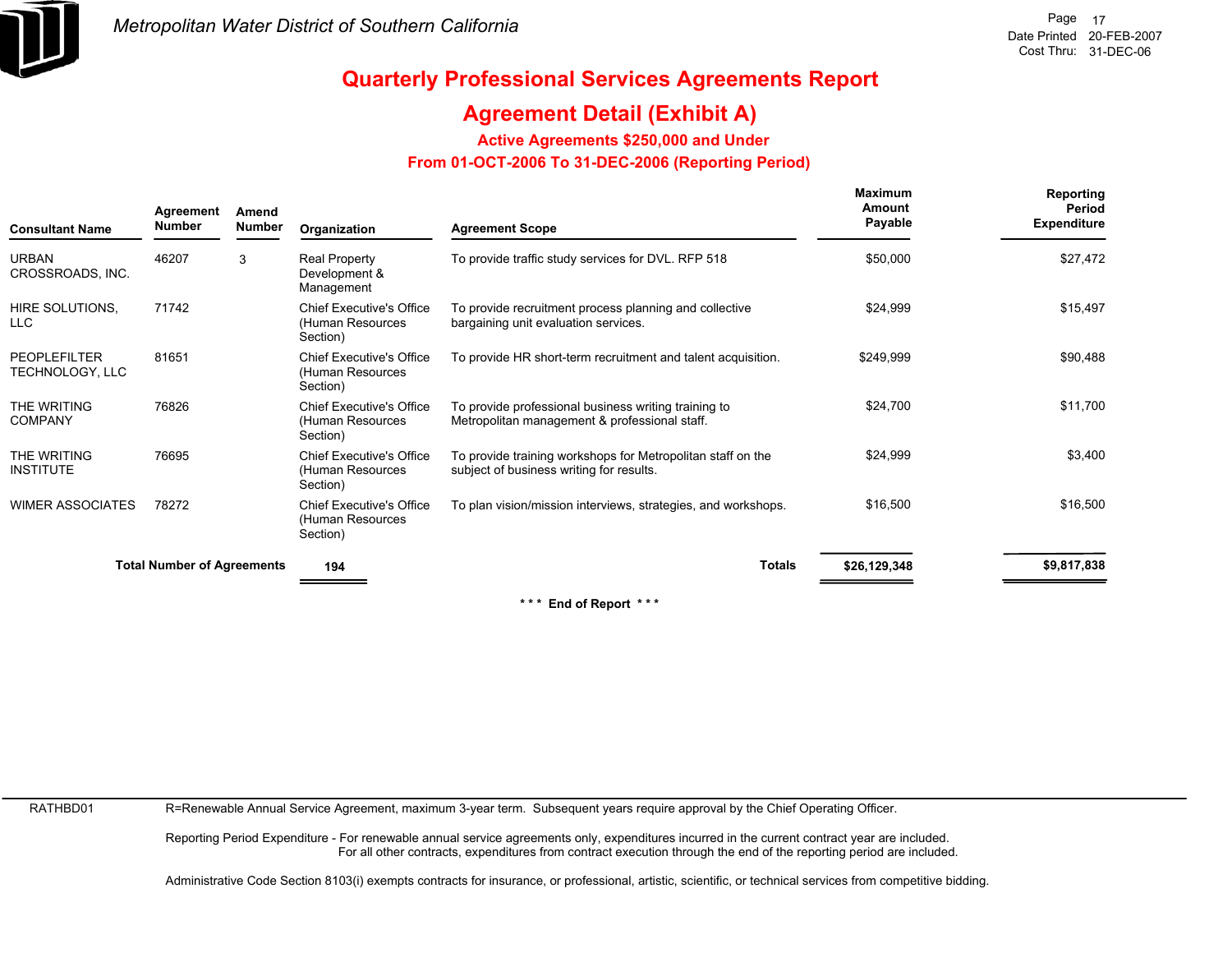# Quarterly Professional Services Agreements Report

## Agreement Detail (Exhibit A)

### Active Agreements $250,000 and Under

### From 01-OCT-2006 To 31-DEC-2006 (Reporting Period)

| Consultant Name | Agreement Number | Amend Number | Organization | Agreement Scope | Maximum Amount Payable | Reporting Period Expenditure |
|---|---|---|---|---|---|---|
| URBAN CROSSROADS, INC. | 46207 | 3 | Real Property Development & Management | To provide traffic study services for DVL. RFP 518 | $50,000 | $27,472 |
| HIRE SOLUTIONS, LLC | 71742 | | Chief Executive's Office (Human Resources Section) | To provide recruitment process planning and collective bargaining unit evaluation services. | $24,999 | $15,497 |
| PEOPLEFILTER TECHNOLOGY, LLC | 81651 | | Chief Executive's Office (Human Resources Section) | To provide HR short-term recruitment and talent acquisition. | $249,999 | $90,488 |
| THE WRITING COMPANY | 76826 | | Chief Executive's Office (Human Resources Section) | To provide professional business writing training to Metropolitan management & professional staff. | $24,700 | $11,700 |
| THE WRITING INSTITUTE | 76695 | | Chief Executive's Office (Human Resources Section) | To provide training workshops for Metropolitan staff on the subject of business writing for results. | $24,999 | $3,400 |
| WIMER ASSOCIATES | 78272 | | Chief Executive's Office (Human Resources Section) | To plan vision/mission interviews, strategies, and workshops. | $16,500 | $16,500 |
| **Total Number of Agreements** | | | **194** | **Totals** | **$26,129,348** | **$9,817,838** |

\*\*\* **End of Report** \*\*\*

RATHBD01

R=Renewable Annual Service Agreement, maximum 3-year term. Subsequent years require approval by the Chief Operating Officer.

Reporting Period Expenditure - For renewable annual service agreements only, expenditures incurred in the current contract year are included.
For all other contracts, expenditures from contract execution through the end of the reporting period are included.

Administrative Code Section 8103(i) exempts contracts for insurance, or professional, artistic, scientific, or technical services from competitive bidding.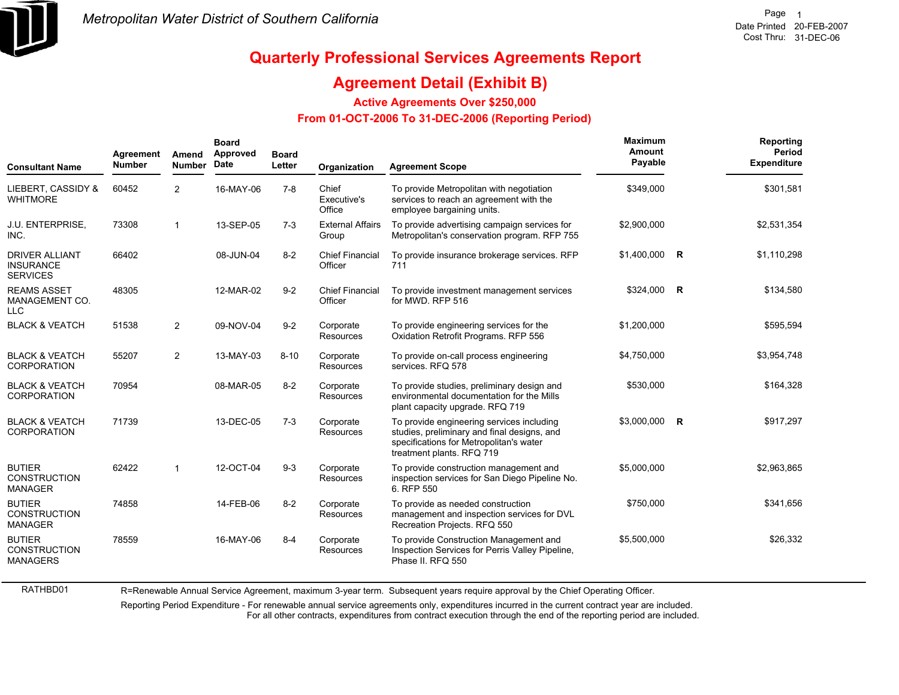*Metropolitan Water District of Southern California*

Page 1
Date Printed 20-FEB-2007
Cost Thru: 31-DEC-06

# Quarterly Professional Services Agreements Report

## Agreement Detail (Exhibit B)

### Active Agreements Over $250,000

### From 01-OCT-2006 To 31-DEC-2006 (Reporting Period)

| Consultant Name | Agreement Number | Amend Number | Board Approved Date | Board Letter | Organization | Agreement Scope | Maximum Amount Payable | | Reporting Period Expenditure |
|---|---|---|---|---|---|---|---|---|---|
| LIEBERT, CASSIDY & WHITMORE | 60452 | 2 | 16-MAY-06 | 7-8 | Chief Executive's Office | To provide Metropolitan with negotiation services to reach an agreement with the employee bargaining units. | $349,000 | | $301,581 |
| J.U. ENTERPRISE, INC. | 73308 | 1 | 13-SEP-05 | 7-3 | External Affairs Group | To provide advertising campaign services for Metropolitan's conservation program. RFP 755 | $2,900,000 | | $2,531,354 |
| DRIVER ALLIANT INSURANCE SERVICES | 66402 | | 08-JUN-04 | 8-2 | Chief Financial Officer | To provide insurance brokerage services. RFP 711 | $1,400,000 | R | $1,110,298 |
| REAMS ASSET MANAGEMENT CO. LLC | 48305 | | 12-MAR-02 | 9-2 | Chief Financial Officer | To provide investment management services for MWD. RFP 516 | $324,000 | R | $134,580 |
| BLACK & VEATCH | 51538 | 2 | 09-NOV-04 | 9-2 | Corporate Resources | To provide engineering services for the Oxidation Retrofit Programs. RFP 556 | $1,200,000 | | $595,594 |
| BLACK & VEATCH CORPORATION | 55207 | 2 | 13-MAY-03 | 8-10 | Corporate Resources | To provide on-call process engineering services. RFQ 578 | $4,750,000 | | $3,954,748 |
| BLACK & VEATCH CORPORATION | 70954 | | 08-MAR-05 | 8-2 | Corporate Resources | To provide studies, preliminary design and environmental documentation for the Mills plant capacity upgrade. RFQ 719 | $530,000 | | $164,328 |
| BLACK & VEATCH CORPORATION | 71739 | | 13-DEC-05 | 7-3 | Corporate Resources | To provide engineering services including studies, preliminary and final designs, and specifications for Metropolitan's water treatment plants. RFQ 719 | $3,000,000 | R | $917,297 |
| BUTIER CONSTRUCTION MANAGER | 62422 | 1 | 12-OCT-04 | 9-3 | Corporate Resources | To provide construction management and inspection services for San Diego Pipeline No. 6. RFP 550 | $5,000,000 | | $2,963,865 |
| BUTIER CONSTRUCTION MANAGER | 74858 | | 14-FEB-06 | 8-2 | Corporate Resources | To provide as needed construction management and inspection services for DVL Recreation Projects. RFQ 550 | $750,000 | | $341,656 |
| BUTIER CONSTRUCTION MANAGERS | 78559 | | 16-MAY-06 | 8-4 | Corporate Resources | To provide Construction Management and Inspection Services for Perris Valley Pipeline, Phase II. RFQ 550 | $5,500,000 | | $26,332 |

RATHBD01

R=Renewable Annual Service Agreement, maximum 3-year term. Subsequent years require approval by the Chief Operating Officer.

Reporting Period Expenditure - For renewable annual service agreements only, expenditures incurred in the current contract year are included. For all other contracts, expenditures from contract execution through the end of the reporting period are included.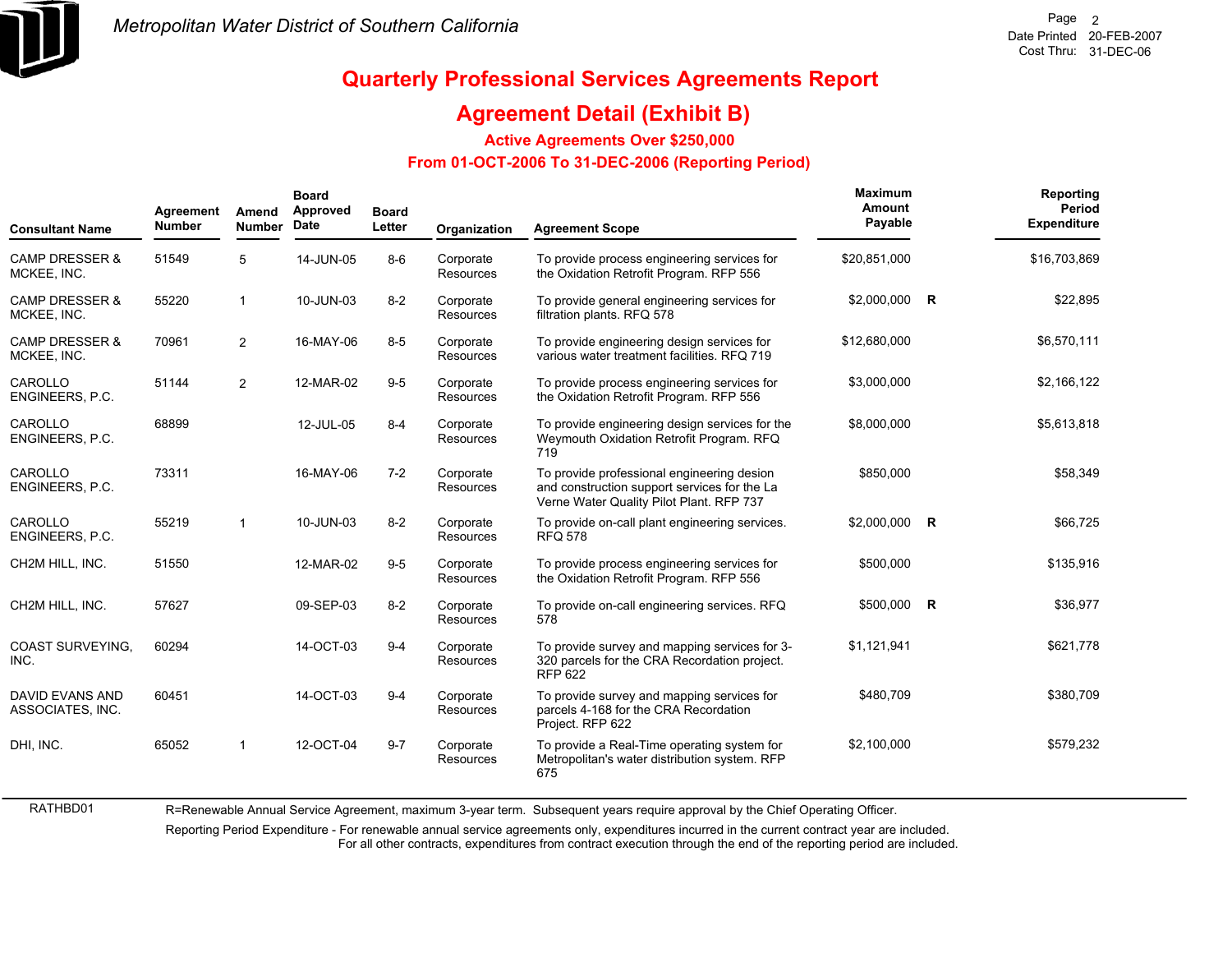Metropolitan Water District of Southern California

# Quarterly Professional Services Agreements Report

## Agreement Detail (Exhibit B)

### Active Agreements Over $250,000

### From 01-OCT-2006 To 31-DEC-2006 (Reporting Period)

| Consultant Name | Agreement Number | Amend Number | Board Approved Date | Board Letter | Organization | Agreement Scope | Maximum Amount Payable | | Reporting Period Expenditure |
|---|---|---|---|---|---|---|---|---|---|
| CAMP DRESSER & MCKEE, INC. | 51549 | 5 | 14-JUN-05 | 8-6 | Corporate Resources | To provide process engineering services for the Oxidation Retrofit Program. RFP 556 | $20,851,000 | | $16,703,869 |
| CAMP DRESSER & MCKEE, INC. | 55220 | 1 | 10-JUN-03 | 8-2 | Corporate Resources | To provide general engineering services for filtration plants. RFQ 578 | $2,000,000 | R | $22,895 |
| CAMP DRESSER & MCKEE, INC. | 70961 | 2 | 16-MAY-06 | 8-5 | Corporate Resources | To provide engineering design services for various water treatment facilities. RFQ 719 | $12,680,000 | | $6,570,111 |
| CAROLLO ENGINEERS, P.C. | 51144 | 2 | 12-MAR-02 | 9-5 | Corporate Resources | To provide process engineering services for the Oxidation Retrofit Program. RFP 556 | $3,000,000 | | $2,166,122 |
| CAROLLO ENGINEERS, P.C. | 68899 | | 12-JUL-05 | 8-4 | Corporate Resources | To provide engineering design services for the Weymouth Oxidation Retrofit Program. RFQ 719 | $8,000,000 | | $5,613,818 |
| CAROLLO ENGINEERS, P.C. | 73311 | | 16-MAY-06 | 7-2 | Corporate Resources | To provide professional engineering desion and construction support services for the La Verne Water Quality Pilot Plant. RFP 737 | $850,000 | | $58,349 |
| CAROLLO ENGINEERS, P.C. | 55219 | 1 | 10-JUN-03 | 8-2 | Corporate Resources | To provide on-call plant engineering services. RFQ 578 | $2,000,000 | R | $66,725 |
| CH2M HILL, INC. | 51550 | | 12-MAR-02 | 9-5 | Corporate Resources | To provide process engineering services for the Oxidation Retrofit Program. RFP 556 | $500,000 | | $135,916 |
| CH2M HILL, INC. | 57627 | | 09-SEP-03 | 8-2 | Corporate Resources | To provide on-call engineering services. RFQ 578 | $500,000 | R | $36,977 |
| COAST SURVEYING, INC. | 60294 | | 14-OCT-03 | 9-4 | Corporate Resources | To provide survey and mapping services for 3-320 parcels for the CRA Recordation project. RFP 622 | $1,121,941 | | $621,778 |
| DAVID EVANS AND ASSOCIATES, INC. | 60451 | | 14-OCT-03 | 9-4 | Corporate Resources | To provide survey and mapping services for parcels 4-168 for the CRA Recordation Project. RFP 622 | $480,709 | | $380,709 |
| DHI, INC. | 65052 | 1 | 12-OCT-04 | 9-7 | Corporate Resources | To provide a Real-Time operating system for Metropolitan's water distribution system. RFP 675 | $2,100,000 | | $579,232 |

RATHBD01

R=Renewable Annual Service Agreement, maximum 3-year term. Subsequent years require approval by the Chief Operating Officer.

Reporting Period Expenditure - For renewable annual service agreements only, expenditures incurred in the current contract year are included. For all other contracts, expenditures from contract execution through the end of the reporting period are included.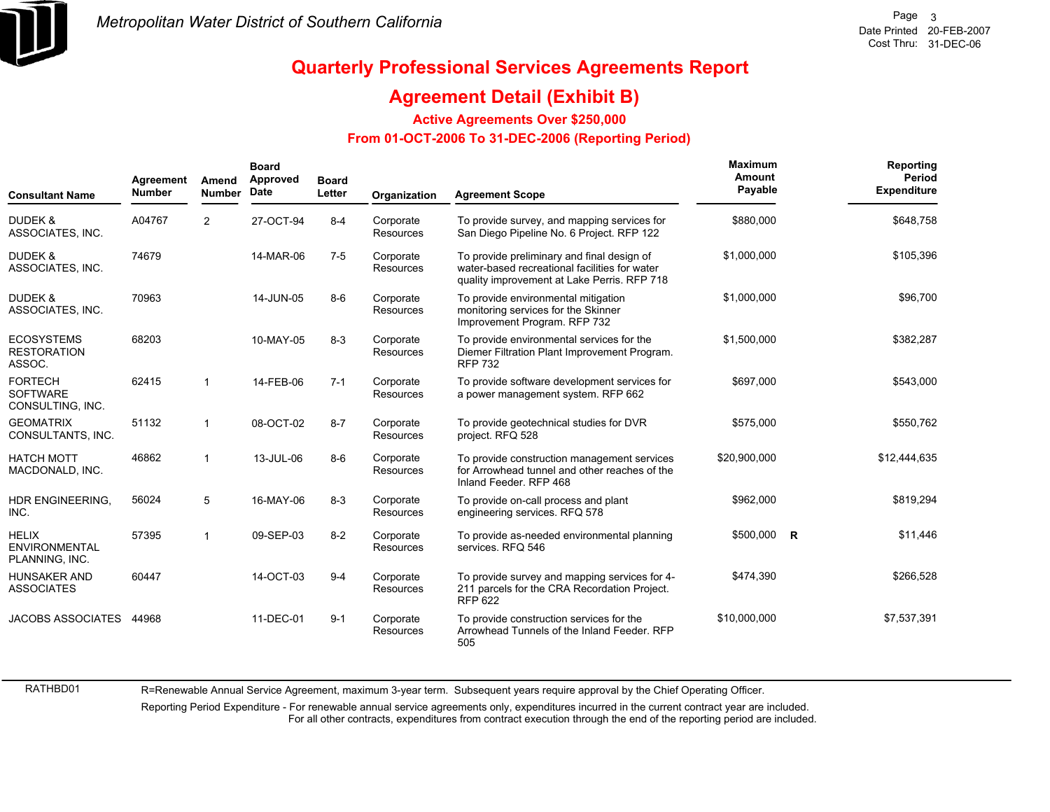# Metropolitan Water District of Southern California

Date Printed 20-FEB-2007
Cost Thru: 31-DEC-06

## Quarterly Professional Services Agreements Report

## Agreement Detail (Exhibit B)

### Active Agreements Over $250,000

### From 01-OCT-2006 To 31-DEC-2006 (Reporting Period)

| Consultant Name | Agreement Number | Amend Number | Board Approved Date | Board Letter | Organization | Agreement Scope | Maximum Amount Payable | | Reporting Period Expenditure |
|---|---|---|---|---|---|---|---|---|---|
| DUDEK & ASSOCIATES, INC. | A04767 | 2 | 27-OCT-94 | 8-4 | Corporate Resources | To provide survey, and mapping services for San Diego Pipeline No. 6 Project. RFP 122 | $880,000 | | $648,758 |
| DUDEK & ASSOCIATES, INC. | 74679 | | 14-MAR-06 | 7-5 | Corporate Resources | To provide preliminary and final design of water-based recreational facilities for water quality improvement at Lake Perris. RFP 718 | $1,000,000 | | $105,396 |
| DUDEK & ASSOCIATES, INC. | 70963 | | 14-JUN-05 | 8-6 | Corporate Resources | To provide environmental mitigation monitoring services for the Skinner Improvement Program. RFP 732 | $1,000,000 | | $96,700 |
| ECOSYSTEMS RESTORATION ASSOC. | 68203 | | 10-MAY-05 | 8-3 | Corporate Resources | To provide environmental services for the Diemer Filtration Plant Improvement Program. RFP 732 | $1,500,000 | | $382,287 |
| FORTECH SOFTWARE CONSULTING, INC. | 62415 | 1 | 14-FEB-06 | 7-1 | Corporate Resources | To provide software development services for a power management system. RFP 662 | $697,000 | | $543,000 |
| GEOMATRIX CONSULTANTS, INC. | 51132 | 1 | 08-OCT-02 | 8-7 | Corporate Resources | To provide geotechnical studies for DVR project. RFQ 528 | $575,000 | | $550,762 |
| HATCH MOTT MACDONALD, INC. | 46862 | 1 | 13-JUL-06 | 8-6 | Corporate Resources | To provide construction management services for Arrowhead tunnel and other reaches of the Inland Feeder. RFP 468 | $20,900,000 | | $12,444,635 |
| HDR ENGINEERING, INC. | 56024 | 5 | 16-MAY-06 | 8-3 | Corporate Resources | To provide on-call process and plant engineering services. RFQ 578 | $962,000 | | $819,294 |
| HELIX ENVIRONMENTAL PLANNING, INC. | 57395 | 1 | 09-SEP-03 | 8-2 | Corporate Resources | To provide as-needed environmental planning services. RFQ 546 | $500,000 | R | $11,446 |
| HUNSAKER AND ASSOCIATES | 60447 | | 14-OCT-03 | 9-4 | Corporate Resources | To provide survey and mapping services for 4-211 parcels for the CRA Recordation Project. RFP 622 | $474,390 | | $266,528 |
| JACOBS ASSOCIATES | 44968 | | 11-DEC-01 | 9-1 | Corporate Resources | To provide construction services for the Arrowhead Tunnels of the Inland Feeder. RFP 505 | $10,000,000 | | $7,537,391 |

RATHBD01

R=Renewable Annual Service Agreement, maximum 3-year term. Subsequent years require approval by the Chief Operating Officer.

Reporting Period Expenditure - For renewable annual service agreements only, expenditures incurred in the current contract year are included. For all other contracts, expenditures from contract execution through the end of the reporting period are included.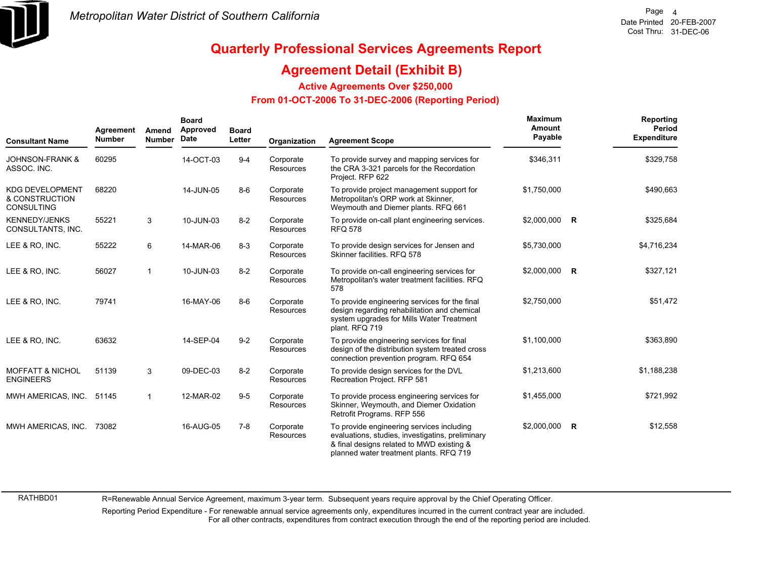# Quarterly Professional Services Agreements Report

## Agreement Detail (Exhibit B)

### Active Agreements Over $250,000

### From 01-OCT-2006 To 31-DEC-2006 (Reporting Period)

| Consultant Name | Agreement Number | Amend Number | Board Approved Date | Board Letter | Organization | Agreement Scope | Maximum Amount Payable | | Reporting Period Expenditure |
|---|---|---|---|---|---|---|---|---|---|
| JOHNSON-FRANK & ASSOC. INC. | 60295 | | 14-OCT-03 | 9-4 | Corporate Resources | To provide survey and mapping services for the CRA 3-321 parcels for the Recordation Project. RFP 622 | $346,311 | | $329,758 |
| KDG DEVELOPMENT & CONSTRUCTION CONSULTING | 68220 | | 14-JUN-05 | 8-6 | Corporate Resources | To provide project management support for Metropolitan's ORP work at Skinner, Weymouth and Diemer plants. RFQ 661 | $1,750,000 | | $490,663 |
| KENNEDY/JENKS CONSULTANTS, INC. | 55221 | 3 | 10-JUN-03 | 8-2 | Corporate Resources | To provide on-call plant engineering services. RFQ 578 | $2,000,000 | R | $325,684 |
| LEE & RO, INC. | 55222 | 6 | 14-MAR-06 | 8-3 | Corporate Resources | To provide design services for Jensen and Skinner facilities. RFQ 578 | $5,730,000 | | $4,716,234 |
| LEE & RO, INC. | 56027 | 1 | 10-JUN-03 | 8-2 | Corporate Resources | To provide on-call engineering services for Metropolitan's water treatment facilities. RFQ 578 | $2,000,000 | R | $327,121 |
| LEE & RO, INC. | 79741 | | 16-MAY-06 | 8-6 | Corporate Resources | To provide engineering services for the final design regarding rehabilitation and chemical system upgrades for Mills Water Treatment plant. RFQ 719 | $2,750,000 | | $51,472 |
| LEE & RO, INC. | 63632 | | 14-SEP-04 | 9-2 | Corporate Resources | To provide engineering services for final design of the distribution system treated cross connection prevention program. RFQ 654 | $1,100,000 | | $363,890 |
| MOFFATT & NICHOL ENGINEERS | 51139 | 3 | 09-DEC-03 | 8-2 | Corporate Resources | To provide design services for the DVL Recreation Project. RFP 581 | $1,213,600 | | $1,188,238 |
| MWH AMERICAS, INC. | 51145 | 1 | 12-MAR-02 | 9-5 | Corporate Resources | To provide process engineering services for Skinner, Weymouth, and Diemer Oxidation Retrofit Programs. RFP 556 | $1,455,000 | | $721,992 |
| MWH AMERICAS, INC. | 73082 | | 16-AUG-05 | 7-8 | Corporate Resources | To provide engineering services including evaluations, studies, investigatins, preliminary & final designs related to MWD existing & planned water treatment plants. RFQ 719 | $2,000,000 | R | $12,558 |

RATHBD01

R=Renewable Annual Service Agreement, maximum 3-year term. Subsequent years require approval by the Chief Operating Officer.

Reporting Period Expenditure - For renewable annual service agreements only, expenditures incurred in the current contract year are included. For all other contracts, expenditures from contract execution through the end of the reporting period are included.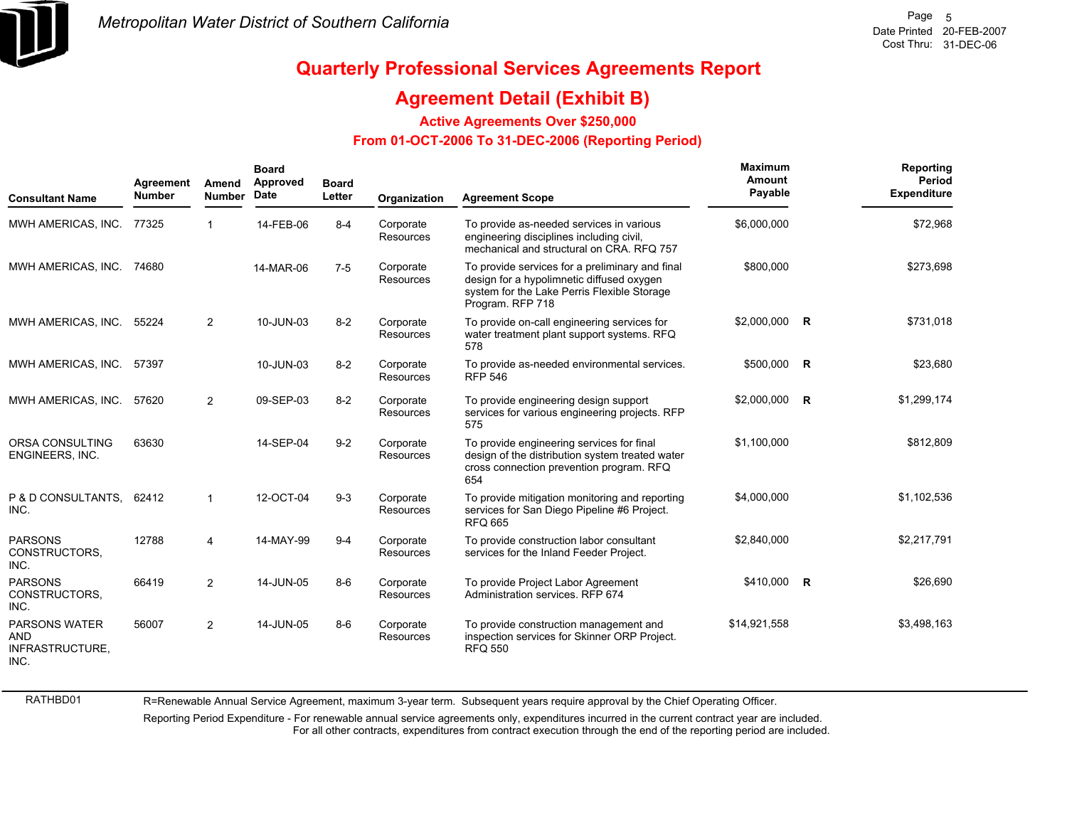# Quarterly Professional Services Agreements Report

## Agreement Detail (Exhibit B)

### Active Agreements Over $250,000

### From 01-OCT-2006 To 31-DEC-2006 (Reporting Period)

| Consultant Name | Agreement Number | Amend Number | Board Approved Date | Board Letter | Organization | Agreement Scope | Maximum Amount Payable | | Reporting Period Expenditure |
|---|---|---|---|---|---|---|---|---|---|
| MWH AMERICAS, INC. | 77325 | 1 | 14-FEB-06 | 8-4 | Corporate Resources | To provide as-needed services in various engineering disciplines including civil, mechanical and structural on CRA. RFQ 757 | $6,000,000 | | $72,968 |
| MWH AMERICAS, INC. | 74680 | | 14-MAR-06 | 7-5 | Corporate Resources | To provide services for a preliminary and final design for a hypolimnetic diffused oxygen system for the Lake Perris Flexible Storage Program. RFP 718 | $800,000 | | $273,698 |
| MWH AMERICAS, INC. | 55224 | 2 | 10-JUN-03 | 8-2 | Corporate Resources | To provide on-call engineering services for water treatment plant support systems. RFQ 578 | $2,000,000 | R | $731,018 |
| MWH AMERICAS, INC. | 57397 | | 10-JUN-03 | 8-2 | Corporate Resources | To provide as-needed environmental services. RFP 546 | $500,000 | R | $23,680 |
| MWH AMERICAS, INC. | 57620 | 2 | 09-SEP-03 | 8-2 | Corporate Resources | To provide engineering design support services for various engineering projects. RFP 575 | $2,000,000 | R | $1,299,174 |
| ORSA CONSULTING ENGINEERS, INC. | 63630 | | 14-SEP-04 | 9-2 | Corporate Resources | To provide engineering services for final design of the distribution system treated water cross connection prevention program. RFQ 654 | $1,100,000 | | $812,809 |
| P & D CONSULTANTS, INC. | 62412 | 1 | 12-OCT-04 | 9-3 | Corporate Resources | To provide mitigation monitoring and reporting services for San Diego Pipeline #6 Project. RFQ 665 | $4,000,000 | | $1,102,536 |
| PARSONS CONSTRUCTORS, INC. | 12788 | 4 | 14-MAY-99 | 9-4 | Corporate Resources | To provide construction labor consultant services for the Inland Feeder Project. | $2,840,000 | | $2,217,791 |
| PARSONS CONSTRUCTORS, INC. | 66419 | 2 | 14-JUN-05 | 8-6 | Corporate Resources | To provide Project Labor Agreement Administration services. RFP 674 | $410,000 | R | $26,690 |
| PARSONS WATER AND INFRASTRUCTURE, INC. | 56007 | 2 | 14-JUN-05 | 8-6 | Corporate Resources | To provide construction management and inspection services for Skinner ORP Project. RFQ 550 | $14,921,558 | | $3,498,163 |

RATHBD01

R=Renewable Annual Service Agreement, maximum 3-year term. Subsequent years require approval by the Chief Operating Officer.

Reporting Period Expenditure - For renewable annual service agreements only, expenditures incurred in the current contract year are included. For all other contracts, expenditures from contract execution through the end of the reporting period are included.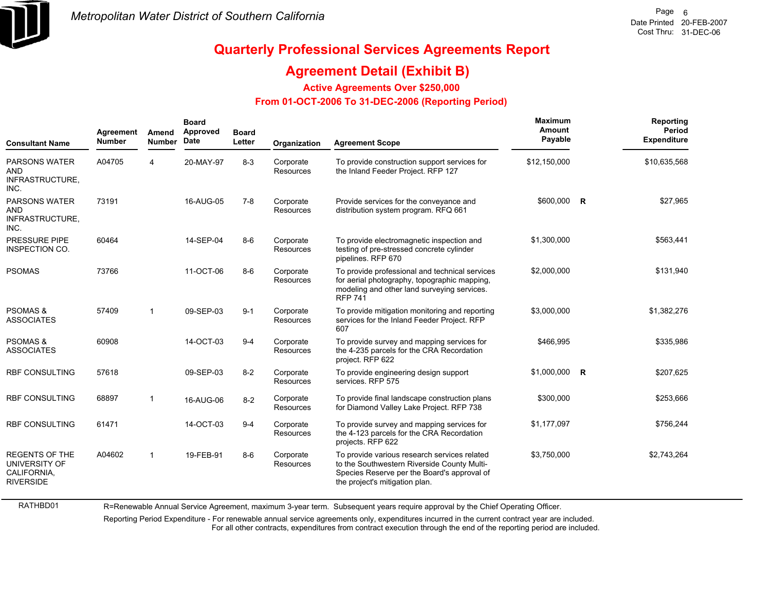Metropolitan Water District of Southern California

Date Printed 20-FEB-2007
Cost Thru: 31-DEC-06

# Quarterly Professional Services Agreements Report

## Agreement Detail (Exhibit B)

### Active Agreements Over $250,000

### From 01-OCT-2006 To 31-DEC-2006 (Reporting Period)

| Consultant Name | Agreement Number | Amend Number | Board Approved Date | Board Letter | Organization | Agreement Scope | Maximum Amount Payable | | Reporting Period Expenditure |
|---|---|---|---|---|---|---|---|---|---|
| PARSONS WATER AND INFRASTRUCTURE, INC. | A04705 | 4 | 20-MAY-97 | 8-3 | Corporate Resources | To provide construction support services for the Inland Feeder Project. RFP 127 | $12,150,000 | | $10,635,568 |
| PARSONS WATER AND INFRASTRUCTURE, INC. | 73191 | | 16-AUG-05 | 7-8 | Corporate Resources | Provide services for the conveyance and distribution system program. RFQ 661 | $600,000 | R | $27,965 |
| PRESSURE PIPE INSPECTION CO. | 60464 | | 14-SEP-04 | 8-6 | Corporate Resources | To provide electromagnetic inspection and testing of pre-stressed concrete cylinder pipelines. RFP 670 | $1,300,000 | | $563,441 |
| PSOMAS | 73766 | | 11-OCT-06 | 8-6 | Corporate Resources | To provide professional and technical services for aerial photography, topographic mapping, modeling and other land surveying services. RFP 741 | $2,000,000 | | $131,940 |
| PSOMAS & ASSOCIATES | 57409 | 1 | 09-SEP-03 | 9-1 | Corporate Resources | To provide mitigation monitoring and reporting services for the Inland Feeder Project. RFP 607 | $3,000,000 | | $1,382,276 |
| PSOMAS & ASSOCIATES | 60908 | | 14-OCT-03 | 9-4 | Corporate Resources | To provide survey and mapping services for the 4-235 parcels for the CRA Recordation project. RFP 622 | $466,995 | | $335,986 |
| RBF CONSULTING | 57618 | | 09-SEP-03 | 8-2 | Corporate Resources | To provide engineering design support services. RFP 575 | $1,000,000 | R | $207,625 |
| RBF CONSULTING | 68897 | 1 | 16-AUG-06 | 8-2 | Corporate Resources | To provide final landscape construction plans for Diamond Valley Lake Project. RFP 738 | $300,000 | | $253,666 |
| RBF CONSULTING | 61471 | | 14-OCT-03 | 9-4 | Corporate Resources | To provide survey and mapping services for the 4-123 parcels for the CRA Recordation projects. RFP 622 | $1,177,097 | | $756,244 |
| REGENTS OF THE UNIVERSITY OF CALIFORNIA, RIVERSIDE | A04602 | 1 | 19-FEB-91 | 8-6 | Corporate Resources | To provide various research services related to the Southwestern Riverside County Multi-Species Reserve per the Board's approval of the project's mitigation plan. | $3,750,000 | | $2,743,264 |

RATHBD01

R=Renewable Annual Service Agreement, maximum 3-year term. Subsequent years require approval by the Chief Operating Officer.

Reporting Period Expenditure - For renewable annual service agreements only, expenditures incurred in the current contract year are included. For all other contracts, expenditures from contract execution through the end of the reporting period are included.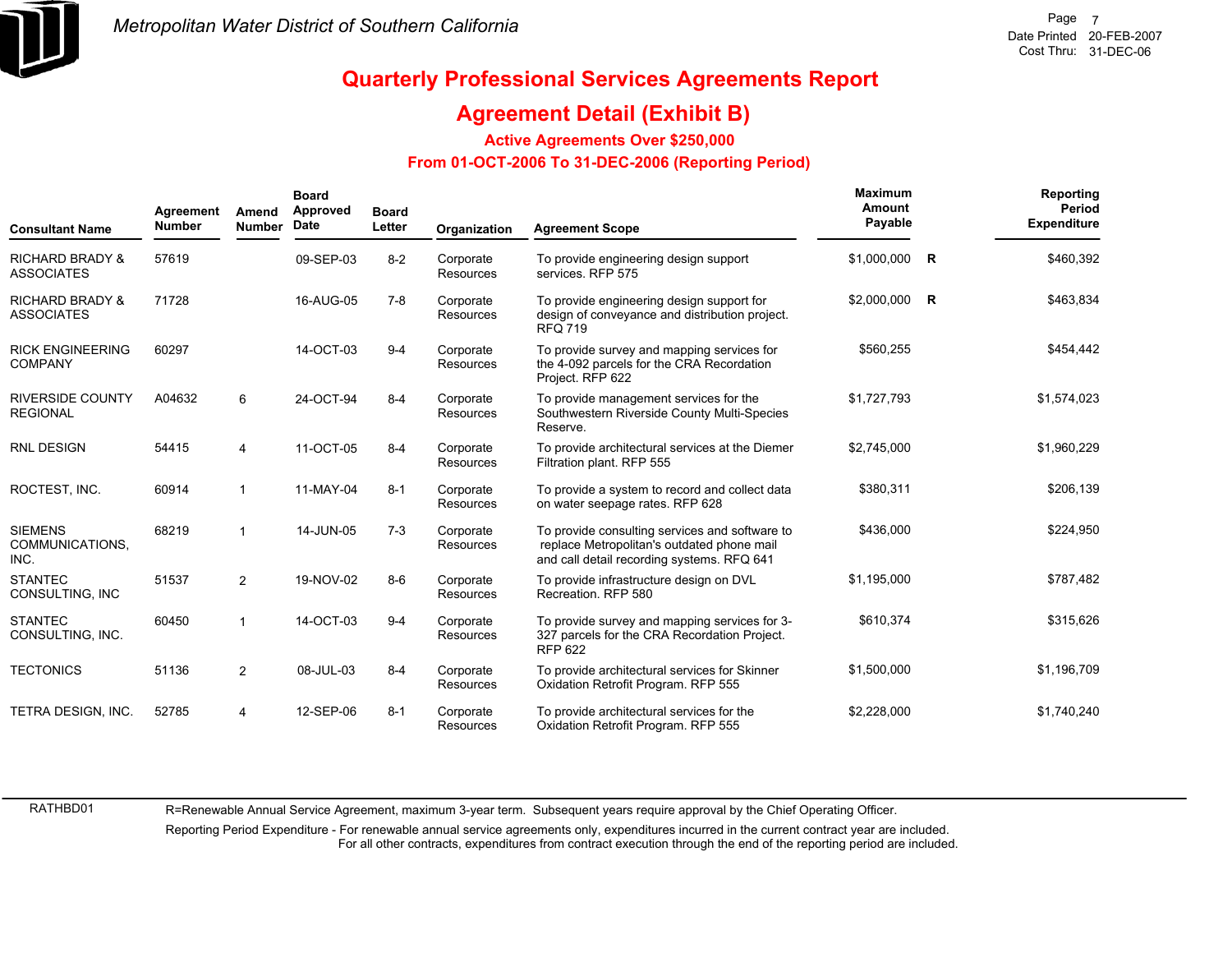Metropolitan Water District of Southern California

Date Printed 20-FEB-2007
Cost Thru: 31-DEC-06

# Quarterly Professional Services Agreements Report

## Agreement Detail (Exhibit B)

### Active Agreements Over $250,000

### From 01-OCT-2006 To 31-DEC-2006 (Reporting Period)

| Consultant Name | Agreement Number | Amend Number | Board Approved Date | Board Letter | Organization | Agreement Scope | Maximum Amount Payable | | Reporting Period Expenditure |
|---|---|---|---|---|---|---|---|---|---|
| RICHARD BRADY & ASSOCIATES | 57619 | | 09-SEP-03 | 8-2 | Corporate Resources | To provide engineering design support services. RFP 575 | $1,000,000 | R | $460,392 |
| RICHARD BRADY & ASSOCIATES | 71728 | | 16-AUG-05 | 7-8 | Corporate Resources | To provide engineering design support for design of conveyance and distribution project. RFQ 719 | $2,000,000 | R | $463,834 |
| RICK ENGINEERING COMPANY | 60297 | | 14-OCT-03 | 9-4 | Corporate Resources | To provide survey and mapping services for the 4-092 parcels for the CRA Recordation Project. RFP 622 | $560,255 | | $454,442 |
| RIVERSIDE COUNTY REGIONAL | A04632 | 6 | 24-OCT-94 | 8-4 | Corporate Resources | To provide management services for the Southwestern Riverside County Multi-Species Reserve. | $1,727,793 | | $1,574,023 |
| RNL DESIGN | 54415 | 4 | 11-OCT-05 | 8-4 | Corporate Resources | To provide architectural services at the Diemer Filtration plant. RFP 555 | $2,745,000 | | $1,960,229 |
| ROCTEST, INC. | 60914 | 1 | 11-MAY-04 | 8-1 | Corporate Resources | To provide a system to record and collect data on water seepage rates. RFP 628 | $380,311 | | $206,139 |
| SIEMENS COMMUNICATIONS, INC. | 68219 | 1 | 14-JUN-05 | 7-3 | Corporate Resources | To provide consulting services and software to replace Metropolitan's outdated phone mail and call detail recording systems. RFQ 641 | $436,000 | | $224,950 |
| STANTEC CONSULTING, INC | 51537 | 2 | 19-NOV-02 | 8-6 | Corporate Resources | To provide infrastructure design on DVL Recreation. RFP 580 | $1,195,000 | | $787,482 |
| STANTEC CONSULTING, INC. | 60450 | 1 | 14-OCT-03 | 9-4 | Corporate Resources | To provide survey and mapping services for 3-327 parcels for the CRA Recordation Project. RFP 622 | $610,374 | | $315,626 |
| TECTONICS | 51136 | 2 | 08-JUL-03 | 8-4 | Corporate Resources | To provide architectural services for Skinner Oxidation Retrofit Program. RFP 555 | $1,500,000 | | $1,196,709 |
| TETRA DESIGN, INC. | 52785 | 4 | 12-SEP-06 | 8-1 | Corporate Resources | To provide architectural services for the Oxidation Retrofit Program. RFP 555 | $2,228,000 | | $1,740,240 |

RATHBD01

R=Renewable Annual Service Agreement, maximum 3-year term. Subsequent years require approval by the Chief Operating Officer.

Reporting Period Expenditure - For renewable annual service agreements only, expenditures incurred in the current contract year are included. For all other contracts, expenditures from contract execution through the end of the reporting period are included.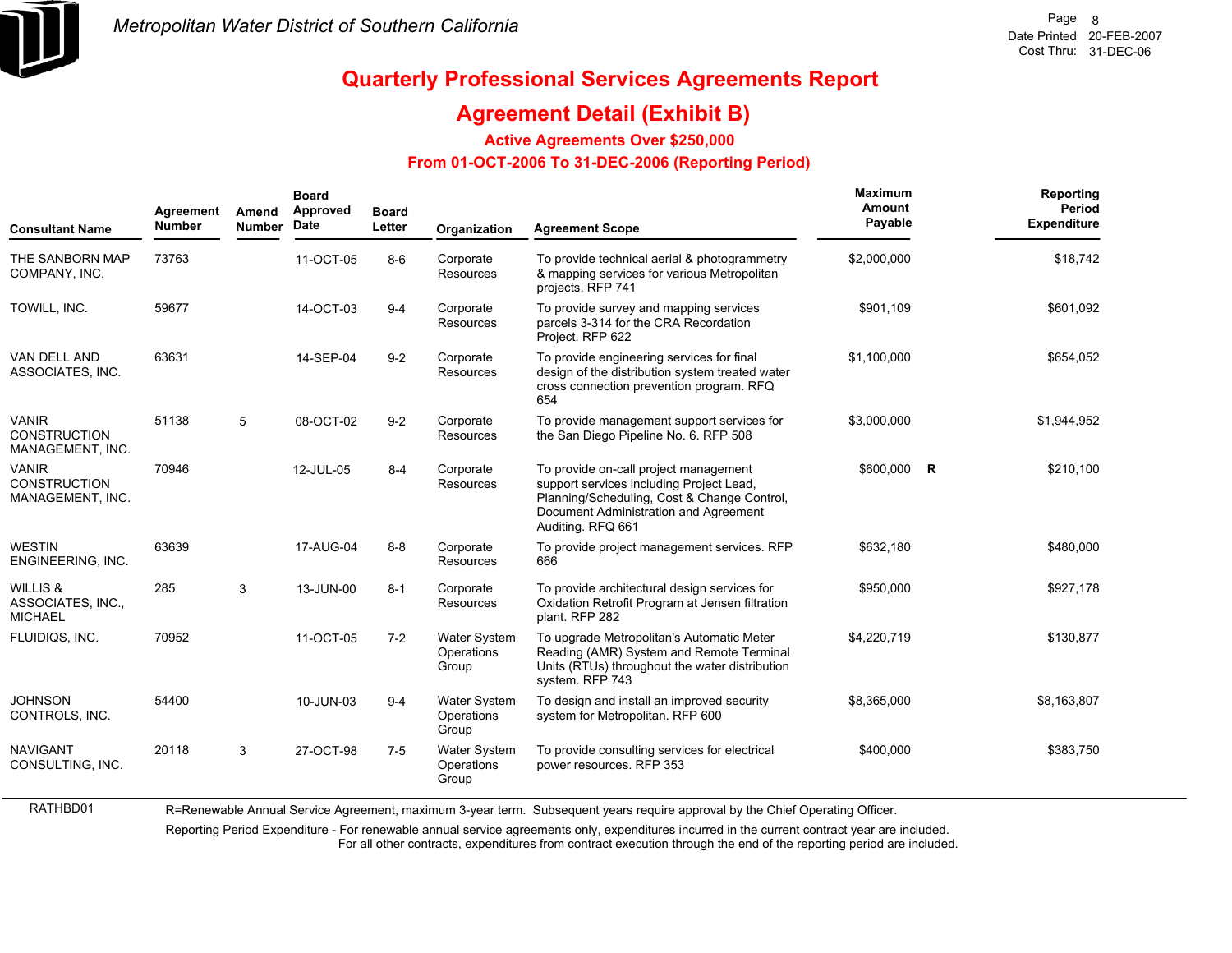# Quarterly Professional Services Agreements Report

## Agreement Detail (Exhibit B)

### Active Agreements Over $250,000

### From 01-OCT-2006 To 31-DEC-2006 (Reporting Period)

| Consultant Name | Agreement Number | Amend Number | Board Approved Date | Board Letter | Organization | Agreement Scope | Maximum Amount Payable | | Reporting Period Expenditure |
|---|---|---|---|---|---|---|---|---|---|
| THE SANBORN MAP COMPANY, INC. | 73763 | | 11-OCT-05 | 8-6 | Corporate Resources | To provide technical aerial & photogrammetry & mapping services for various Metropolitan projects. RFP 741 | $2,000,000 | | $18,742 |
| TOWILL, INC. | 59677 | | 14-OCT-03 | 9-4 | Corporate Resources | To provide survey and mapping services parcels 3-314 for the CRA Recordation Project. RFP 622 | $901,109 | | $601,092 |
| VAN DELL AND ASSOCIATES, INC. | 63631 | | 14-SEP-04 | 9-2 | Corporate Resources | To provide engineering services for final design of the distribution system treated water cross connection prevention program. RFQ 654 | $1,100,000 | | $654,052 |
| VANIR CONSTRUCTION MANAGEMENT, INC. | 51138 | 5 | 08-OCT-02 | 9-2 | Corporate Resources | To provide management support services for the San Diego Pipeline No. 6. RFP 508 | $3,000,000 | | $1,944,952 |
| VANIR CONSTRUCTION MANAGEMENT, INC. | 70946 | | 12-JUL-05 | 8-4 | Corporate Resources | To provide on-call project management support services including Project Lead, Planning/Scheduling, Cost & Change Control, Document Administration and Agreement Auditing. RFQ 661 | $600,000 | R | $210,100 |
| WESTIN ENGINEERING, INC. | 63639 | | 17-AUG-04 | 8-8 | Corporate Resources | To provide project management services. RFP 666 | $632,180 | | $480,000 |
| WILLIS & ASSOCIATES, INC., MICHAEL | 285 | 3 | 13-JUN-00 | 8-1 | Corporate Resources | To provide architectural design services for Oxidation Retrofit Program at Jensen filtration plant. RFP 282 | $950,000 | | $927,178 |
| FLUIDIQS, INC. | 70952 | | 11-OCT-05 | 7-2 | Water System Operations Group | To upgrade Metropolitan's Automatic Meter Reading (AMR) System and Remote Terminal Units (RTUs) throughout the water distribution system. RFP 743 | $4,220,719 | | $130,877 |
| JOHNSON CONTROLS, INC. | 54400 | | 10-JUN-03 | 9-4 | Water System Operations Group | To design and install an improved security system for Metropolitan. RFP 600 | $8,365,000 | | $8,163,807 |
| NAVIGANT CONSULTING, INC. | 20118 | 3 | 27-OCT-98 | 7-5 | Water System Operations Group | To provide consulting services for electrical power resources. RFP 353 | $400,000 | | $383,750 |

RATHBD01

R=Renewable Annual Service Agreement, maximum 3-year term. Subsequent years require approval by the Chief Operating Officer.

Reporting Period Expenditure - For renewable annual service agreements only, expenditures incurred in the current contract year are included. For all other contracts, expenditures from contract execution through the end of the reporting period are included.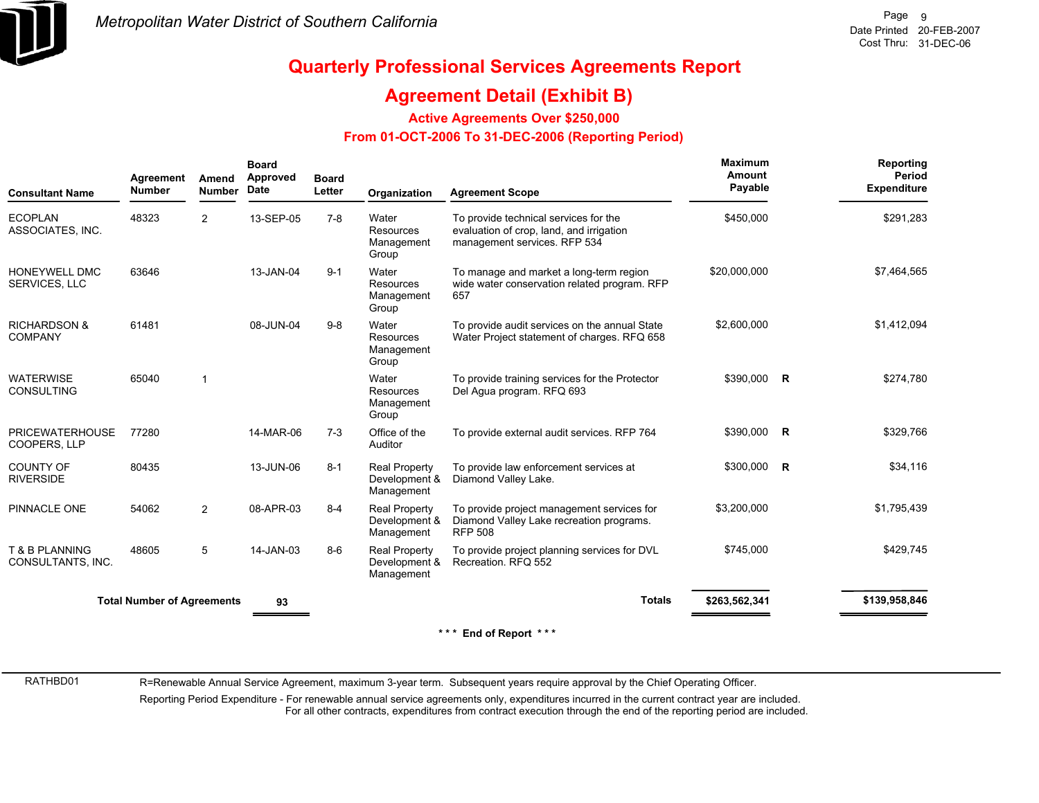Metropolitan Water District of Southern California

# Quarterly Professional Services Agreements Report

## Agreement Detail (Exhibit B)

### Active Agreements Over $250,000

### From 01-OCT-2006 To 31-DEC-2006 (Reporting Period)

| Consultant Name | Agreement Number | Amend Number | Board Approved Date | Board Letter | Organization | Agreement Scope | Maximum Amount Payable | | Reporting Period Expenditure |
|---|---|---|---|---|---|---|---|---|---|
| ECOPLAN ASSOCIATES, INC. | 48323 | 2 | 13-SEP-05 | 7-8 | Water Resources Management Group | To provide technical services for the evaluation of crop, land, and irrigation management services. RFP 534 | $450,000 | | $291,283 |
| HONEYWELL DMC SERVICES, LLC | 63646 | | 13-JAN-04 | 9-1 | Water Resources Management Group | To manage and market a long-term region wide water conservation related program. RFP 657 | $20,000,000 | | $7,464,565 |
| RICHARDSON & COMPANY | 61481 | | 08-JUN-04 | 9-8 | Water Resources Management Group | To provide audit services on the annual State Water Project statement of charges. RFQ 658 | $2,600,000 | | $1,412,094 |
| WATERWISE CONSULTING | 65040 | 1 | | | Water Resources Management Group | To provide training services for the Protector Del Agua program. RFQ 693 | $390,000 | R | $274,780 |
| PRICEWATERHOUSE COOPERS, LLP | 77280 | | 14-MAR-06 | 7-3 | Office of the Auditor | To provide external audit services. RFP 764 | $390,000 | R | $329,766 |
| COUNTY OF RIVERSIDE | 80435 | | 13-JUN-06 | 8-1 | Real Property Development & Management | To provide law enforcement services at Diamond Valley Lake. | $300,000 | R | $34,116 |
| PINNACLE ONE | 54062 | 2 | 08-APR-03 | 8-4 | Real Property Development & Management | To provide project management services for Diamond Valley Lake recreation programs. RFP 508 | $3,200,000 | | $1,795,439 |
| T & B PLANNING CONSULTANTS, INC. | 48605 | 5 | 14-JAN-03 | 8-6 | Real Property Development & Management | To provide project planning services for DVL Recreation. RFQ 552 | $745,000 | | $429,745 |
| **Total Number of Agreements** | | | **93** | | | **Totals** | **$263,562,341** | | **$139,958,846** |

*** End of Report ***

RATHBD01

R=Renewable Annual Service Agreement, maximum 3-year term. Subsequent years require approval by the Chief Operating Officer.

Reporting Period Expenditure - For renewable annual service agreements only, expenditures incurred in the current contract year are included. For all other contracts, expenditures from contract execution through the end of the reporting period are included.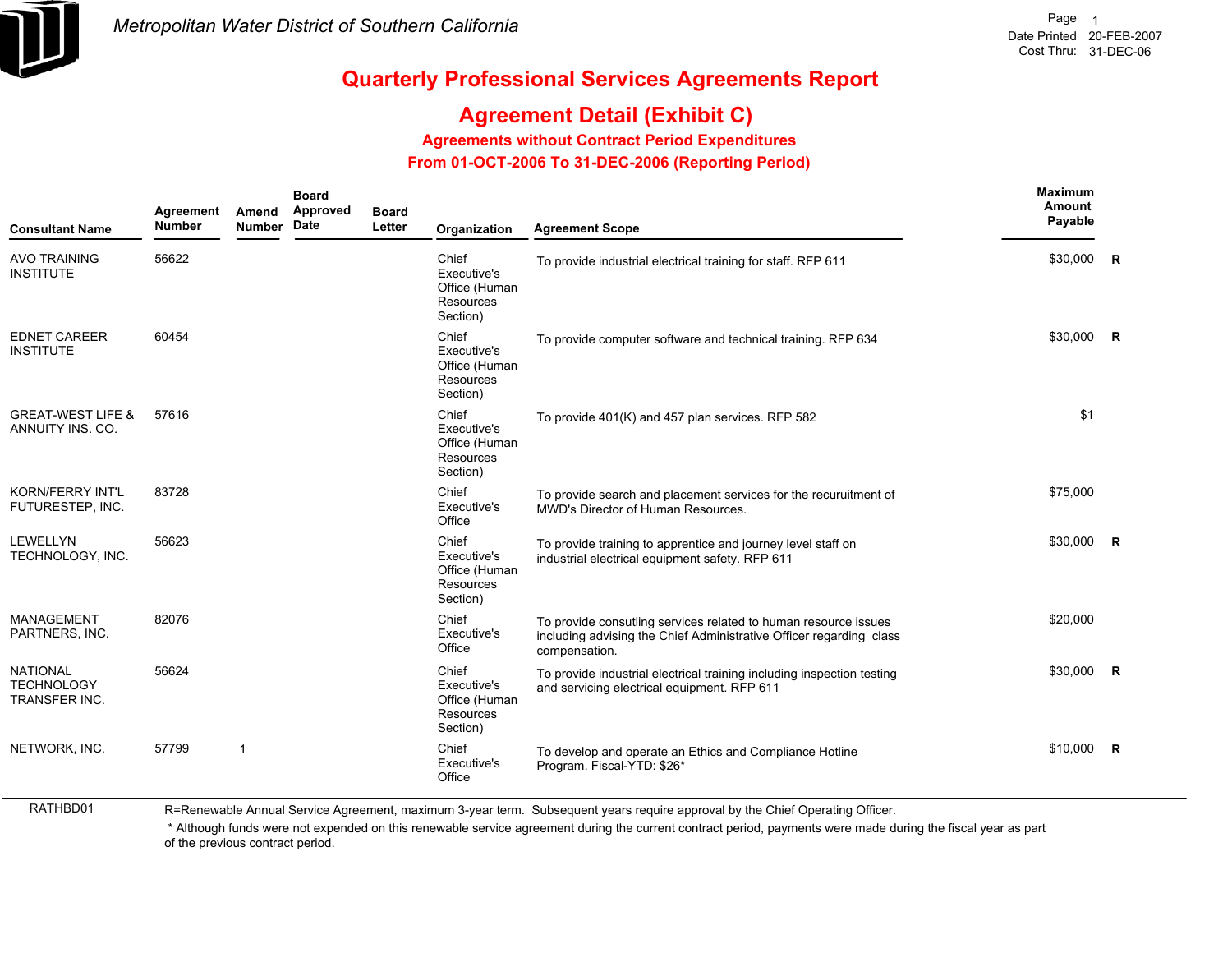Metropolitan Water District of Southern California

Date Printed 20-FEB-2007
Cost Thru: 31-DEC-06

# Quarterly Professional Services Agreements Report

## Agreement Detail (Exhibit C)

### Agreements without Contract Period Expenditures

### From 01-OCT-2006 To 31-DEC-2006 (Reporting Period)

| Consultant Name | Agreement Number | Amend Number | Board Approved Date | Board Letter | Organization | Agreement Scope | Maximum Amount Payable | |
|---|---|---|---|---|---|---|---|---|
| AVO TRAINING INSTITUTE | 56622 | | | | Chief Executive's Office (Human Resources Section) | To provide industrial electrical training for staff. RFP 611 | $30,000 | R |
| EDNET CAREER INSTITUTE | 60454 | | | | Chief Executive's Office (Human Resources Section) | To provide computer software and technical training. RFP 634 | $30,000 | R |
| GREAT-WEST LIFE & ANNUITY INS. CO. | 57616 | | | | Chief Executive's Office (Human Resources Section) | To provide 401(K) and 457 plan services. RFP 582 | $1 | |
| KORN/FERRY INT'L FUTURESTEP, INC. | 83728 | | | | Chief Executive's Office | To provide search and placement services for the recuruitment of MWD's Director of Human Resources. | $75,000 | |
| LEWELLYN TECHNOLOGY, INC. | 56623 | | | | Chief Executive's Office (Human Resources Section) | To provide training to apprentice and journey level staff on industrial electrical equipment safety. RFP 611 | $30,000 | R |
| MANAGEMENT PARTNERS, INC. | 82076 | | | | Chief Executive's Office | To provide consutling services related to human resource issues including advising the Chief Administrative Officer regarding class compensation. | $20,000 | |
| NATIONAL TECHNOLOGY TRANSFER INC. | 56624 | | | | Chief Executive's Office (Human Resources Section) | To provide industrial electrical training including inspection testing and servicing electrical equipment. RFP 611 | $30,000 | R |
| NETWORK, INC. | 57799 | 1 | | | Chief Executive's Office | To develop and operate an Ethics and Compliance Hotline Program. Fiscal-YTD: $26* | $10,000 | R |

RATHBD01

R=Renewable Annual Service Agreement, maximum 3-year term. Subsequent years require approval by the Chief Operating Officer.

* Although funds were not expended on this renewable service agreement during the current contract period, payments were made during the fiscal year as part of the previous contract period.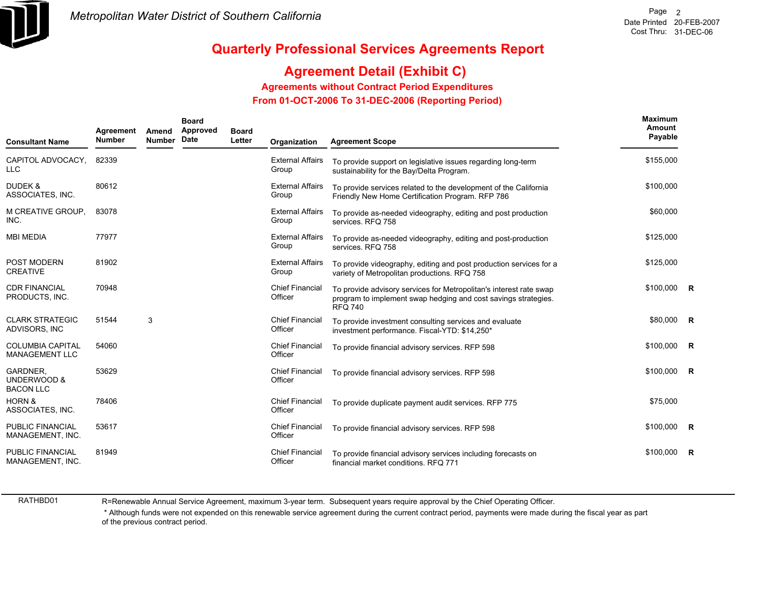Metropolitan Water District of Southern California

Date Printed 20-FEB-2007
Cost Thru: 31-DEC-06

# Quarterly Professional Services Agreements Report

## Agreement Detail (Exhibit C)

### Agreements without Contract Period Expenditures

### From 01-OCT-2006 To 31-DEC-2006 (Reporting Period)

| Consultant Name | Agreement Number | Amend Number | Board Approved Date | Board Letter | Organization | Agreement Scope | Maximum Amount Payable | |
|---|---|---|---|---|---|---|---|---|
| CAPITOL ADVOCACY, LLC | 82339 | | | | External Affairs Group | To provide support on legislative issues regarding long-term sustainability for the Bay/Delta Program. | $155,000 | |
| DUDEK & ASSOCIATES, INC. | 80612 | | | | External Affairs Group | To provide services related to the development of the California Friendly New Home Certification Program. RFP 786 | $100,000 | |
| M CREATIVE GROUP, INC. | 83078 | | | | External Affairs Group | To provide as-needed videography, editing and post production services. RFQ 758 | $60,000 | |
| MBI MEDIA | 77977 | | | | External Affairs Group | To provide as-needed videography, editing and post-production services. RFQ 758 | $125,000 | |
| POST MODERN CREATIVE | 81902 | | | | External Affairs Group | To provide videography, editing and post production services for a variety of Metropolitan productions. RFQ 758 | $125,000 | |
| CDR FINANCIAL PRODUCTS, INC. | 70948 | | | | Chief Financial Officer | To provide advisory services for Metropolitan's interest rate swap program to implement swap hedging and cost savings strategies. RFQ 740 | $100,000 | R |
| CLARK STRATEGIC ADVISORS, INC | 51544 | 3 | | | Chief Financial Officer | To provide investment consulting services and evaluate investment performance. Fiscal-YTD: $14,250* | $80,000 | R |
| COLUMBIA CAPITAL MANAGEMENT LLC | 54060 | | | | Chief Financial Officer | To provide financial advisory services. RFP 598 | $100,000 | R |
| GARDNER, UNDERWOOD & BACON LLC | 53629 | | | | Chief Financial Officer | To provide financial advisory services. RFP 598 | $100,000 | R |
| HORN & ASSOCIATES, INC. | 78406 | | | | Chief Financial Officer | To provide duplicate payment audit services. RFP 775 | $75,000 | |
| PUBLIC FINANCIAL MANAGEMENT, INC. | 53617 | | | | Chief Financial Officer | To provide financial advisory services. RFP 598 | $100,000 | R |
| PUBLIC FINANCIAL MANAGEMENT, INC. | 81949 | | | | Chief Financial Officer | To provide financial advisory services including forecasts on financial market conditions. RFQ 771 | $100,000 | R |

RATHBD01

R=Renewable Annual Service Agreement, maximum 3-year term. Subsequent years require approval by the Chief Operating Officer.

* Although funds were not expended on this renewable service agreement during the current contract period, payments were made during the fiscal year as part of the previous contract period.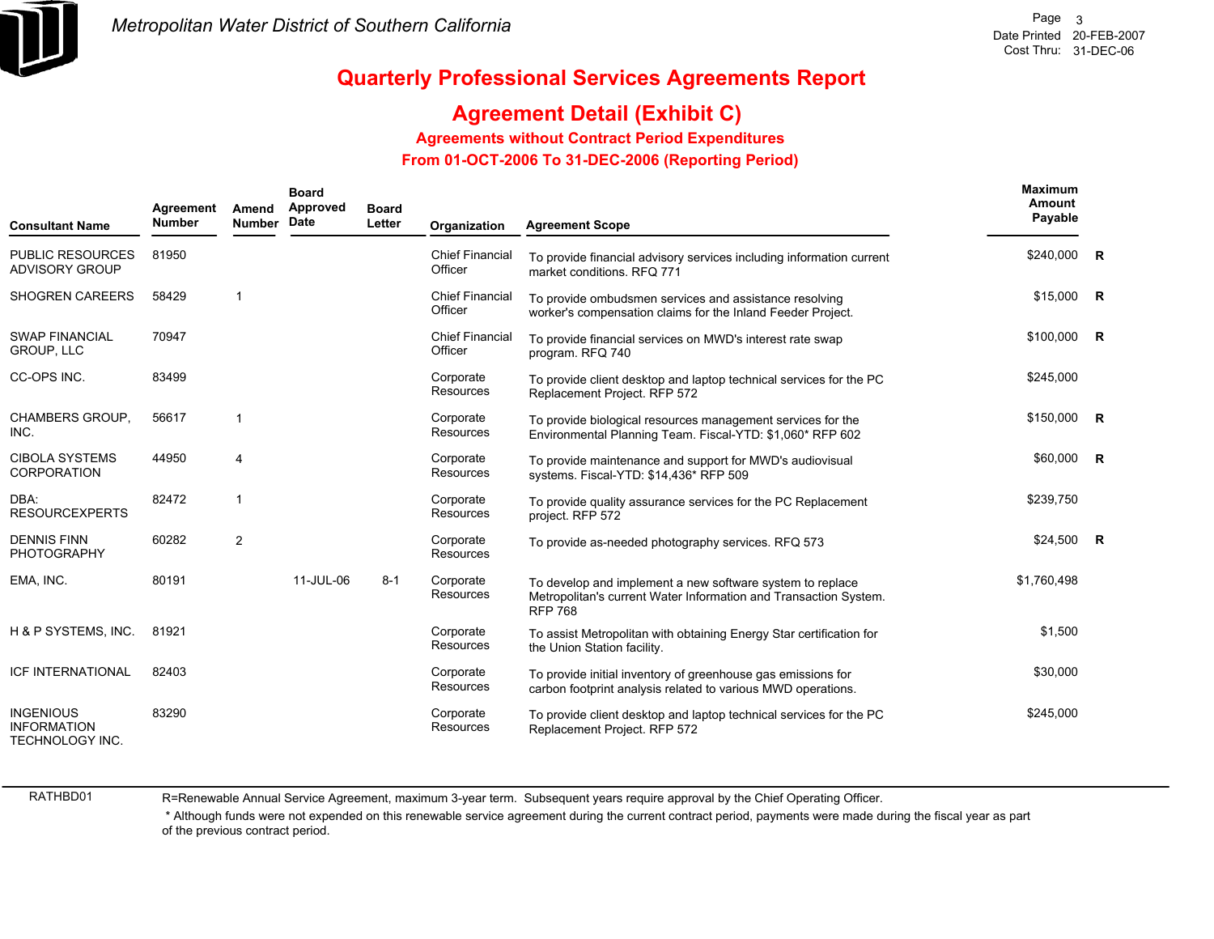Metropolitan Water District of Southern California

# Quarterly Professional Services Agreements Report

## Agreement Detail (Exhibit C)

### Agreements without Contract Period Expenditures

### From 01-OCT-2006 To 31-DEC-2006 (Reporting Period)

Date Printed 20-FEB-2007
Cost Thru: 31-DEC-06

| Consultant Name | Agreement Number | Amend Number | Board Approved Date | Board Letter | Organization | Agreement Scope | Maximum Amount Payable | |
|---|---|---|---|---|---|---|---|---|
| PUBLIC RESOURCES ADVISORY GROUP | 81950 | | | | Chief Financial Officer | To provide financial advisory services including information current market conditions. RFQ 771 | $240,000 | R |
| SHOGREN CAREERS | 58429 | 1 | | | Chief Financial Officer | To provide ombudsmen services and assistance resolving worker's compensation claims for the Inland Feeder Project. | $15,000 | R |
| SWAP FINANCIAL GROUP, LLC | 70947 | | | | Chief Financial Officer | To provide financial services on MWD's interest rate swap program. RFQ 740 | $100,000 | R |
| CC-OPS INC. | 83499 | | | | Corporate Resources | To provide client desktop and laptop technical services for the PC Replacement Project. RFP 572 | $245,000 | |
| CHAMBERS GROUP, INC. | 56617 | 1 | | | Corporate Resources | To provide biological resources management services for the Environmental Planning Team. Fiscal-YTD: $1,060* RFP 602 | $150,000 | R |
| CIBOLA SYSTEMS CORPORATION | 44950 | 4 | | | Corporate Resources | To provide maintenance and support for MWD's audiovisual systems. Fiscal-YTD: $14,436* RFP 509 | $60,000 | R |
| DBA: RESOURCEXPERTS | 82472 | 1 | | | Corporate Resources | To provide quality assurance services for the PC Replacement project. RFP 572 | $239,750 | |
| DENNIS FINN PHOTOGRAPHY | 60282 | 2 | | | Corporate Resources | To provide as-needed photography services. RFQ 573 | $24,500 | R |
| EMA, INC. | 80191 | | 11-JUL-06 | 8-1 | Corporate Resources | To develop and implement a new software system to replace Metropolitan's current Water Information and Transaction System. RFP 768 | $1,760,498 | |
| H & P SYSTEMS, INC. | 81921 | | | | Corporate Resources | To assist Metropolitan with obtaining Energy Star certification for the Union Station facility. | $1,500 | |
| ICF INTERNATIONAL | 82403 | | | | Corporate Resources | To provide initial inventory of greenhouse gas emissions for carbon footprint analysis related to various MWD operations. | $30,000 | |
| INGENIOUS INFORMATION TECHNOLOGY INC. | 83290 | | | | Corporate Resources | To provide client desktop and laptop technical services for the PC Replacement Project. RFP 572 | $245,000 | |

RATHBD01

R=Renewable Annual Service Agreement, maximum 3-year term. Subsequent years require approval by the Chief Operating Officer.

\* Although funds were not expended on this renewable service agreement during the current contract period, payments were made during the fiscal year as part of the previous contract period.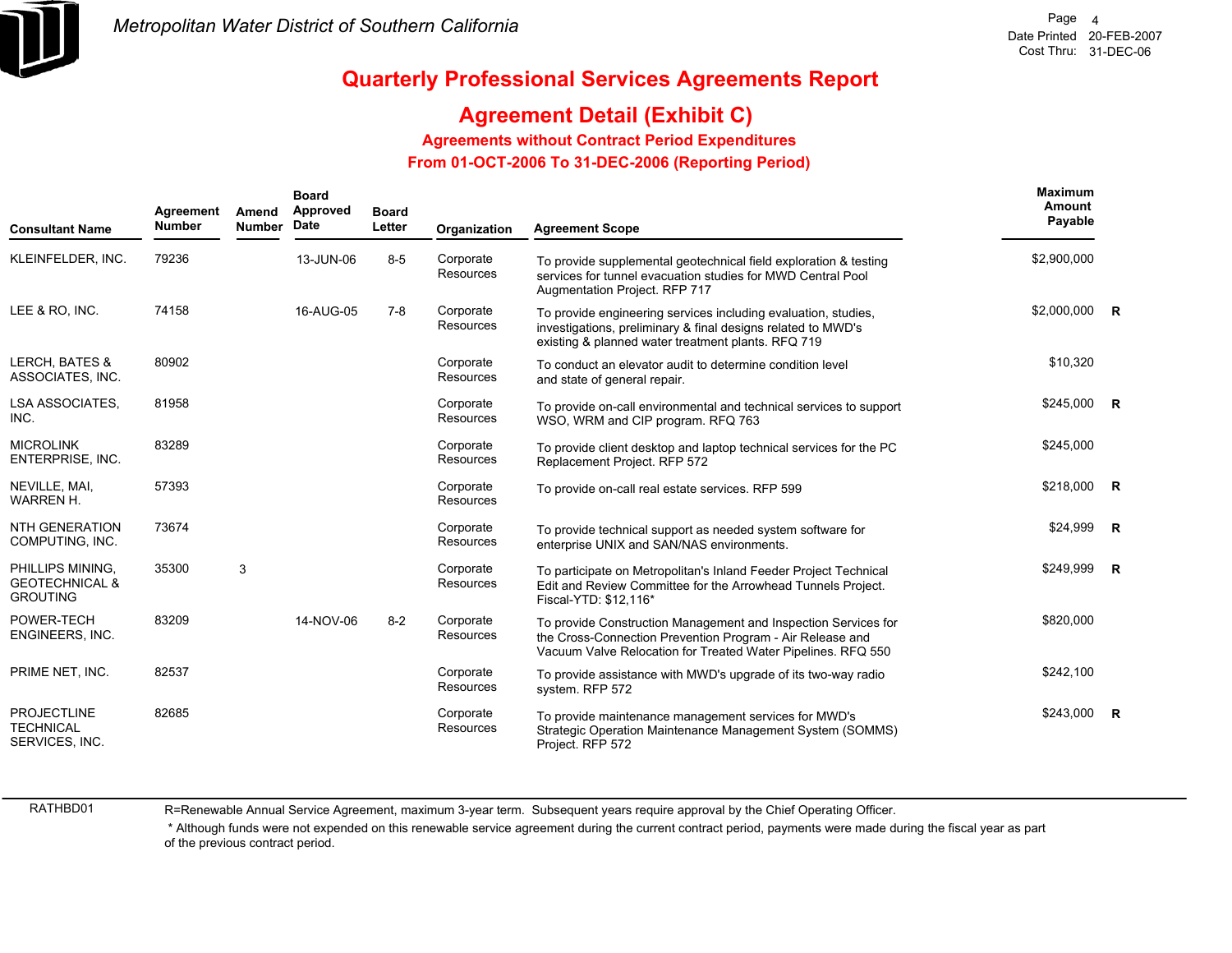Metropolitan Water District of Southern California

Date Printed 20-FEB-2007
Cost Thru: 31-DEC-06

# Quarterly Professional Services Agreements Report

## Agreement Detail (Exhibit C)

### Agreements without Contract Period Expenditures

### From 01-OCT-2006 To 31-DEC-2006 (Reporting Period)

| Consultant Name | Agreement Number | Amend Number | Board Approved Date | Board Letter | Organization | Agreement Scope | Maximum Amount Payable | |
|---|---|---|---|---|---|---|---|---|
| KLEINFELDER, INC. | 79236 | | 13-JUN-06 | 8-5 | Corporate Resources | To provide supplemental geotechnical field exploration & testing services for tunnel evacuation studies for MWD Central Pool Augmentation Project. RFP 717 | $2,900,000 | |
| LEE & RO, INC. | 74158 | | 16-AUG-05 | 7-8 | Corporate Resources | To provide engineering services including evaluation, studies, investigations, preliminary & final designs related to MWD's existing & planned water treatment plants. RFQ 719 | $2,000,000 | R |
| LERCH, BATES & ASSOCIATES, INC. | 80902 | | | | Corporate Resources | To conduct an elevator audit to determine condition level and state of general repair. | $10,320 | |
| LSA ASSOCIATES, INC. | 81958 | | | | Corporate Resources | To provide on-call environmental and technical services to support WSO, WRM and CIP program. RFQ 763 | $245,000 | R |
| MICROLINK ENTERPRISE, INC. | 83289 | | | | Corporate Resources | To provide client desktop and laptop technical services for the PC Replacement Project. RFP 572 | $245,000 | |
| NEVILLE, MAI, WARREN H. | 57393 | | | | Corporate Resources | To provide on-call real estate services. RFP 599 | $218,000 | R |
| NTH GENERATION COMPUTING, INC. | 73674 | | | | Corporate Resources | To provide technical support as needed system software for enterprise UNIX and SAN/NAS environments. | $24,999 | R |
| PHILLIPS MINING, GEOTECHNICAL & GROUTING | 35300 | 3 | | | Corporate Resources | To participate on Metropolitan's Inland Feeder Project Technical Edit and Review Committee for the Arrowhead Tunnels Project. Fiscal-YTD: $12,116* | $249,999 | R |
| POWER-TECH ENGINEERS, INC. | 83209 | | 14-NOV-06 | 8-2 | Corporate Resources | To provide Construction Management and Inspection Services for the Cross-Connection Prevention Program - Air Release and Vacuum Valve Relocation for Treated Water Pipelines. RFQ 550 | $820,000 | |
| PRIME NET, INC. | 82537 | | | | Corporate Resources | To provide assistance with MWD's upgrade of its two-way radio system. RFP 572 | $242,100 | |
| PROJECTLINE TECHNICAL SERVICES, INC. | 82685 | | | | Corporate Resources | To provide maintenance management services for MWD's Strategic Operation Maintenance Management System (SOMMS) Project. RFP 572 | $243,000 | R |

RATHBD01

R=Renewable Annual Service Agreement, maximum 3-year term. Subsequent years require approval by the Chief Operating Officer.

* Although funds were not expended on this renewable service agreement during the current contract period, payments were made during the fiscal year as part of the previous contract period.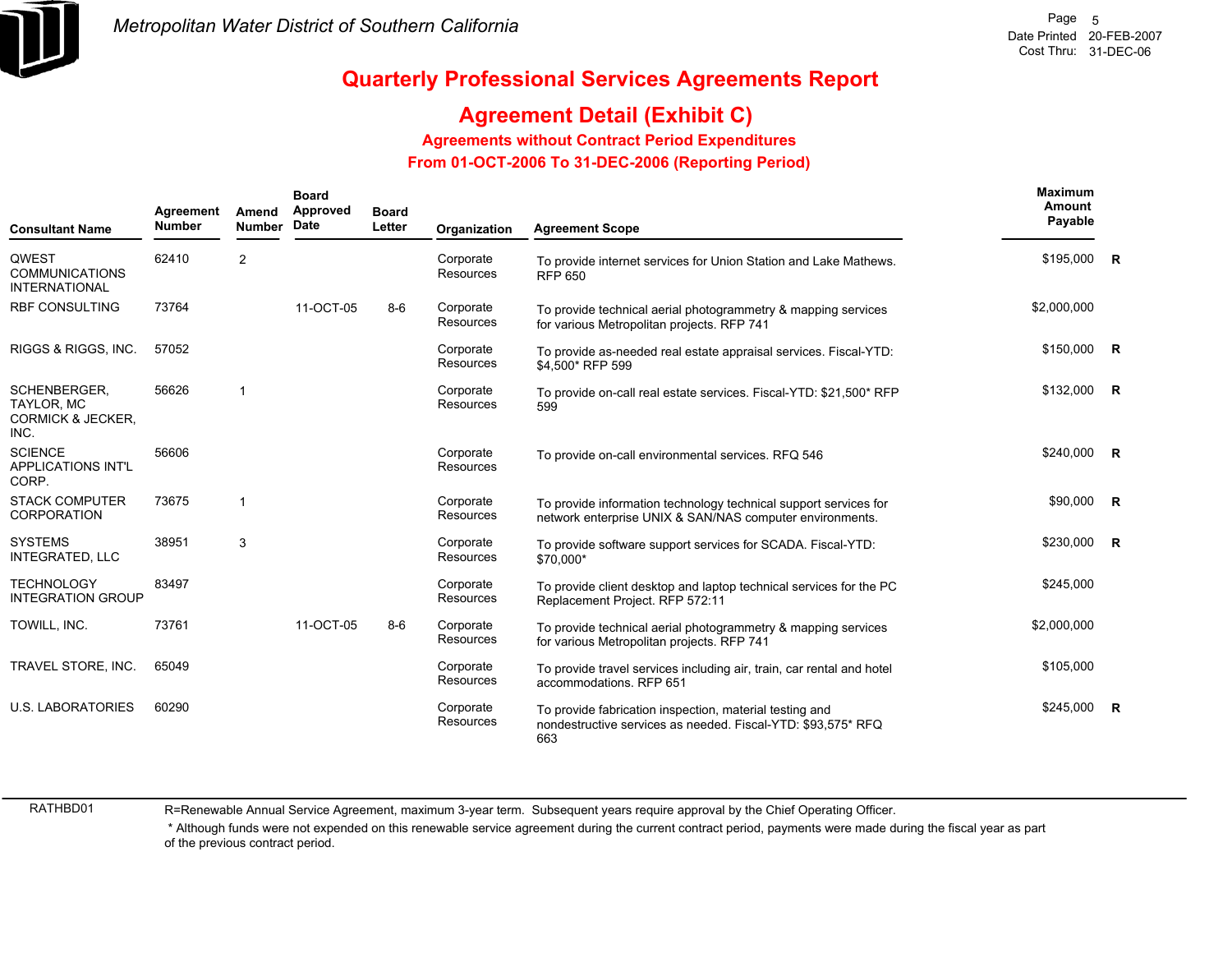# Metropolitan Water District of Southern California

Date Printed 20-FEB-2007
Cost Thru: 31-DEC-06

## Quarterly Professional Services Agreements Report

## Agreement Detail (Exhibit C)

### Agreements without Contract Period Expenditures

### From 01-OCT-2006 To 31-DEC-2006 (Reporting Period)

| Consultant Name | Agreement Number | Amend Number | Board Approved Date | Board Letter | Organization | Agreement Scope | Maximum Amount Payable | |
|---|---|---|---|---|---|---|---|---|
| QWEST COMMUNICATIONS INTERNATIONAL | 62410 | 2 | | | Corporate Resources | To provide internet services for Union Station and Lake Mathews. RFP 650 | $195,000 | R |
| RBF CONSULTING | 73764 | | 11-OCT-05 | 8-6 | Corporate Resources | To provide technical aerial photogrammetry & mapping services for various Metropolitan projects. RFP 741 | $2,000,000 | |
| RIGGS & RIGGS, INC. | 57052 | | | | Corporate Resources | To provide as-needed real estate appraisal services. Fiscal-YTD: $4,500* RFP 599 | $150,000 | R |
| SCHENBERGER, TAYLOR, MC CORMICK & JECKER, INC. | 56626 | 1 | | | Corporate Resources | To provide on-call real estate services. Fiscal-YTD: $21,500* RFP 599 | $132,000 | R |
| SCIENCE APPLICATIONS INT'L CORP. | 56606 | | | | Corporate Resources | To provide on-call environmental services. RFQ 546 | $240,000 | R |
| STACK COMPUTER CORPORATION | 73675 | 1 | | | Corporate Resources | To provide information technology technical support services for network enterprise UNIX & SAN/NAS computer environments. | $90,000 | R |
| SYSTEMS INTEGRATED, LLC | 38951 | 3 | | | Corporate Resources | To provide software support services for SCADA. Fiscal-YTD: $70,000* | $230,000 | R |
| TECHNOLOGY INTEGRATION GROUP | 83497 | | | | Corporate Resources | To provide client desktop and laptop technical services for the PC Replacement Project. RFP 572:11 | $245,000 | |
| TOWILL, INC. | 73761 | | 11-OCT-05 | 8-6 | Corporate Resources | To provide technical aerial photogrammetry & mapping services for various Metropolitan projects. RFP 741 | $2,000,000 | |
| TRAVEL STORE, INC. | 65049 | | | | Corporate Resources | To provide travel services including air, train, car rental and hotel accommodations. RFP 651 | $105,000 | |
| U.S. LABORATORIES | 60290 | | | | Corporate Resources | To provide fabrication inspection, material testing and nondestructive services as needed. Fiscal-YTD: $93,575* RFQ 663 | $245,000 | R |

RATHBD01

R=Renewable Annual Service Agreement, maximum 3-year term. Subsequent years require approval by the Chief Operating Officer.

* Although funds were not expended on this renewable service agreement during the current contract period, payments were made during the fiscal year as part of the previous contract period.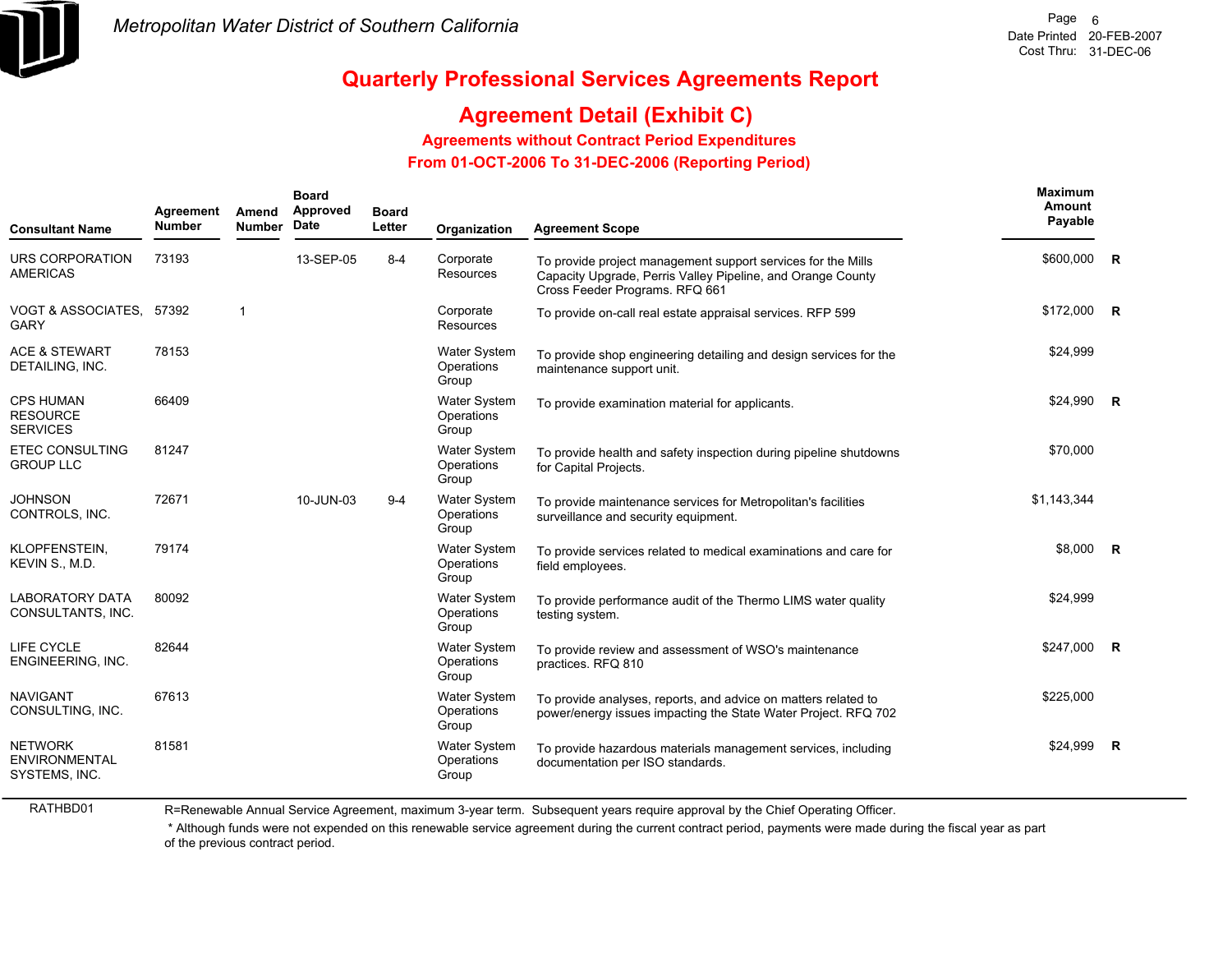Metropolitan Water District of Southern California

Date Printed 20-FEB-2007
Cost Thru: 31-DEC-06

# Quarterly Professional Services Agreements Report

## Agreement Detail (Exhibit C)

### Agreements without Contract Period Expenditures

### From 01-OCT-2006 To 31-DEC-2006 (Reporting Period)

| Consultant Name | Agreement Number | Amend Number | Board Approved Date | Board Letter | Organization | Agreement Scope | Maximum Amount Payable | |
|---|---|---|---|---|---|---|---|---|
| URS CORPORATION AMERICAS | 73193 | | 13-SEP-05 | 8-4 | Corporate Resources | To provide project management support services for the Mills Capacity Upgrade, Perris Valley Pipeline, and Orange County Cross Feeder Programs. RFQ 661 | $600,000 | R |
| VOGT & ASSOCIATES, GARY | 57392 | 1 | | | Corporate Resources | To provide on-call real estate appraisal services. RFP 599 | $172,000 | R |
| ACE & STEWART DETAILING, INC. | 78153 | | | | Water System Operations Group | To provide shop engineering detailing and design services for the maintenance support unit. | $24,999 | |
| CPS HUMAN RESOURCE SERVICES | 66409 | | | | Water System Operations Group | To provide examination material for applicants. | $24,990 | R |
| ETEC CONSULTING GROUP LLC | 81247 | | | | Water System Operations Group | To provide health and safety inspection during pipeline shutdowns for Capital Projects. | $70,000 | |
| JOHNSON CONTROLS, INC. | 72671 | | 10-JUN-03 | 9-4 | Water System Operations Group | To provide maintenance services for Metropolitan's facilities surveillance and security equipment. | $1,143,344 | |
| KLOPFENSTEIN, KEVIN S., M.D. | 79174 | | | | Water System Operations Group | To provide services related to medical examinations and care for field employees. | $8,000 | R |
| LABORATORY DATA CONSULTANTS, INC. | 80092 | | | | Water System Operations Group | To provide performance audit of the Thermo LIMS water quality testing system. | $24,999 | |
| LIFE CYCLE ENGINEERING, INC. | 82644 | | | | Water System Operations Group | To provide review and assessment of WSO's maintenance practices. RFQ 810 | $247,000 | R |
| NAVIGANT CONSULTING, INC. | 67613 | | | | Water System Operations Group | To provide analyses, reports, and advice on matters related to power/energy issues impacting the State Water Project. RFQ 702 | $225,000 | |
| NETWORK ENVIRONMENTAL SYSTEMS, INC. | 81581 | | | | Water System Operations Group | To provide hazardous materials management services, including documentation per ISO standards. | $24,999 | R |

RATHBD01

R=Renewable Annual Service Agreement, maximum 3-year term. Subsequent years require approval by the Chief Operating Officer.

* Although funds were not expended on this renewable service agreement during the current contract period, payments were made during the fiscal year as part of the previous contract period.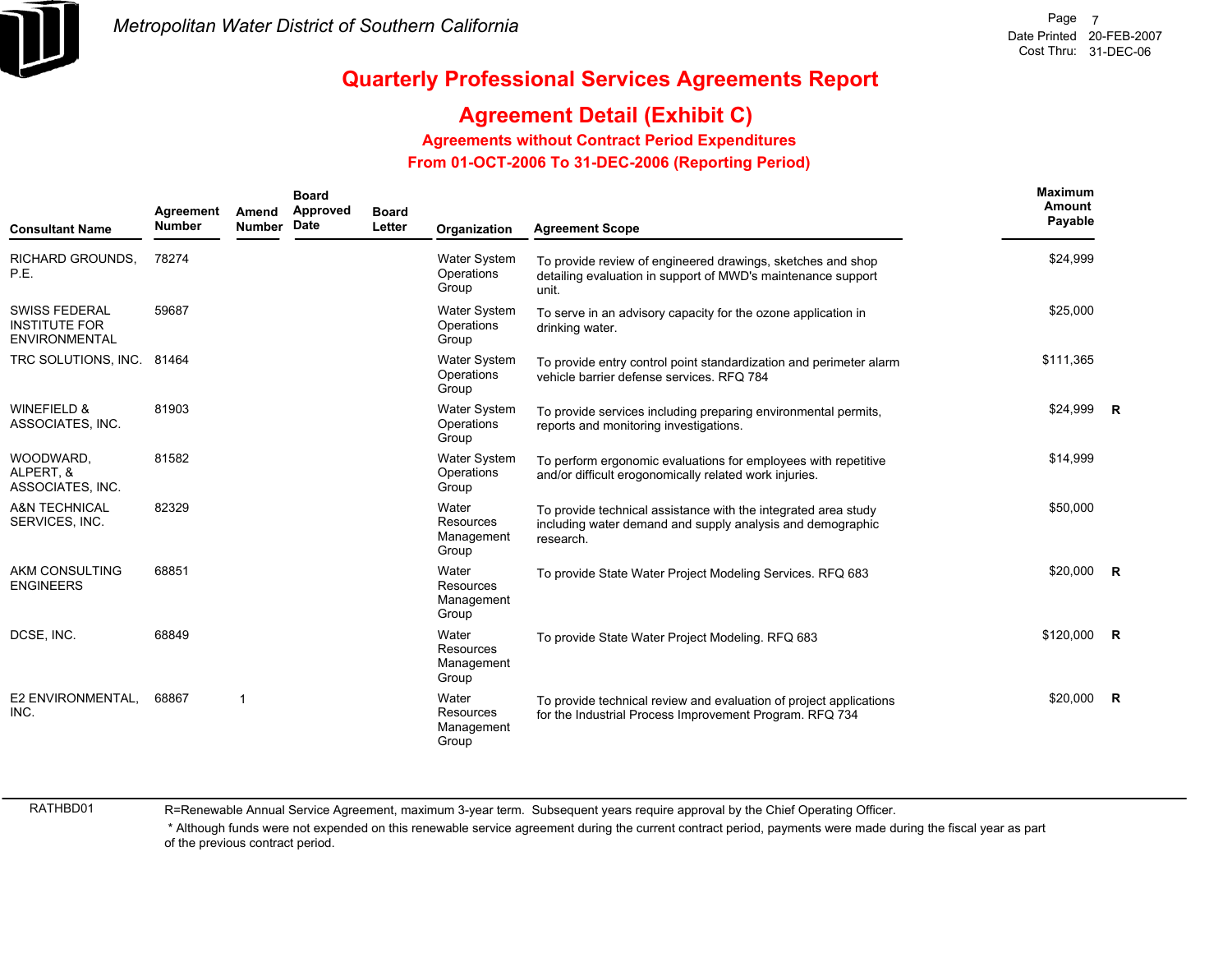# Quarterly Professional Services Agreements Report

## Agreement Detail (Exhibit C)

### Agreements without Contract Period Expenditures

### From 01-OCT-2006 To 31-DEC-2006 (Reporting Period)

| Consultant Name | Agreement Number | Amend Number | Board Approved Date | Board Letter | Organization | Agreement Scope | Maximum Amount Payable | |
|---|---|---|---|---|---|---|---|---|
| RICHARD GROUNDS, P.E. | 78274 | | | | Water System Operations Group | To provide review of engineered drawings, sketches and shop detailing evaluation in support of MWD's maintenance support unit. | $24,999 | |
| SWISS FEDERAL INSTITUTE FOR ENVIRONMENTAL | 59687 | | | | Water System Operations Group | To serve in an advisory capacity for the ozone application in drinking water. | $25,000 | |
| TRC SOLUTIONS, INC. | 81464 | | | | Water System Operations Group | To provide entry control point standardization and perimeter alarm vehicle barrier defense services. RFQ 784 | $111,365 | |
| WINEFIELD & ASSOCIATES, INC. | 81903 | | | | Water System Operations Group | To provide services including preparing environmental permits, reports and monitoring investigations. | $24,999 | R |
| WOODWARD, ALPERT, & ASSOCIATES, INC. | 81582 | | | | Water System Operations Group | To perform ergonomic evaluations for employees with repetitive and/or difficult erogonomically related work injuries. | $14,999 | |
| A&N TECHNICAL SERVICES, INC. | 82329 | | | | Water Resources Management Group | To provide technical assistance with the integrated area study including water demand and supply analysis and demographic research. | $50,000 | |
| AKM CONSULTING ENGINEERS | 68851 | | | | Water Resources Management Group | To provide State Water Project Modeling Services. RFQ 683 | $20,000 | R |
| DCSE, INC. | 68849 | | | | Water Resources Management Group | To provide State Water Project Modeling. RFQ 683 | $120,000 | R |
| E2 ENVIRONMENTAL, INC. | 68867 | 1 | | | Water Resources Management Group | To provide technical review and evaluation of project applications for the Industrial Process Improvement Program. RFQ 734 | $20,000 | R |

R=Renewable Annual Service Agreement, maximum 3-year term. Subsequent years require approval by the Chief Operating Officer.

* Although funds were not expended on this renewable service agreement during the current contract period, payments were made during the fiscal year as part of the previous contract period.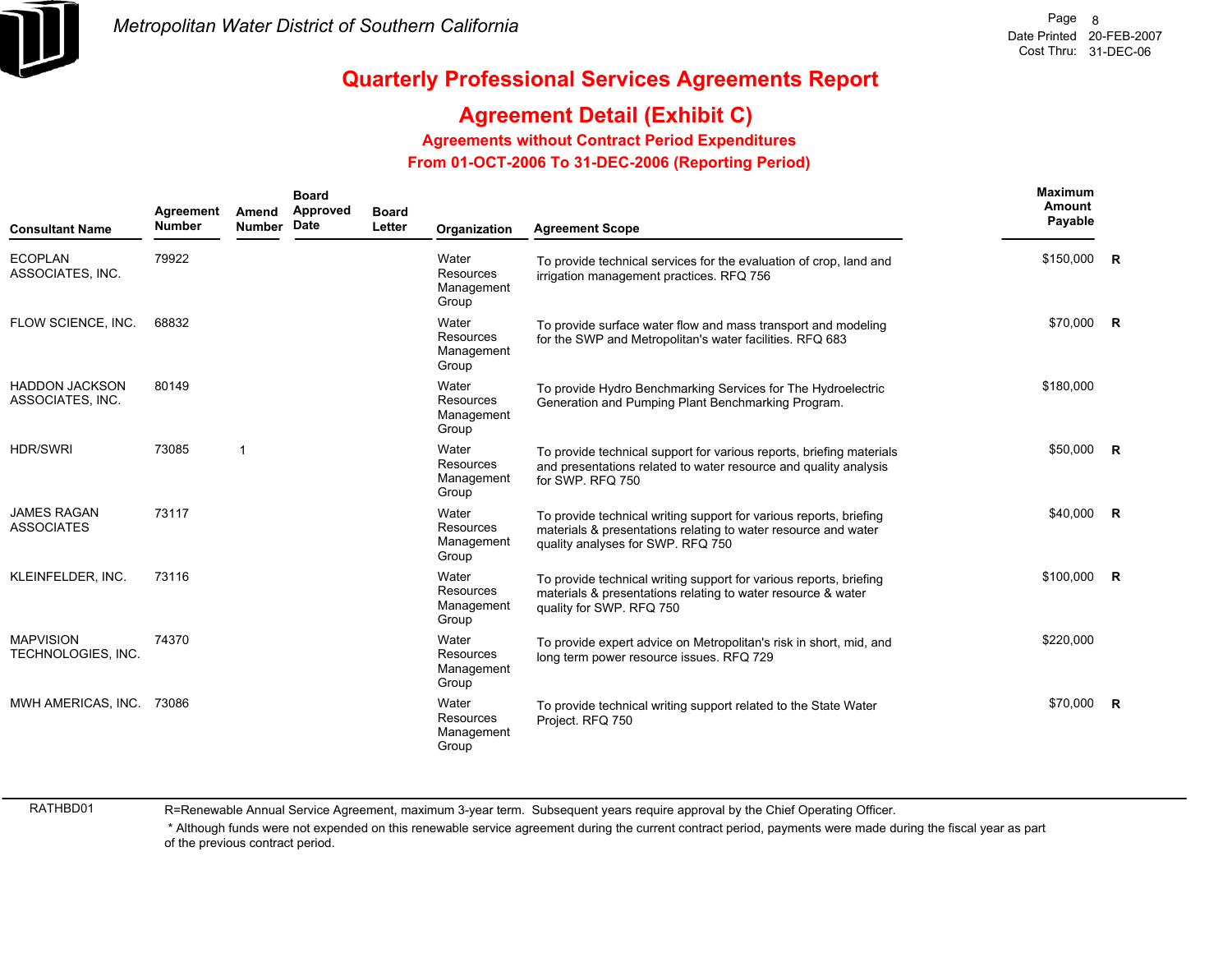Metropolitan Water District of Southern California

Date Printed 20-FEB-2007
Cost Thru: 31-DEC-06

# Quarterly Professional Services Agreements Report

## Agreement Detail (Exhibit C)

### Agreements without Contract Period Expenditures

### From 01-OCT-2006 To 31-DEC-2006 (Reporting Period)

| Consultant Name | Agreement Number | Amend Number | Board Approved Date | Board Letter | Organization | Agreement Scope | Maximum Amount Payable | |
|---|---|---|---|---|---|---|---|---|
| ECOPLAN ASSOCIATES, INC. | 79922 | | | | Water Resources Management Group | To provide technical services for the evaluation of crop, land and irrigation management practices. RFQ 756 | $150,000 | R |
| FLOW SCIENCE, INC. | 68832 | | | | Water Resources Management Group | To provide surface water flow and mass transport and modeling for the SWP and Metropolitan's water facilities. RFQ 683 | $70,000 | R |
| HADDON JACKSON ASSOCIATES, INC. | 80149 | | | | Water Resources Management Group | To provide Hydro Benchmarking Services for The Hydroelectric Generation and Pumping Plant Benchmarking Program. | $180,000 | |
| HDR/SWRI | 73085 | 1 | | | Water Resources Management Group | To provide technical support for various reports, briefing materials and presentations related to water resource and quality analysis for SWP. RFQ 750 | $50,000 | R |
| JAMES RAGAN ASSOCIATES | 73117 | | | | Water Resources Management Group | To provide technical writing support for various reports, briefing materials & presentations relating to water resource and water quality analyses for SWP. RFQ 750 | $40,000 | R |
| KLEINFELDER, INC. | 73116 | | | | Water Resources Management Group | To provide technical writing support for various reports, briefing materials & presentations relating to water resource & water quality for SWP. RFQ 750 | $100,000 | R |
| MAPVISION TECHNOLOGIES, INC. | 74370 | | | | Water Resources Management Group | To provide expert advice on Metropolitan's risk in short, mid, and long term power resource issues. RFQ 729 | $220,000 | |
| MWH AMERICAS, INC. | 73086 | | | | Water Resources Management Group | To provide technical writing support related to the State Water Project. RFQ 750 | $70,000 | R |

RATHBD01

R=Renewable Annual Service Agreement, maximum 3-year term. Subsequent years require approval by the Chief Operating Officer.

* Although funds were not expended on this renewable service agreement during the current contract period, payments were made during the fiscal year as part of the previous contract period.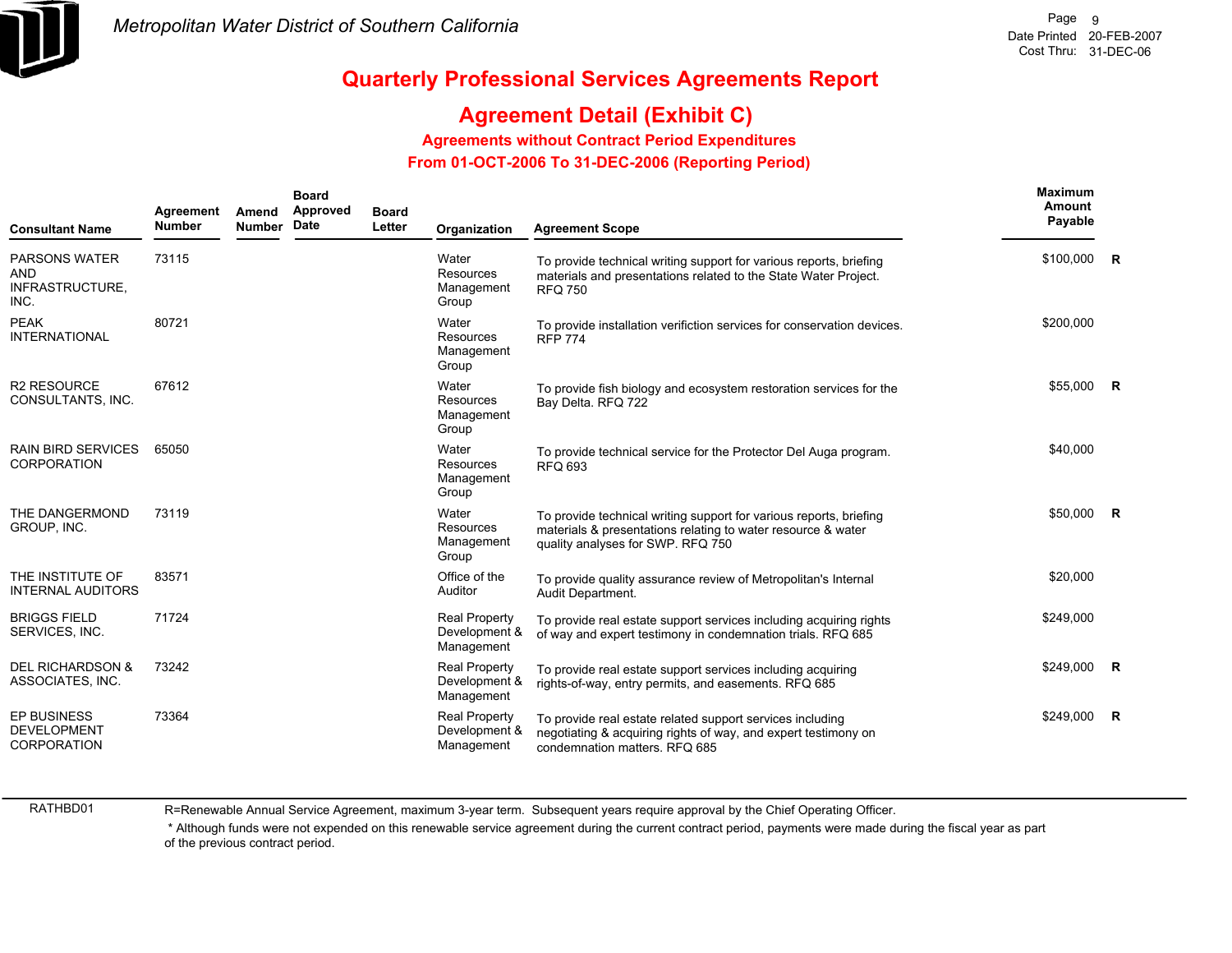# Metropolitan Water District of Southern California

## Quarterly Professional Services Agreements Report

## Agreement Detail (Exhibit C)

### Agreements without Contract Period Expenditures

### From 01-OCT-2006 To 31-DEC-2006 (Reporting Period)

Date Printed 20-FEB-2007
Cost Thru: 31-DEC-06

| Consultant Name | Agreement Number | Amend Number | Board Approved Date | Board Letter | Organization | Agreement Scope | Maximum Amount Payable | |
|---|---|---|---|---|---|---|---|---|
| PARSONS WATER AND INFRASTRUCTURE, INC. | 73115 | | | | Water Resources Management Group | To provide technical writing support for various reports, briefing materials and presentations related to the State Water Project. RFQ 750 | $100,000 | R |
| PEAK INTERNATIONAL | 80721 | | | | Water Resources Management Group | To provide installation verifiction services for conservation devices. RFP 774 | $200,000 | |
| R2 RESOURCE CONSULTANTS, INC. | 67612 | | | | Water Resources Management Group | To provide fish biology and ecosystem restoration services for the Bay Delta. RFQ 722 | $55,000 | R |
| RAIN BIRD SERVICES CORPORATION | 65050 | | | | Water Resources Management Group | To provide technical service for the Protector Del Auga program. RFQ 693 | $40,000 | |
| THE DANGERMOND GROUP, INC. | 73119 | | | | Water Resources Management Group | To provide technical writing support for various reports, briefing materials & presentations relating to water resource & water quality analyses for SWP. RFQ 750 | $50,000 | R |
| THE INSTITUTE OF INTERNAL AUDITORS | 83571 | | | | Office of the Auditor | To provide quality assurance review of Metropolitan's Internal Audit Department. | $20,000 | |
| BRIGGS FIELD SERVICES, INC. | 71724 | | | | Real Property Development & Management | To provide real estate support services including acquiring rights of way and expert testimony in condemnation trials. RFQ 685 | $249,000 | |
| DEL RICHARDSON & ASSOCIATES, INC. | 73242 | | | | Real Property Development & Management | To provide real estate support services including acquiring rights-of-way, entry permits, and easements. RFQ 685 | $249,000 | R |
| EP BUSINESS DEVELOPMENT CORPORATION | 73364 | | | | Real Property Development & Management | To provide real estate related support services including negotiating & acquiring rights of way, and expert testimony on condemnation matters. RFQ 685 | $249,000 | R |

RATHBD01

R=Renewable Annual Service Agreement, maximum 3-year term. Subsequent years require approval by the Chief Operating Officer.

* Although funds were not expended on this renewable service agreement during the current contract period, payments were made during the fiscal year as part of the previous contract period.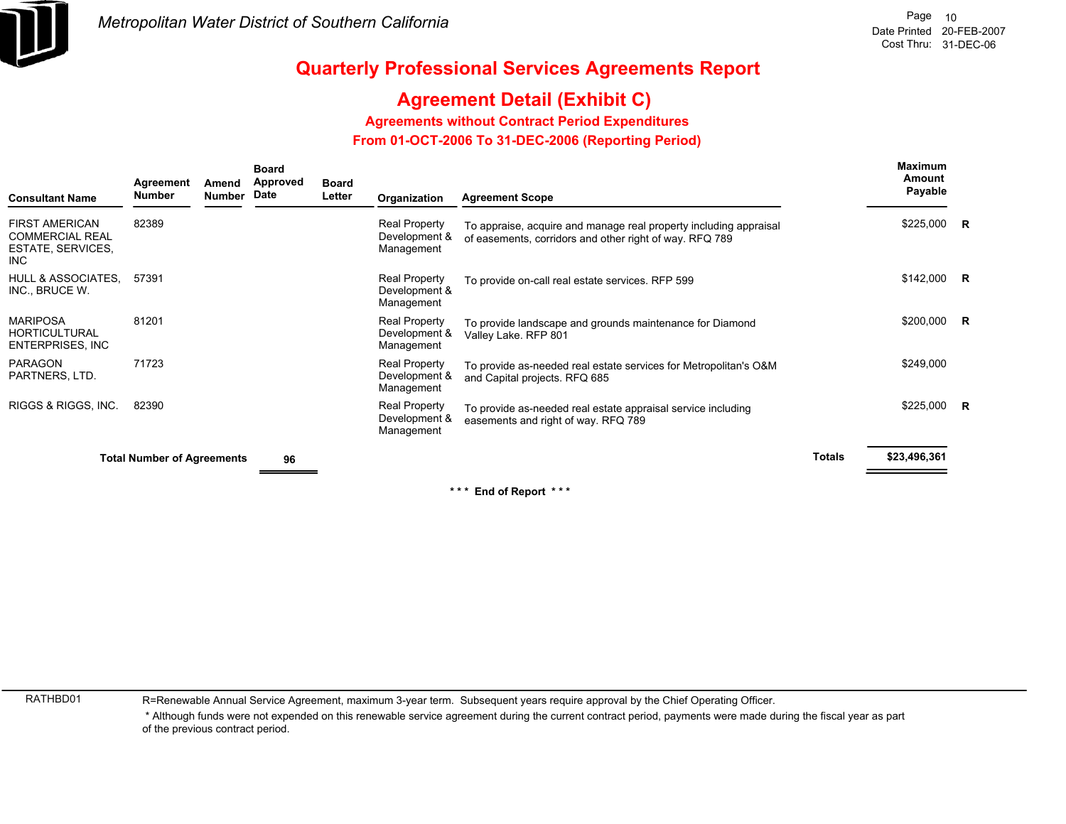## Metropolitan Water District of Southern California

Date Printed 20-FEB-2007
Cost Thru: 31-DEC-06

# Quarterly Professional Services Agreements Report

## Agreement Detail (Exhibit C)

### Agreements without Contract Period Expenditures

### From 01-OCT-2006 To 31-DEC-2006 (Reporting Period)

| Consultant Name | Agreement Number | Amend Number | Board Approved Date | Board Letter | Organization | Agreement Scope | Maximum Amount Payable | |
|---|---|---|---|---|---|---|---|---|
| FIRST AMERICAN COMMERCIAL REAL ESTATE, SERVICES, INC | 82389 | | | | Real Property Development & Management | To appraise, acquire and manage real property including appraisal of easements, corridors and other right of way. RFQ 789 | $225,000 | R |
| HULL & ASSOCIATES, INC., BRUCE W. | 57391 | | | | Real Property Development & Management | To provide on-call real estate services. RFP 599 | $142,000 | R |
| MARIPOSA HORTICULTURAL ENTERPRISES, INC | 81201 | | | | Real Property Development & Management | To provide landscape and grounds maintenance for Diamond Valley Lake. RFP 801 | $200,000 | R |
| PARAGON PARTNERS, LTD. | 71723 | | | | Real Property Development & Management | To provide as-needed real estate services for Metropolitan's O&M and Capital projects. RFQ 685 | $249,000 | |
| RIGGS & RIGGS, INC. | 82390 | | | | Real Property Development & Management | To provide as-needed real estate appraisal service including easements and right of way. RFQ 789 | $225,000 | R |

**Total Number of Agreements** **96**

**Totals** **$23,496,361**

*** **End of Report** ***

RATHBD01

R=Renewable Annual Service Agreement, maximum 3-year term. Subsequent years require approval by the Chief Operating Officer.

* Although funds were not expended on this renewable service agreement during the current contract period, payments were made during the fiscal year as part of the previous contract period.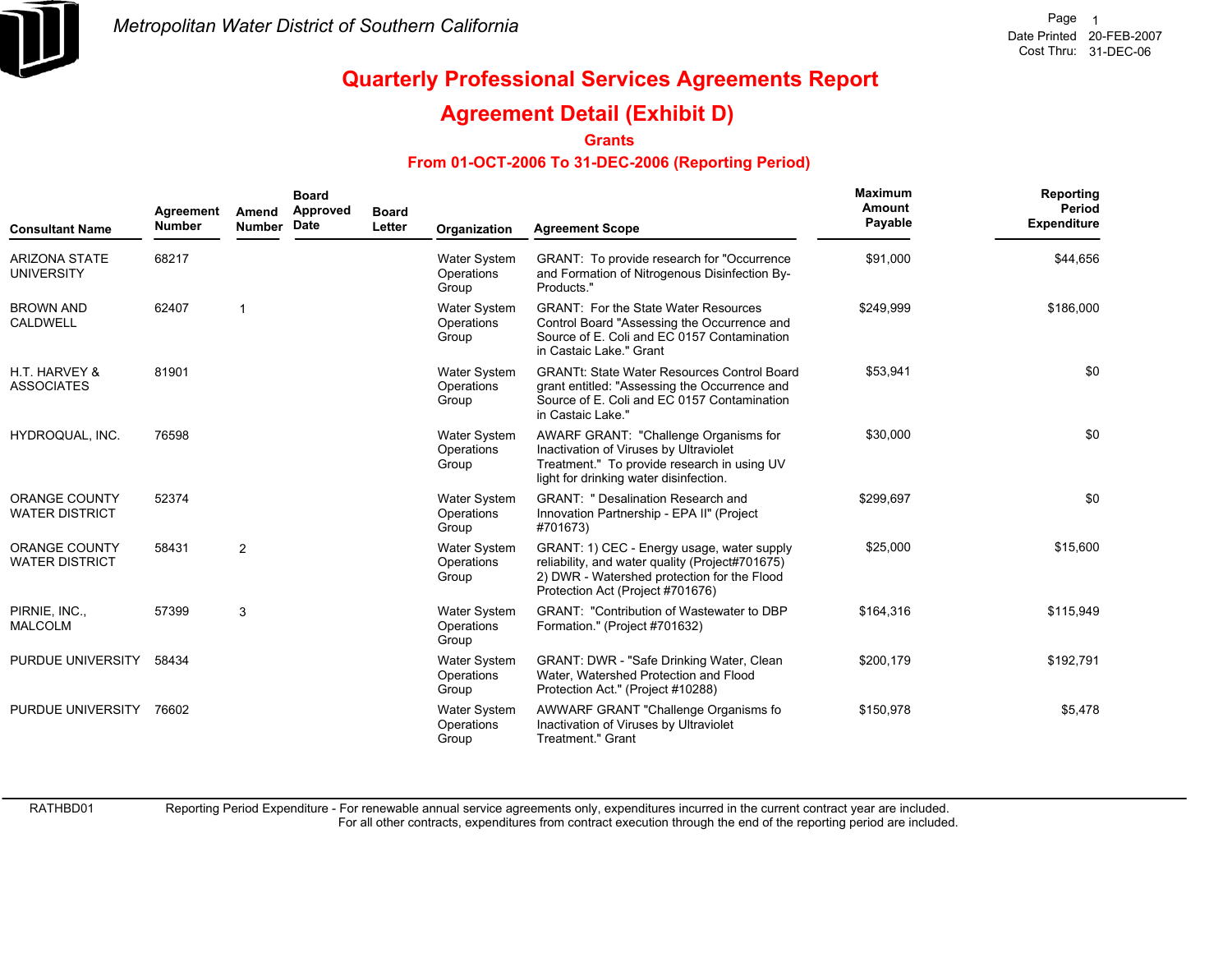Metropolitan Water District of Southern California

Date Printed 20-FEB-2007
Cost Thru: 31-DEC-06

# Quarterly Professional Services Agreements Report

## Agreement Detail (Exhibit D)

### Grants

### From 01-OCT-2006 To 31-DEC-2006 (Reporting Period)

| Consultant Name | Agreement Number | Amend Number | Board Approved Date | Board Letter | Organization | Agreement Scope | Maximum Amount Payable | Reporting Period Expenditure |
|---|---|---|---|---|---|---|---|---|
| ARIZONA STATE UNIVERSITY | 68217 | | | | Water System Operations Group | GRANT: To provide research for "Occurrence and Formation of Nitrogenous Disinfection By-Products." | $91,000 | $44,656 |
| BROWN AND CALDWELL | 62407 | 1 | | | Water System Operations Group | GRANT: For the State Water Resources Control Board "Assessing the Occurrence and Source of E. Coli and EC 0157 Contamination in Castaic Lake." Grant | $249,999 | $186,000 |
| H.T. HARVEY & ASSOCIATES | 81901 | | | | Water System Operations Group | GRANTt: State Water Resources Control Board grant entitled: "Assessing the Occurrence and Source of E. Coli and EC 0157 Contamination in Castaic Lake." | $53,941 | $0 |
| HYDROQUAL, INC. | 76598 | | | | Water System Operations Group | AWARF GRANT: "Challenge Organisms for Inactivation of Viruses by Ultraviolet Treatment." To provide research in using UV light for drinking water disinfection. | $30,000 | $0 |
| ORANGE COUNTY WATER DISTRICT | 52374 | | | | Water System Operations Group | GRANT: " Desalination Research and Innovation Partnership - EPA II" (Project #701673) | $299,697 | $0 |
| ORANGE COUNTY WATER DISTRICT | 58431 | 2 | | | Water System Operations Group | GRANT: 1) CEC - Energy usage, water supply reliability, and water quality (Project#701675) 2) DWR - Watershed protection for the Flood Protection Act (Project #701676) | $25,000 | $15,600 |
| PIRNIE, INC., MALCOLM | 57399 | 3 | | | Water System Operations Group | GRANT: "Contribution of Wastewater to DBP Formation." (Project #701632) | $164,316 | $115,949 |
| PURDUE UNIVERSITY | 58434 | | | | Water System Operations Group | GRANT: DWR - "Safe Drinking Water, Clean Water, Watershed Protection and Flood Protection Act." (Project #10288) | $200,179 | $192,791 |
| PURDUE UNIVERSITY | 76602 | | | | Water System Operations Group | AWWARF GRANT "Challenge Organisms fo Inactivation of Viruses by Ultraviolet Treatment." Grant | $150,978 | $5,478 |

RATHBD01

Reporting Period Expenditure - For renewable annual service agreements only, expenditures incurred in the current contract year are included. For all other contracts, expenditures from contract execution through the end of the reporting period are included.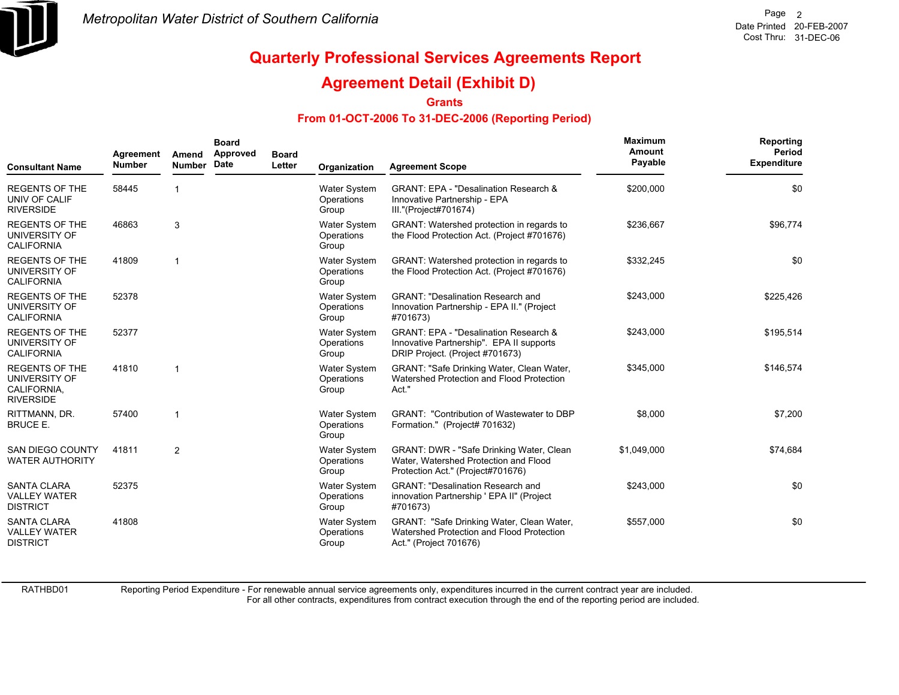Metropolitan Water District of Southern California

Date Printed 20-FEB-2007
Cost Thru: 31-DEC-06

# Quarterly Professional Services Agreements Report

## Agreement Detail (Exhibit D)

### Grants

### From 01-OCT-2006 To 31-DEC-2006 (Reporting Period)

| Consultant Name | Agreement Number | Amend Number | Board Approved Date | Board Letter | Organization | Agreement Scope | Maximum Amount Payable | Reporting Period Expenditure |
|---|---|---|---|---|---|---|---|---|
| REGENTS OF THE UNIV OF CALIF RIVERSIDE | 58445 | 1 | | | Water System Operations Group | GRANT: EPA - "Desalination Research & Innovative Partnership - EPA III."(Project#701674) | $200,000 | $0 |
| REGENTS OF THE UNIVERSITY OF CALIFORNIA | 46863 | 3 | | | Water System Operations Group | GRANT: Watershed protection in regards to the Flood Protection Act. (Project #701676) | $236,667 | $96,774 |
| REGENTS OF THE UNIVERSITY OF CALIFORNIA | 41809 | 1 | | | Water System Operations Group | GRANT: Watershed protection in regards to the Flood Protection Act. (Project #701676) | $332,245 | $0 |
| REGENTS OF THE UNIVERSITY OF CALIFORNIA | 52378 | | | | Water System Operations Group | GRANT: "Desalination Research and Innovation Partnership - EPA II." (Project #701673) | $243,000 | $225,426 |
| REGENTS OF THE UNIVERSITY OF CALIFORNIA | 52377 | | | | Water System Operations Group | GRANT: EPA - "Desalination Research & Innovative Partnership". EPA II supports DRIP Project. (Project #701673) | $243,000 | $195,514 |
| REGENTS OF THE UNIVERSITY OF CALIFORNIA, RIVERSIDE | 41810 | 1 | | | Water System Operations Group | GRANT: "Safe Drinking Water, Clean Water, Watershed Protection and Flood Protection Act." | $345,000 | $146,574 |
| RITTMANN, DR. BRUCE E. | 57400 | 1 | | | Water System Operations Group | GRANT: "Contribution of Wastewater to DBP Formation." (Project# 701632) | $8,000 | $7,200 |
| SAN DIEGO COUNTY WATER AUTHORITY | 41811 | 2 | | | Water System Operations Group | GRANT: DWR - "Safe Drinking Water, Clean Water, Watershed Protection and Flood Protection Act." (Project#701676) | $1,049,000 | $74,684 |
| SANTA CLARA VALLEY WATER DISTRICT | 52375 | | | | Water System Operations Group | GRANT: "Desalination Research and innovation Partnership ' EPA II" (Project #701673) | $243,000 | $0 |
| SANTA CLARA VALLEY WATER DISTRICT | 41808 | | | | Water System Operations Group | GRANT: "Safe Drinking Water, Clean Water, Watershed Protection and Flood Protection Act." (Project 701676) | $557,000 | $0 |

RATHBD01 — Reporting Period Expenditure - For renewable annual service agreements only, expenditures incurred in the current contract year are included. For all other contracts, expenditures from contract execution through the end of the reporting period are included.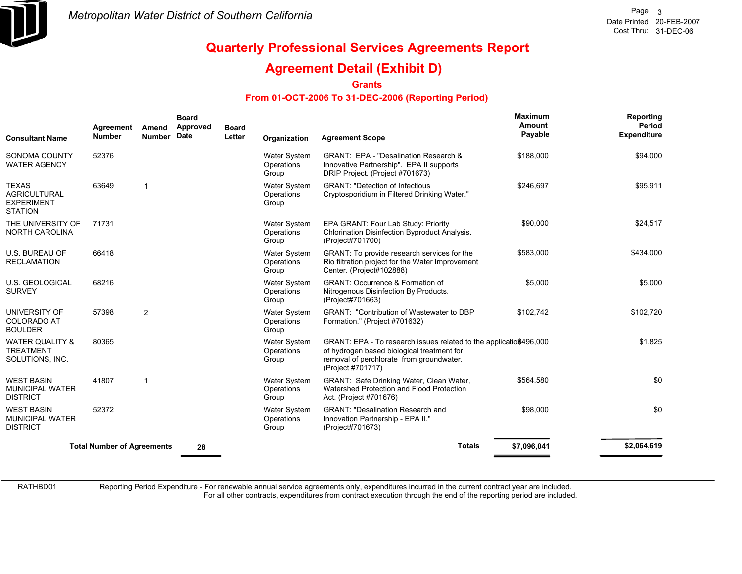Metropolitan Water District of Southern California

Date Printed 20-FEB-2007
Cost Thru: 31-DEC-06

# Quarterly Professional Services Agreements Report

## Agreement Detail (Exhibit D)

### Grants

### From 01-OCT-2006 To 31-DEC-2006 (Reporting Period)

| Consultant Name | Agreement Number | Amend Number | Board Approved Date | Board Letter | Organization | Agreement Scope | Maximum Amount Payable | Reporting Period Expenditure |
|---|---|---|---|---|---|---|---|---|
| SONOMA COUNTY WATER AGENCY | 52376 | | | | Water System Operations Group | GRANT: EPA - "Desalination Research & Innovative Partnership". EPA II supports DRIP Project. (Project #701673) | $188,000 | $94,000 |
| TEXAS AGRICULTURAL EXPERIMENT STATION | 63649 | 1 | | | Water System Operations Group | GRANT: "Detection of Infectious Cryptosporidium in Filtered Drinking Water." | $246,697 | $95,911 |
| THE UNIVERSITY OF NORTH CAROLINA | 71731 | | | | Water System Operations Group | EPA GRANT: Four Lab Study: Priority Chlorination Disinfection Byproduct Analysis. (Project#701700) | $90,000 | $24,517 |
| U.S. BUREAU OF RECLAMATION | 66418 | | | | Water System Operations Group | GRANT: To provide research services for the Rio filtration project for the Water Improvement Center. (Project#102888) | $583,000 | $434,000 |
| U.S. GEOLOGICAL SURVEY | 68216 | | | | Water System Operations Group | GRANT: Occurrence & Formation of Nitrogenous Disinfection By Products. (Project#701663) | $5,000 | $5,000 |
| UNIVERSITY OF COLORADO AT BOULDER | 57398 | 2 | | | Water System Operations Group | GRANT: "Contribution of Wastewater to DBP Formation." (Project #701632) | $102,742 | $102,720 |
| WATER QUALITY & TREATMENT SOLUTIONS, INC. | 80365 | | | | Water System Operations Group | GRANT: EPA - To research issues related to the application of hydrogen based biological treatment for removal of perchlorate from groundwater. (Project #701717) | $496,000 | $1,825 |
| WEST BASIN MUNICIPAL WATER DISTRICT | 41807 | 1 | | | Water System Operations Group | GRANT: Safe Drinking Water, Clean Water, Watershed Protection and Flood Protection Act. (Project #701676) | $564,580 | $0 |
| WEST BASIN MUNICIPAL WATER DISTRICT | 52372 | | | | Water System Operations Group | GRANT: "Desalination Research and Innovation Partnership - EPA II." (Project#701673) | $98,000 | $0 |
| **Total Number of Agreements** | | **28** | | | | **Totals** | **$7,096,041** | **$2,064,619** |

RATHBD01 Reporting Period Expenditure - For renewable annual service agreements only, expenditures incurred in the current contract year are included. For all other contracts, expenditures from contract execution through the end of the reporting period are included.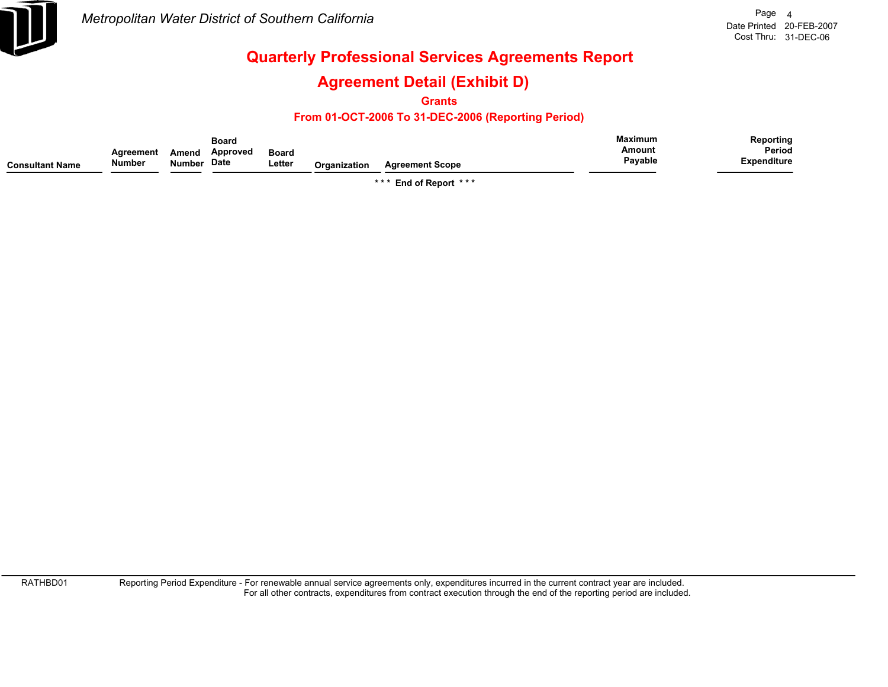*Metropolitan Water District of Southern California*

Date Printed 20-FEB-2007
Cost Thru: 31-DEC-06

# Quarterly Professional Services Agreements Report

## Agreement Detail (Exhibit D)

### Grants

### From 01-OCT-2006 To 31-DEC-2006 (Reporting Period)

| Consultant Name | Agreement Number | Amend Number | Board Approved Date | Board Letter | Organization | Agreement Scope | Maximum Amount Payable | Reporting Period Expenditure |
|---|---|---|---|---|---|---|---|---|

\* \* \* End of Report \* \* \*

RATHBD01 Reporting Period Expenditure - For renewable annual service agreements only, expenditures incurred in the current contract year are included.
For all other contracts, expenditures from contract execution through the end of the reporting period are included.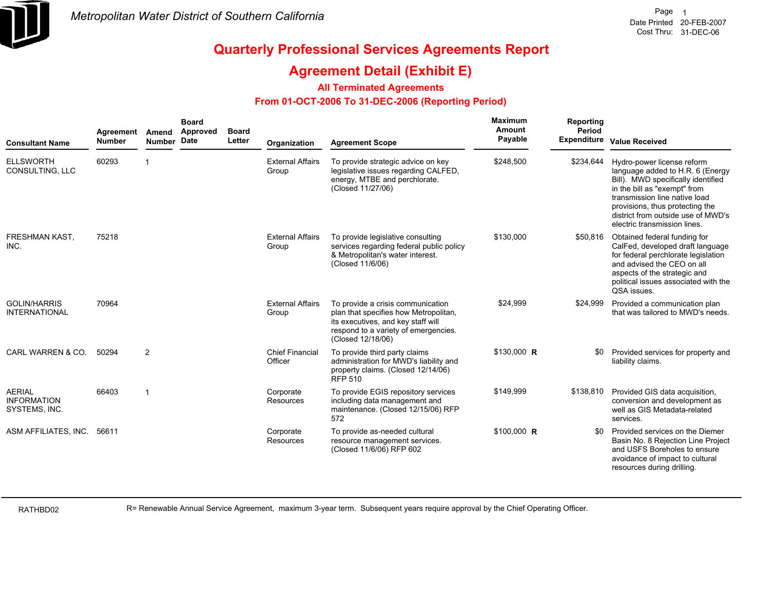Metropolitan Water District of Southern California

Date Printed 20-FEB-2007
Cost Thru: 31-DEC-06

# Quarterly Professional Services Agreements Report

## Agreement Detail (Exhibit E)

### All Terminated Agreements

### From 01-OCT-2006 To 31-DEC-2006 (Reporting Period)

| Consultant Name | Agreement Number | Amend Number | Board Approved Date | Board Letter | Organization | Agreement Scope | Maximum Amount Payable | Reporting Period Expenditure | Value Received |
|---|---|---|---|---|---|---|---|---|---|
| ELLSWORTH CONSULTING, LLC | 60293 | 1 | | | External Affairs Group | To provide strategic advice on key legislative issues regarding CALFED, energy, MTBE and perchlorate. (Closed 11/27/06) | $248,500 | $234,644 | Hydro-power license reform language added to H.R. 6 (Energy Bill). MWD specifically identified in the bill as "exempt" from transmission line native load provisions, thus protecting the district from outside use of MWD's electric transmission lines. |
| FRESHMAN KAST, INC. | 75218 | | | | External Affairs Group | To provide legislative consulting services regarding federal public policy & Metropolitan's water interest. (Closed 11/6/06) | $130,000 | $50,816 | Obtained federal funding for CalFed, developed draft language for federal perchlorate legislation and advised the CEO on all aspects of the strategic and political issues associated with the QSA issues. |
| GOLIN/HARRIS INTERNATIONAL | 70964 | | | | External Affairs Group | To provide a crisis communication plan that specifies how Metropolitan, its executives, and key staff will respond to a variety of emergencies. (Closed 12/18/06) | $24,999 | $24,999 | Provided a communication plan that was tailored to MWD's needs. |
| CARL WARREN & CO. | 50294 | 2 | | | Chief Financial Officer | To provide third party claims administration for MWD's liability and property claims. (Closed 12/14/06) RFP 510 | $130,000 **R** | $0 | Provided services for property and liability claims. |
| AERIAL INFORMATION SYSTEMS, INC. | 66403 | 1 | | | Corporate Resources | To provide EGIS repository services including data management and maintenance. (Closed 12/15/06) RFP 572 | $149,999 | $138,810 | Provided GIS data acquisition, conversion and development as well as GIS Metadata-related services. |
| ASM AFFILIATES, INC. | 56611 | | | | Corporate Resources | To provide as-needed cultural resource management services. (Closed 11/6/06) RFP 602 | $100,000 **R** | $0 | Provided services on the Diemer Basin No. 8 Rejection Line Project and USFS Boreholes to ensure avoidance of impact to cultural resources during drilling. |

RATHBD02

R= Renewable Annual Service Agreement, maximum 3-year term. Subsequent years require approval by the Chief Operating Officer.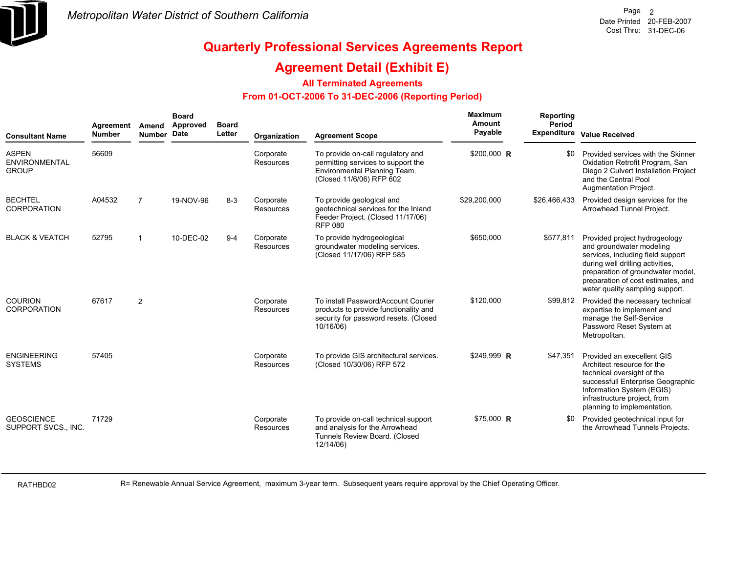# Quarterly Professional Services Agreements Report

## Agreement Detail (Exhibit E)

### All Terminated Agreements

### From 01-OCT-2006 To 31-DEC-2006 (Reporting Period)

| Consultant Name | Agreement Number | Amend Number | Board Approved Date | Board Letter | Organization | Agreement Scope | Maximum Amount Payable | | Reporting Period Expenditure | Value Received |
|---|---|---|---|---|---|---|---|---|---|---|
| ASPEN ENVIRONMENTAL GROUP | 56609 | | | | Corporate Resources | To provide on-call regulatory and permitting services to support the Environmental Planning Team. (Closed 11/6/06) RFP 602 | $200,000 | R | $0 | Provided services with the Skinner Oxidation Retrofit Program, San Diego 2 Culvert Installation Project and the Central Pool Augmentation Project. |
| BECHTEL CORPORATION | A04532 | 7 | 19-NOV-96 | 8-3 | Corporate Resources | To provide geological and geotechnical services for the Inland Feeder Project. (Closed 11/17/06) RFP 080 | $29,200,000 | | $26,466,433 | Provided design services for the Arrowhead Tunnel Project. |
| BLACK & VEATCH | 52795 | 1 | 10-DEC-02 | 9-4 | Corporate Resources | To provide hydrogeological groundwater modeling services. (Closed 11/17/06) RFP 585 | $650,000 | | $577,811 | Provided project hydrogeology and groundwater modeling services, including field support during well drilling activities, preparation of groundwater model, preparation of cost estimates, and water quality sampling support. |
| COURION CORPORATION | 67617 | 2 | | | Corporate Resources | To install Password/Account Courier products to provide functionality and security for password resets. (Closed 10/16/06) | $120,000 | | $99,812 | Provided the necessary technical expertise to implement and manage the Self-Service Password Reset System at Metropolitan. |
| ENGINEERING SYSTEMS | 57405 | | | | Corporate Resources | To provide GIS architectural services. (Closed 10/30/06) RFP 572 | $249,999 | R | $47,351 | Provided an execellent GIS Architect resource for the technical oversight of the successfull Enterprise Geographic Information System (EGIS) infrastructure project, from planning to implementation. |
| GEOSCIENCE SUPPORT SVCS., INC. | 71729 | | | | Corporate Resources | To provide on-call technical support and analysis for the Arrowhead Tunnels Review Board. (Closed 12/14/06) | $75,000 | R | $0 | Provided geotechnical input for the Arrowhead Tunnels Projects. |

R= Renewable Annual Service Agreement, maximum 3-year term. Subsequent years require approval by the Chief Operating Officer.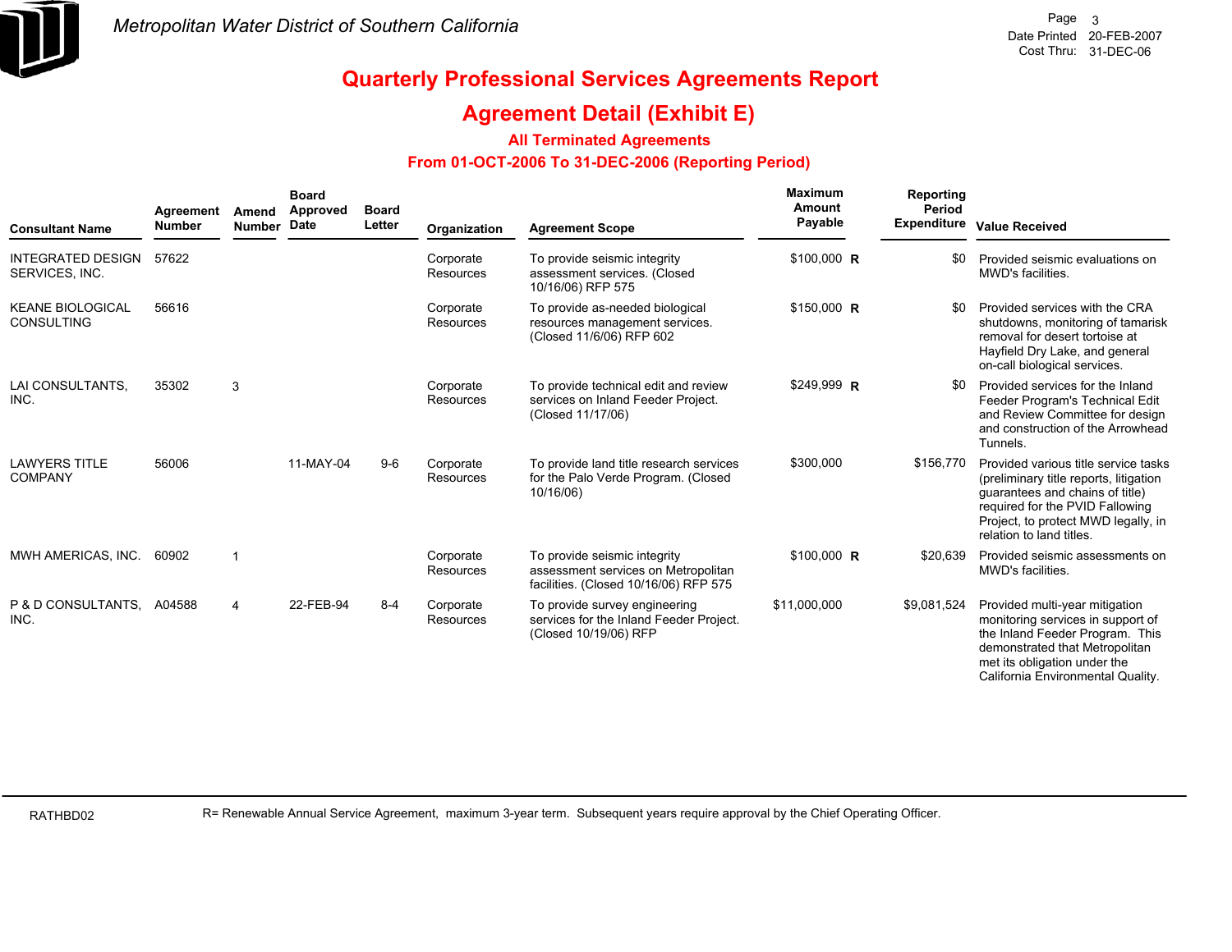*Metropolitan Water District of Southern California*

Page 3
Date Printed 20-FEB-2007
Cost Thru: 31-DEC-06

# Quarterly Professional Services Agreements Report

## Agreement Detail (Exhibit E)

### All Terminated Agreements

### From 01-OCT-2006 To 31-DEC-2006 (Reporting Period)

| Consultant Name | Agreement Number | Amend Number | Board Approved Date | Board Letter | Organization | Agreement Scope | Maximum Amount Payable | | Reporting Period Expenditure | Value Received |
|---|---|---|---|---|---|---|---|---|---|---|
| INTEGRATED DESIGN SERVICES, INC. | 57622 | | | | Corporate Resources | To provide seismic integrity assessment services. (Closed 10/16/06) RFP 575 | $100,000 | R | $0 | Provided seismic evaluations on MWD's facilities. |
| KEANE BIOLOGICAL CONSULTING | 56616 | | | | Corporate Resources | To provide as-needed biological resources management services. (Closed 11/6/06) RFP 602 | $150,000 | R | $0 | Provided services with the CRA shutdowns, monitoring of tamarisk removal for desert tortoise at Hayfield Dry Lake, and general on-call biological services. |
| LAI CONSULTANTS, INC. | 35302 | 3 | | | Corporate Resources | To provide technical edit and review services on Inland Feeder Project. (Closed 11/17/06) | $249,999 | R | $0 | Provided services for the Inland Feeder Program's Technical Edit and Review Committee for design and construction of the Arrowhead Tunnels. |
| LAWYERS TITLE COMPANY | 56006 | | 11-MAY-04 | 9-6 | Corporate Resources | To provide land title research services for the Palo Verde Program. (Closed 10/16/06) | $300,000 | | $156,770 | Provided various title service tasks (preliminary title reports, litigation guarantees and chains of title) required for the PVID Fallowing Project, to protect MWD legally, in relation to land titles. |
| MWH AMERICAS, INC. | 60902 | 1 | | | Corporate Resources | To provide seismic integrity assessment services on Metropolitan facilities. (Closed 10/16/06) RFP 575 | $100,000 | R | $20,639 | Provided seismic assessments on MWD's facilities. |
| P & D CONSULTANTS, INC. | A04588 | 4 | 22-FEB-94 | 8-4 | Corporate Resources | To provide survey engineering services for the Inland Feeder Project. (Closed 10/19/06) RFP | $11,000,000 | | $9,081,524 | Provided multi-year mitigation monitoring services in support of the Inland Feeder Program. This demonstrated that Metropolitan met its obligation under the California Environmental Quality. |

RATHBD02

R= Renewable Annual Service Agreement, maximum 3-year term. Subsequent years require approval by the Chief Operating Officer.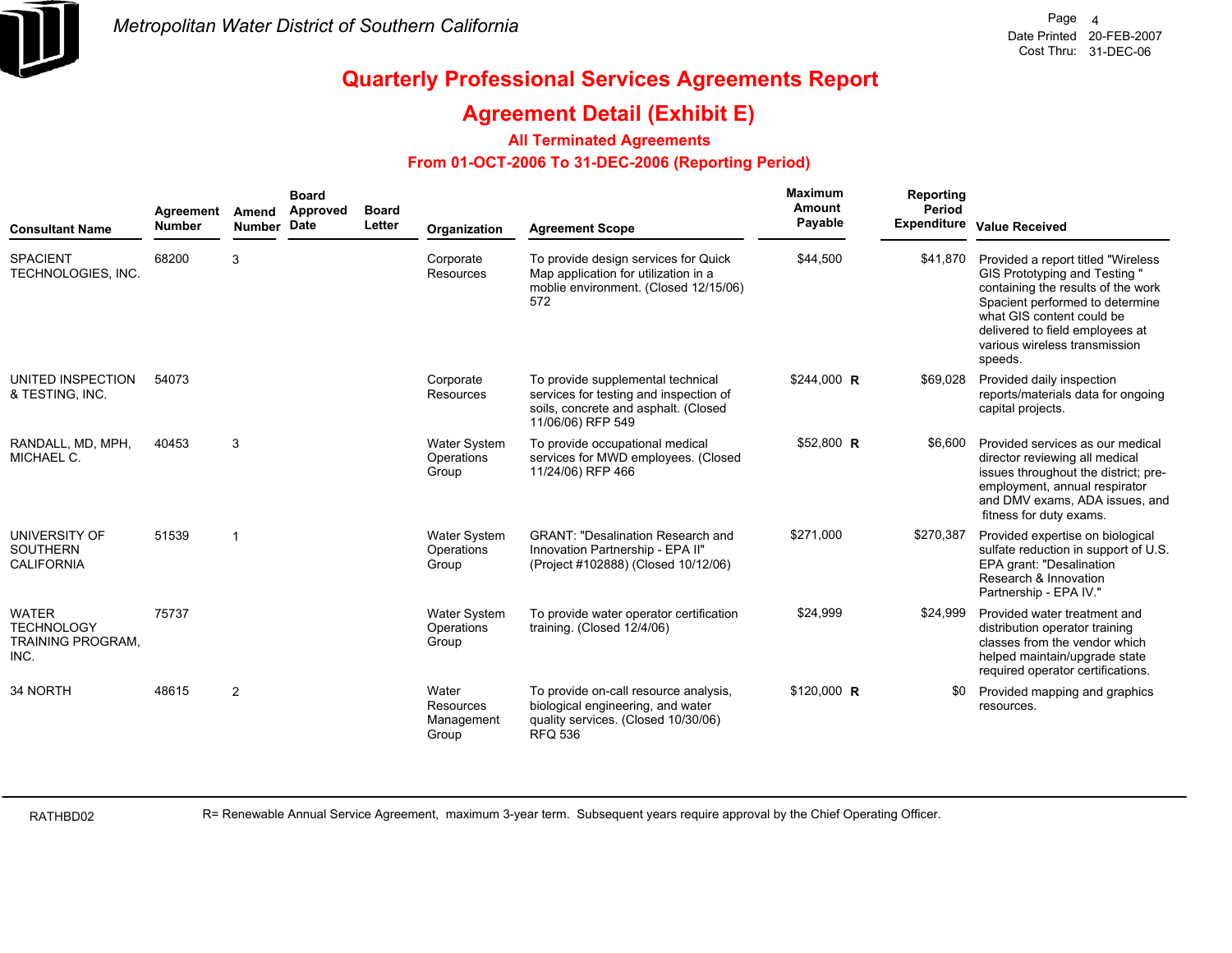# Metropolitan Water District of Southern California

Date Printed 20-FEB-2007
Cost Thru: 31-DEC-06

## Quarterly Professional Services Agreements Report

## Agreement Detail (Exhibit E)

### All Terminated Agreements

### From 01-OCT-2006 To 31-DEC-2006 (Reporting Period)

| Consultant Name | Agreement Number | Amend Number | Board Approved Date | Board Letter | Organization | Agreement Scope | Maximum Amount Payable | Reporting Period Expenditure | Value Received |
|---|---|---|---|---|---|---|---|---|---|
| SPACIENT TECHNOLOGIES, INC. | 68200 | 3 | | | Corporate Resources | To provide design services for Quick Map application for utilization in a moblie environment. (Closed 12/15/06) 572 | $44,500 | $41,870 | Provided a report titled "Wireless GIS Prototyping and Testing " containing the results of the work Spacient performed to determine what GIS content could be delivered to field employees at various wireless transmission speeds. |
| UNITED INSPECTION & TESTING, INC. | 54073 | | | | Corporate Resources | To provide supplemental technical services for testing and inspection of soils, concrete and asphalt. (Closed 11/06/06) RFP 549 | $244,000 R | $69,028 | Provided daily inspection reports/materials data for ongoing capital projects. |
| RANDALL, MD, MPH, MICHAEL C. | 40453 | 3 | | | Water System Operations Group | To provide occupational medical services for MWD employees. (Closed 11/24/06) RFP 466 | $52,800 R | $6,600 | Provided services as our medical director reviewing all medical issues throughout the district; pre-employment, annual respirator and DMV exams, ADA issues, and fitness for duty exams. |
| UNIVERSITY OF SOUTHERN CALIFORNIA | 51539 | 1 | | | Water System Operations Group | GRANT: "Desalination Research and Innovation Partnership - EPA II" (Project #102888) (Closed 10/12/06) | $271,000 | $270,387 | Provided expertise on biological sulfate reduction in support of U.S. EPA grant: "Desalination Research & Innovation Partnership - EPA IV." |
| WATER TECHNOLOGY TRAINING PROGRAM, INC. | 75737 | | | | Water System Operations Group | To provide water operator certification training. (Closed 12/4/06) | $24,999 | $24,999 | Provided water treatment and distribution operator training classes from the vendor which helped maintain/upgrade state required operator certifications. |
| 34 NORTH | 48615 | 2 | | | Water Resources Management Group | To provide on-call resource analysis, biological engineering, and water quality services. (Closed 10/30/06) RFQ 536 | $120,000 R | $0 | Provided mapping and graphics resources. |

RATHBD02

R= Renewable Annual Service Agreement, maximum 3-year term. Subsequent years require approval by the Chief Operating Officer.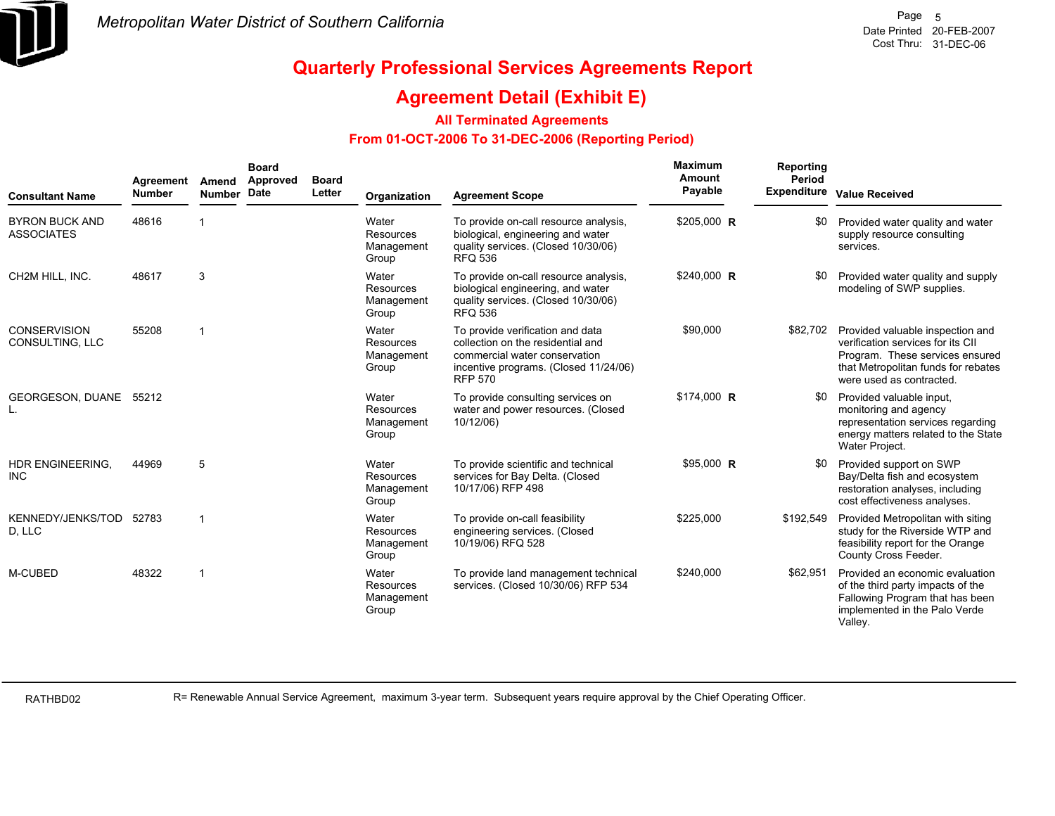Metropolitan Water District of Southern California

# Quarterly Professional Services Agreements Report

## Agreement Detail (Exhibit E)

### All Terminated Agreements

### From 01-OCT-2006 To 31-DEC-2006 (Reporting Period)

| Consultant Name | Agreement Number | Amend Number | Board Approved Date | Board Letter | Organization | Agreement Scope | Maximum Amount Payable | Reporting Period Expenditure | Value Received |
|---|---|---|---|---|---|---|---|---|---|
| BYRON BUCK AND ASSOCIATES | 48616 | 1 | | | Water Resources Management Group | To provide on-call resource analysis, biological, engineering and water quality services. (Closed 10/30/06) RFQ 536 | $205,000 **R** | $0 | Provided water quality and water supply resource consulting services. |
| CH2M HILL, INC. | 48617 | 3 | | | Water Resources Management Group | To provide on-call resource analysis, biological engineering, and water quality services. (Closed 10/30/06) RFQ 536 | $240,000 **R** | $0 | Provided water quality and supply modeling of SWP supplies. |
| CONSERVISION CONSULTING, LLC | 55208 | 1 | | | Water Resources Management Group | To provide verification and data collection on the residential and commercial water conservation incentive programs. (Closed 11/24/06) RFP 570 | $90,000 | $82,702 | Provided valuable inspection and verification services for its CII Program. These services ensured that Metropolitan funds for rebates were used as contracted. |
| GEORGESON, DUANE L. | 55212 | | | | Water Resources Management Group | To provide consulting services on water and power resources. (Closed 10/12/06) | $174,000 **R** | $0 | Provided valuable input, monitoring and agency representation services regarding energy matters related to the State Water Project. |
| HDR ENGINEERING, INC | 44969 | 5 | | | Water Resources Management Group | To provide scientific and technical services for Bay Delta. (Closed 10/17/06) RFP 498 | $95,000 **R** | $0 | Provided support on SWP Bay/Delta fish and ecosystem restoration analyses, including cost effectiveness analyses. |
| KENNEDY/JENKS/TODD, LLC | 52783 | 1 | | | Water Resources Management Group | To provide on-call feasibility engineering services. (Closed 10/19/06) RFQ 528 | $225,000 | $192,549 | Provided Metropolitan with siting study for the Riverside WTP and feasibility report for the Orange County Cross Feeder. |
| M-CUBED | 48322 | 1 | | | Water Resources Management Group | To provide land management technical services. (Closed 10/30/06) RFP 534 | $240,000 | $62,951 | Provided an economic evaluation of the third party impacts of the Fallowing Program that has been implemented in the Palo Verde Valley. |

RATHBD02

R= Renewable Annual Service Agreement, maximum 3-year term. Subsequent years require approval by the Chief Operating Officer.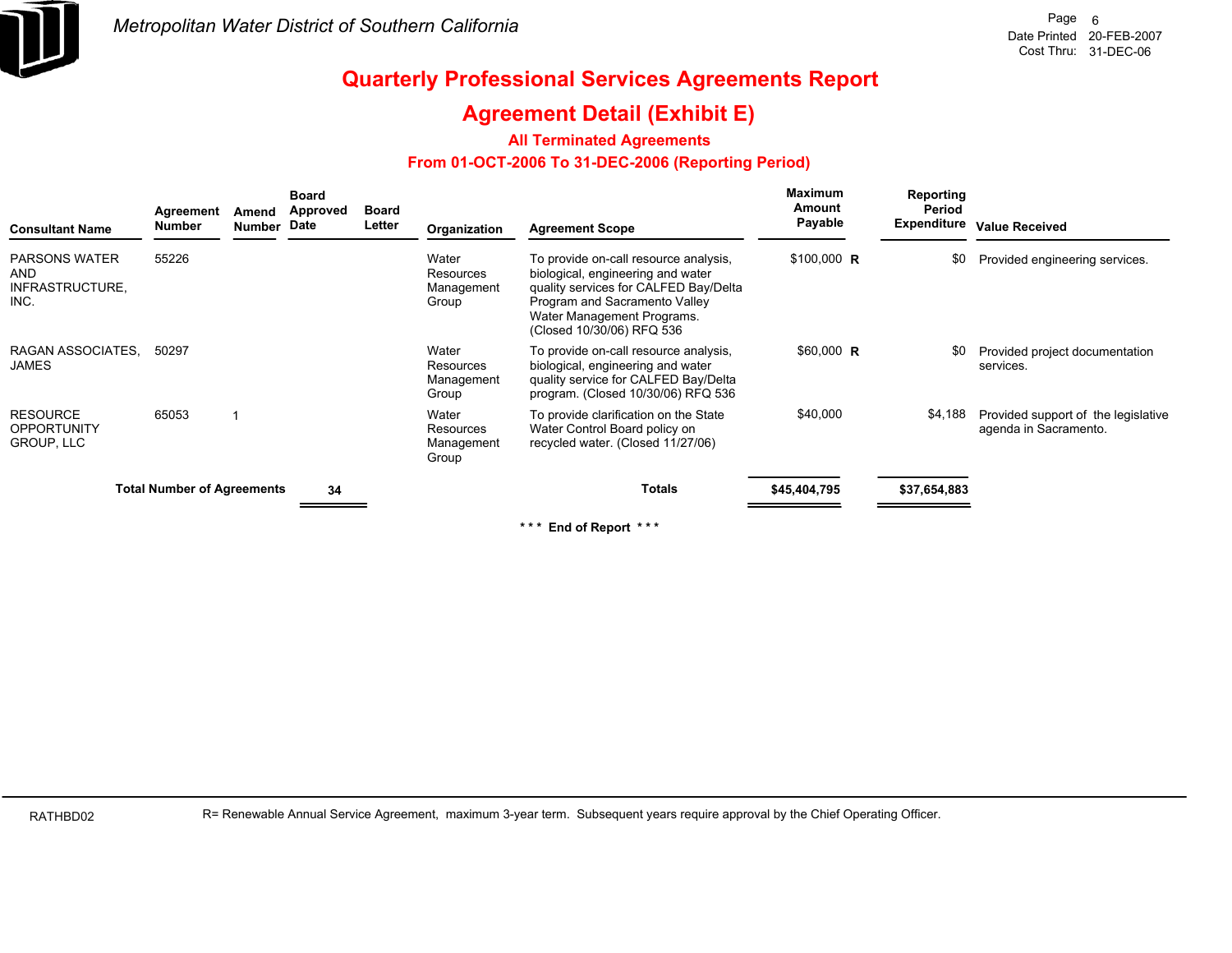# Quarterly Professional Services Agreements Report

## Agreement Detail (Exhibit E)

### All Terminated Agreements

### From 01-OCT-2006 To 31-DEC-2006 (Reporting Period)

| Consultant Name | Agreement Number | Amend Number | Board Approved Date | Board Letter | Organization | Agreement Scope | Maximum Amount Payable | Reporting Period Expenditure | Value Received |
|---|---|---|---|---|---|---|---|---|---|
| PARSONS WATER AND INFRASTRUCTURE, INC. | 55226 | | | | Water Resources Management Group | To provide on-call resource analysis, biological, engineering and water quality services for CALFED Bay/Delta Program and Sacramento Valley Water Management Programs. (Closed 10/30/06) RFQ 536 | $100,000 **R** | $0 | Provided engineering services. |
| RAGAN ASSOCIATES, JAMES | 50297 | | | | Water Resources Management Group | To provide on-call resource analysis, biological, engineering and water quality service for CALFED Bay/Delta program. (Closed 10/30/06) RFQ 536 | $60,000 **R** | $0 | Provided project documentation services. |
| RESOURCE OPPORTUNITY GROUP, LLC | 65053 | 1 | | | Water Resources Management Group | To provide clarification on the State Water Control Board policy on recycled water. (Closed 11/27/06) | $40,000 | $4,188 | Provided support of the legislative agenda in Sacramento. |
| **Total Number of Agreements** | | | **34** | | | **Totals** | **$45,404,795** | **$37,654,883** | |

*** End of Report ***

R= Renewable Annual Service Agreement, maximum 3-year term. Subsequent years require approval by the Chief Operating Officer.